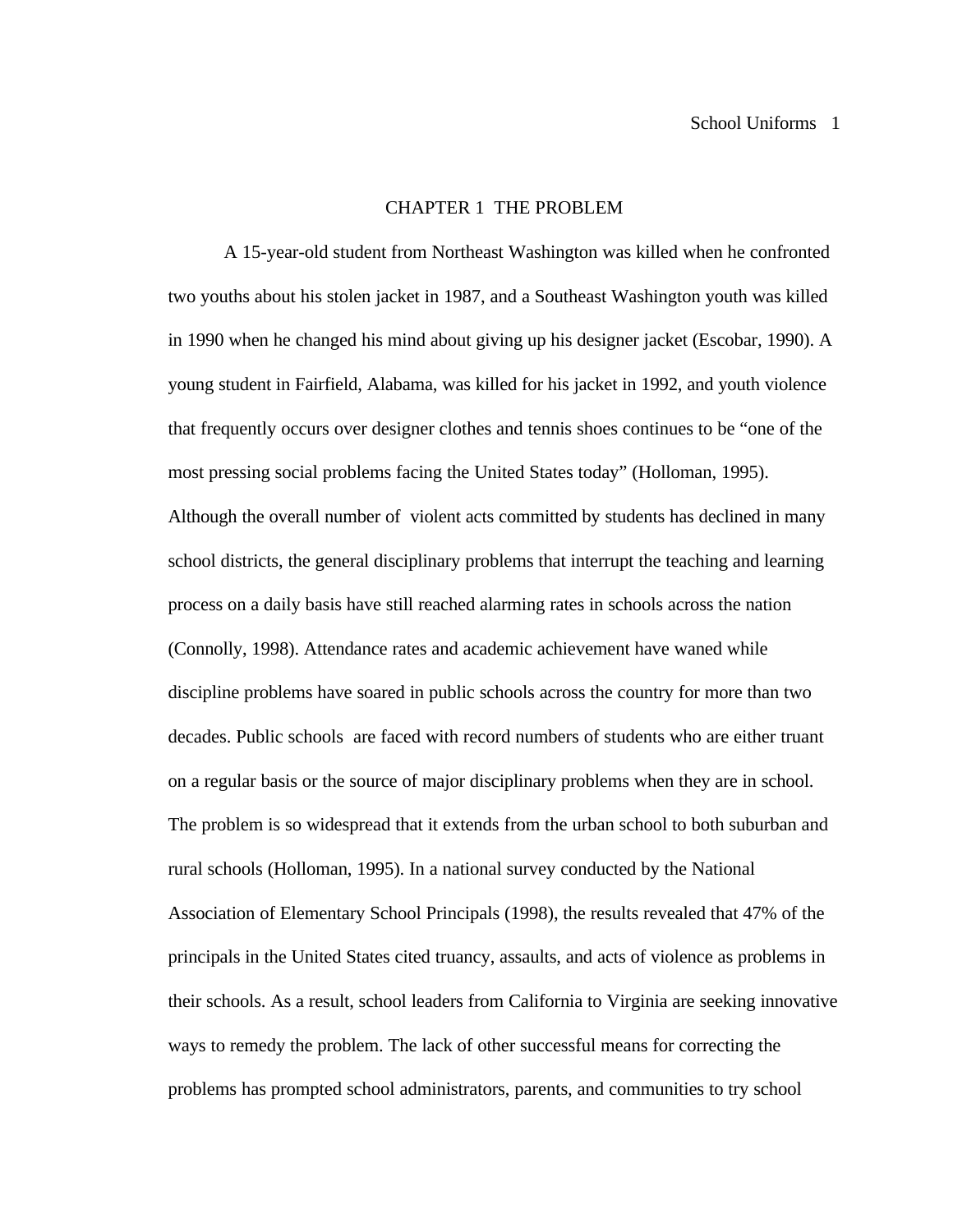# CHAPTER 1 THE PROBLEM

A 15-year-old student from Northeast Washington was killed when he confronted two youths about his stolen jacket in 1987, and a Southeast Washington youth was killed in 1990 when he changed his mind about giving up his designer jacket (Escobar, 1990). A young student in Fairfield, Alabama, was killed for his jacket in 1992, and youth violence that frequently occurs over designer clothes and tennis shoes continues to be "one of the most pressing social problems facing the United States today" (Holloman, 1995). Although the overall number of violent acts committed by students has declined in many school districts, the general disciplinary problems that interrupt the teaching and learning process on a daily basis have still reached alarming rates in schools across the nation (Connolly, 1998). Attendance rates and academic achievement have waned while discipline problems have soared in public schools across the country for more than two decades. Public schools are faced with record numbers of students who are either truant on a regular basis or the source of major disciplinary problems when they are in school. The problem is so widespread that it extends from the urban school to both suburban and rural schools (Holloman, 1995). In a national survey conducted by the National Association of Elementary School Principals (1998), the results revealed that 47% of the principals in the United States cited truancy, assaults, and acts of violence as problems in their schools. As a result, school leaders from California to Virginia are seeking innovative ways to remedy the problem. The lack of other successful means for correcting the problems has prompted school administrators, parents, and communities to try school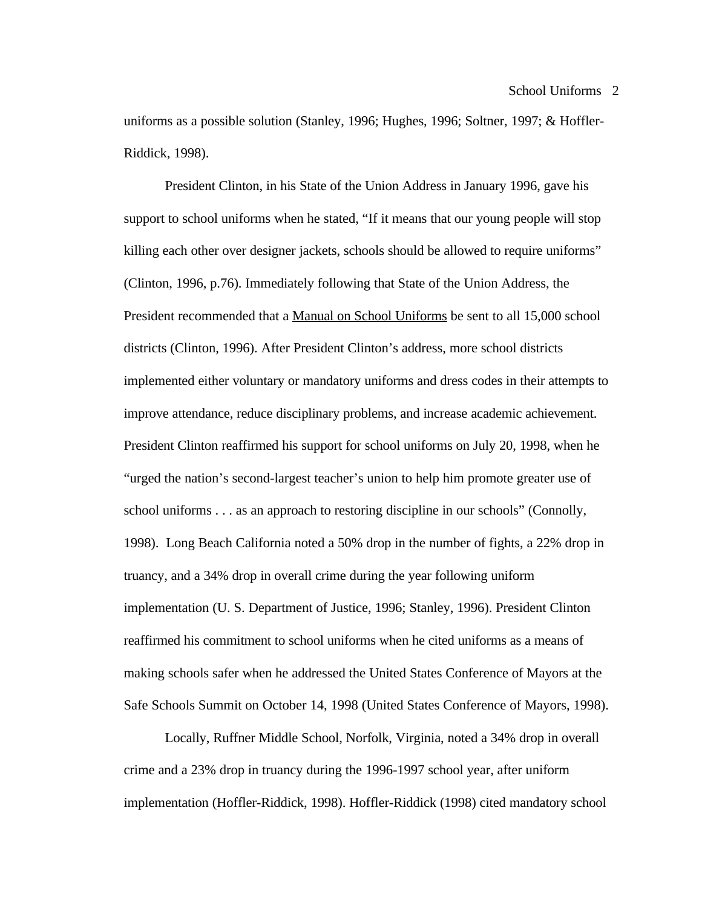uniforms as a possible solution (Stanley, 1996; Hughes, 1996; Soltner, 1997; & Hoffler-Riddick, 1998).

President Clinton, in his State of the Union Address in January 1996, gave his support to school uniforms when he stated, “If it means that our young people will stop killing each other over designer jackets, schools should be allowed to require uniforms” (Clinton, 1996, p.76). Immediately following that State of the Union Address, the President recommended that a <u>Manual on School Uniforms</u> be sent to all 15,000 school districts (Clinton, 1996). After President Clinton’s address, more school districts implemented either voluntary or mandatory uniforms and dress codes in their attempts to improve attendance, reduce disciplinary problems, and increase academic achievement. President Clinton reaffirmed his support for school uniforms on July 20, 1998, when he “urged the nation’s second-largest teacher’s union to help him promote greater use of school uniforms . . . as an approach to restoring discipline in our schools” (Connolly, 1998). Long Beach California noted a 50% drop in the number of fights, a 22% drop in truancy, and a 34% drop in overall crime during the year following uniform implementation (U. S. Department of Justice, 1996; Stanley, 1996). President Clinton reaffirmed his commitment to school uniforms when he cited uniforms as a means of making schools safer when he addressed the United States Conference of Mayors at the Safe Schools Summit on October 14, 1998 (United States Conference of Mayors, 1998).

Locally, Ruffner Middle School, Norfolk, Virginia, noted a 34% drop in overall crime and a 23% drop in truancy during the 1996-1997 school year, after uniform implementation (Hoffler-Riddick, 1998). Hoffler-Riddick (1998) cited mandatory school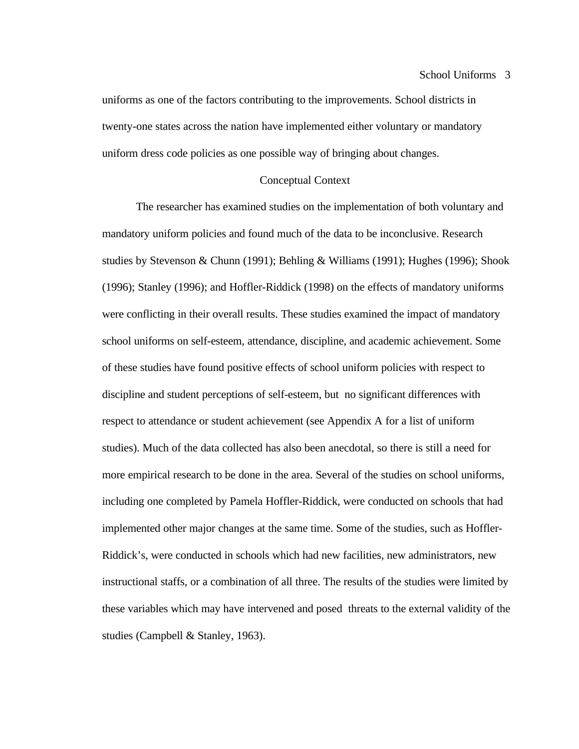uniforms as one of the factors contributing to the improvements. School districts in twenty-one states across the nation have implemented either voluntary or mandatory uniform dress code policies as one possible way of bringing about changes.

## Conceptual Context

The researcher has examined studies on the implementation of both voluntary and mandatory uniform policies and found much of the data to be inconclusive. Research studies by Stevenson & Chunn (1991); Behling & Williams (1991); Hughes (1996); Shook (1996); Stanley (1996); and Hoffler-Riddick (1998) on the effects of mandatory uniforms were conflicting in their overall results. These studies examined the impact of mandatory school uniforms on self-esteem, attendance, discipline, and academic achievement. Some of these studies have found positive effects of school uniform policies with respect to discipline and student perceptions of self-esteem, but no significant differences with respect to attendance or student achievement (see Appendix A for a list of uniform studies). Much of the data collected has also been anecdotal, so there is still a need for more empirical research to be done in the area. Several of the studies on school uniforms, including one completed by Pamela Hoffler-Riddick, were conducted on schools that had implemented other major changes at the same time. Some of the studies, such as Hoffler-Riddick's, were conducted in schools which had new facilities, new administrators, new instructional staffs, or a combination of all three. The results of the studies were limited by these variables which may have intervened and posed threats to the external validity of the studies (Campbell & Stanley, 1963).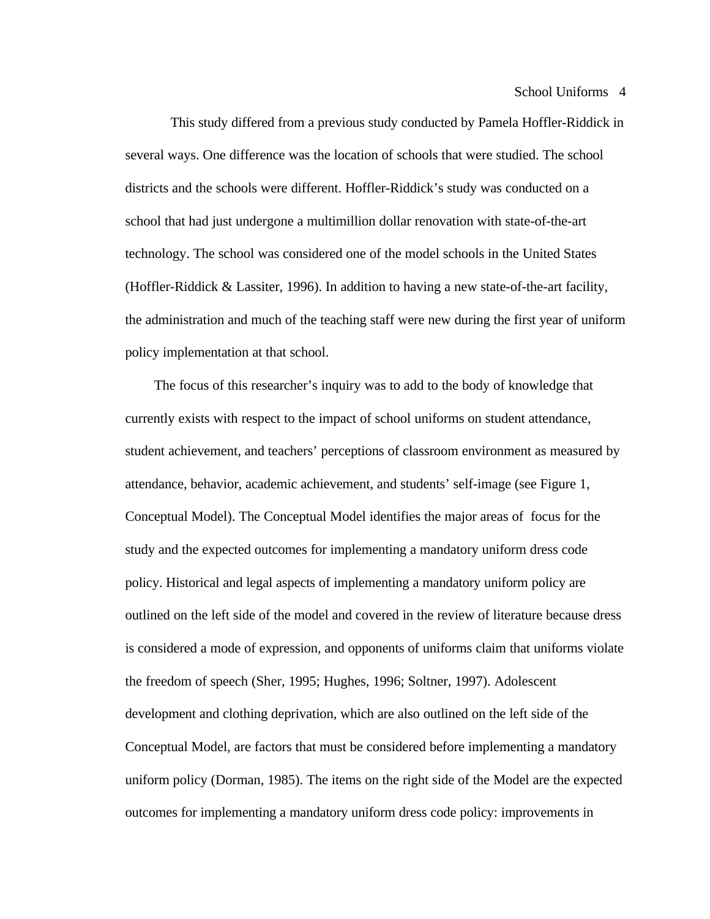This study differed from a previous study conducted by Pamela Hoffler-Riddick in several ways. One difference was the location of schools that were studied. The school districts and the schools were different. Hoffler-Riddick's study was conducted on a school that had just undergone a multimillion dollar renovation with state-of-the-art technology. The school was considered one of the model schools in the United States (Hoffler-Riddick & Lassiter, 1996). In addition to having a new state-of-the-art facility, the administration and much of the teaching staff were new during the first year of uniform policy implementation at that school.

The focus of this researcher's inquiry was to add to the body of knowledge that currently exists with respect to the impact of school uniforms on student attendance, student achievement, and teachers' perceptions of classroom environment as measured by attendance, behavior, academic achievement, and students' self-image (see Figure 1, Conceptual Model). The Conceptual Model identifies the major areas of focus for the study and the expected outcomes for implementing a mandatory uniform dress code policy. Historical and legal aspects of implementing a mandatory uniform policy are outlined on the left side of the model and covered in the review of literature because dress is considered a mode of expression, and opponents of uniforms claim that uniforms violate the freedom of speech (Sher, 1995; Hughes, 1996; Soltner, 1997). Adolescent development and clothing deprivation, which are also outlined on the left side of the Conceptual Model, are factors that must be considered before implementing a mandatory uniform policy (Dorman, 1985). The items on the right side of the Model are the expected outcomes for implementing a mandatory uniform dress code policy: improvements in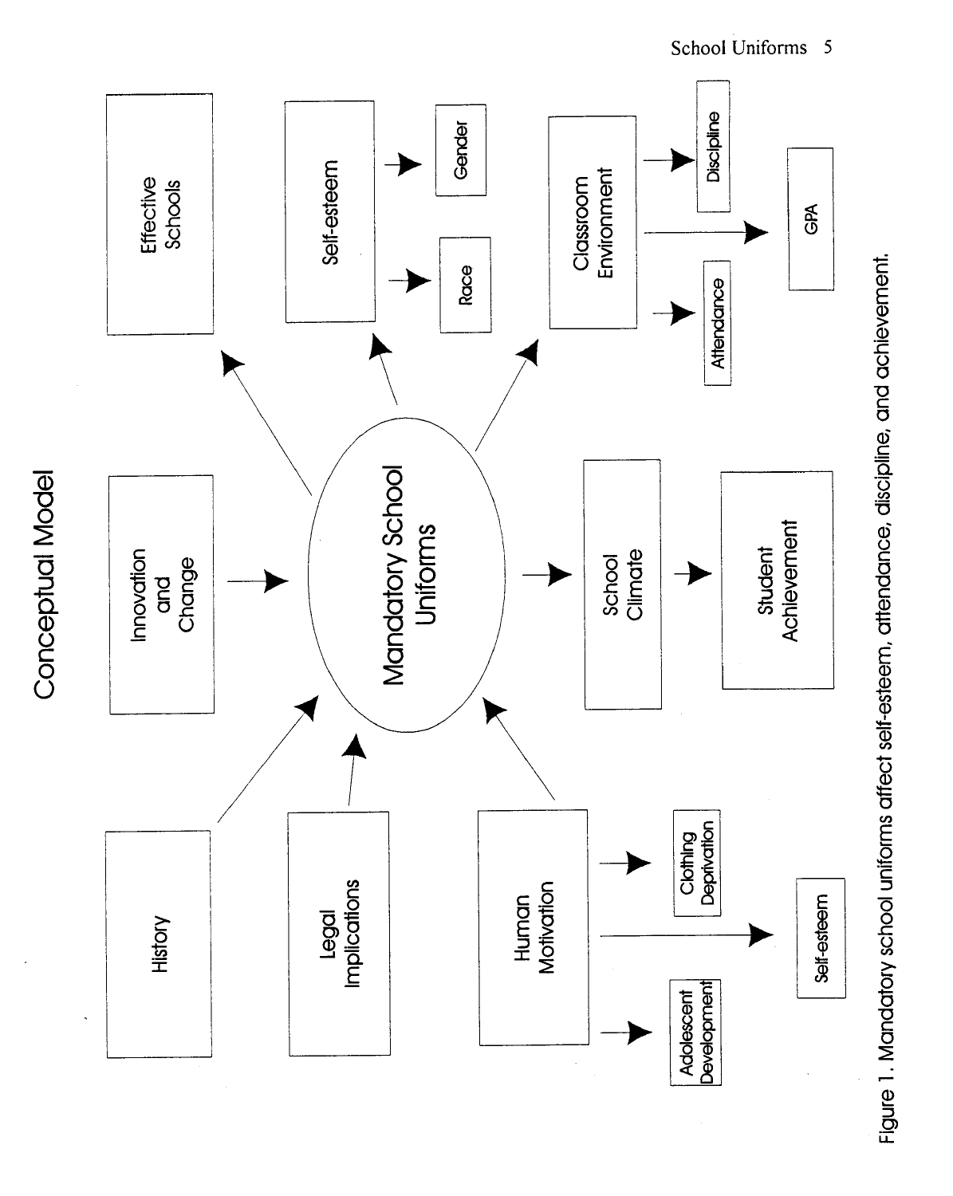# Conceptual Model

- History → Mandatory School Uniforms
- Legal Implications → Mandatory School Uniforms
- Human Motivation → Mandatory School Uniforms
  - Human Motivation → Clothing Deprivation
  - Human Motivation → Self-esteem
  - Human Motivation → Adolescent Development
- Innovation and Change → Mandatory School Uniforms
- Mandatory School Uniforms → Effective Schools
- Mandatory School Uniforms → Self-esteem
  - Self-esteem → Gender
  - Self-esteem → Race
- Mandatory School Uniforms → Classroom Environment
  - Classroom Environment → Discipline
  - Classroom Environment → GPA
  - Classroom Environment → Attendance
- Mandatory School Uniforms → School Climate → Student Achievement

Figure 1. Mandatory school uniforms affect self-esteem, attendance, discipline, and achievement.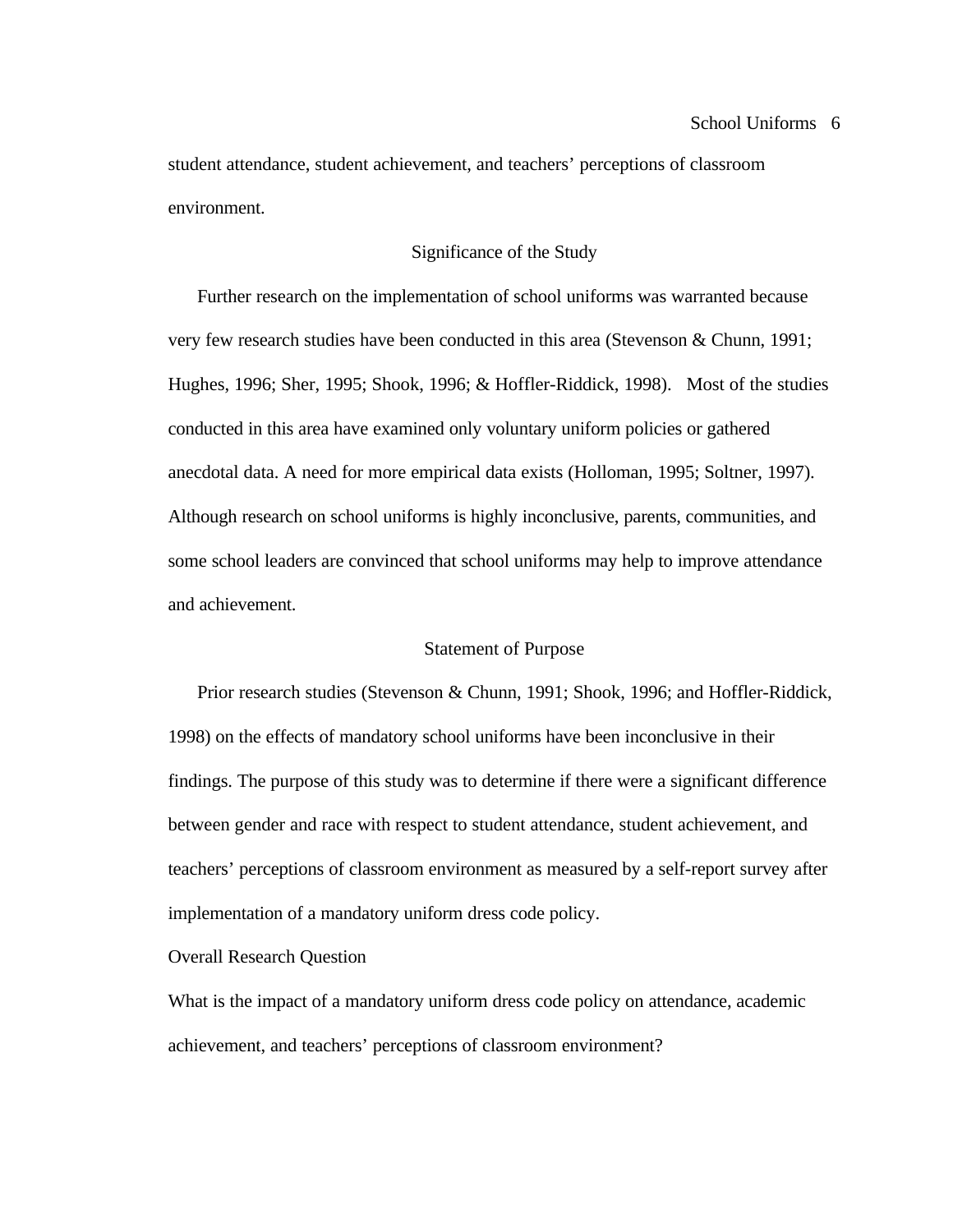student attendance, student achievement, and teachers' perceptions of classroom environment.

## Significance of the Study

Further research on the implementation of school uniforms was warranted because very few research studies have been conducted in this area (Stevenson & Chunn, 1991; Hughes, 1996; Sher, 1995; Shook, 1996; & Hoffler-Riddick, 1998). Most of the studies conducted in this area have examined only voluntary uniform policies or gathered anecdotal data. A need for more empirical data exists (Holloman, 1995; Soltner, 1997). Although research on school uniforms is highly inconclusive, parents, communities, and some school leaders are convinced that school uniforms may help to improve attendance and achievement.

## Statement of Purpose

Prior research studies (Stevenson & Chunn, 1991; Shook, 1996; and Hoffler-Riddick, 1998) on the effects of mandatory school uniforms have been inconclusive in their findings. The purpose of this study was to determine if there were a significant difference between gender and race with respect to student attendance, student achievement, and teachers' perceptions of classroom environment as measured by a self-report survey after implementation of a mandatory uniform dress code policy.

### Overall Research Question

What is the impact of a mandatory uniform dress code policy on attendance, academic achievement, and teachers' perceptions of classroom environment?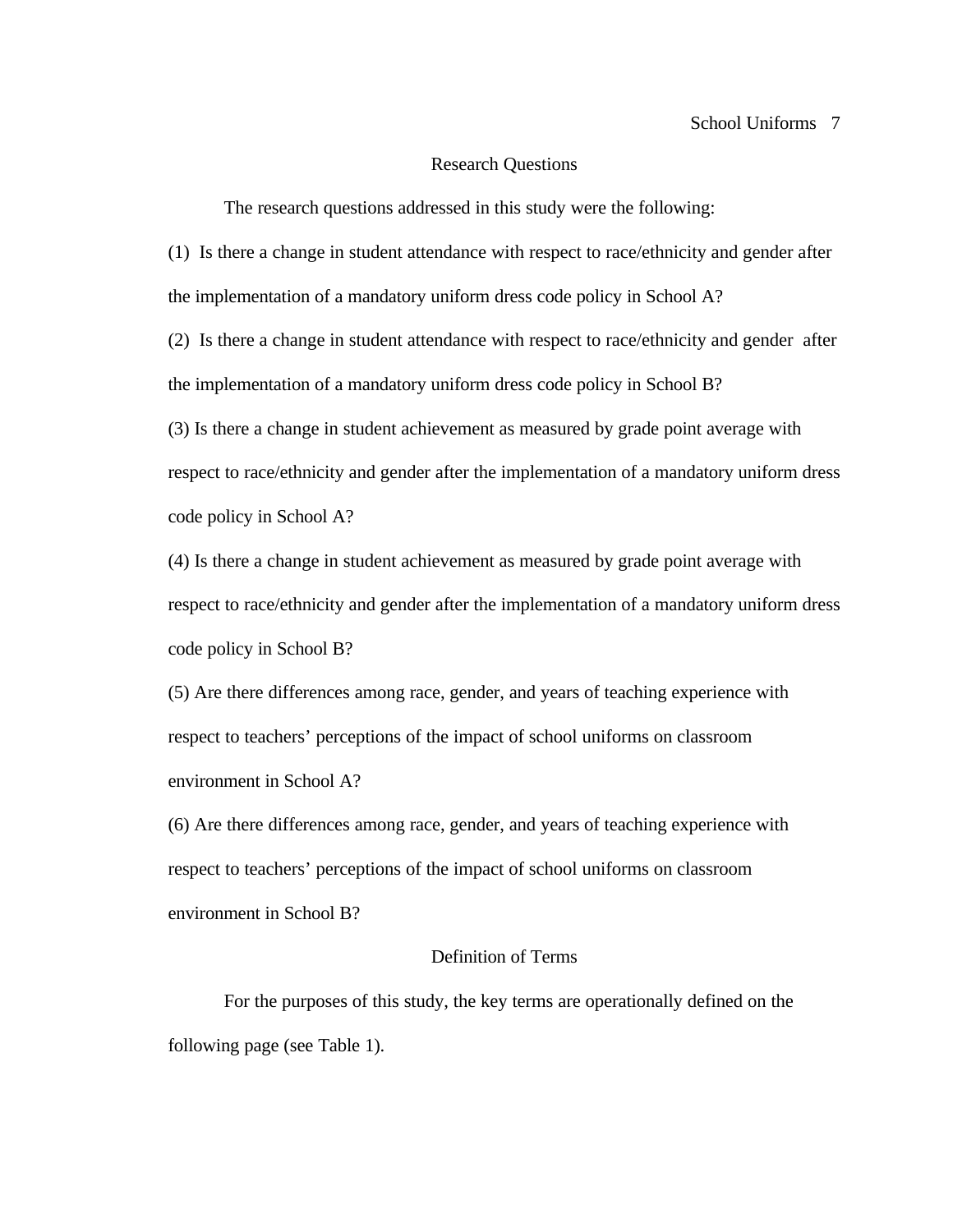## Research Questions

The research questions addressed in this study were the following:

(1) Is there a change in student attendance with respect to race/ethnicity and gender after the implementation of a mandatory uniform dress code policy in School A?

(2) Is there a change in student attendance with respect to race/ethnicity and gender after the implementation of a mandatory uniform dress code policy in School B?

(3) Is there a change in student achievement as measured by grade point average with respect to race/ethnicity and gender after the implementation of a mandatory uniform dress code policy in School A?

(4) Is there a change in student achievement as measured by grade point average with respect to race/ethnicity and gender after the implementation of a mandatory uniform dress code policy in School B?

(5) Are there differences among race, gender, and years of teaching experience with respect to teachers' perceptions of the impact of school uniforms on classroom environment in School A?

(6) Are there differences among race, gender, and years of teaching experience with respect to teachers' perceptions of the impact of school uniforms on classroom environment in School B?

## Definition of Terms

For the purposes of this study, the key terms are operationally defined on the following page (see Table 1).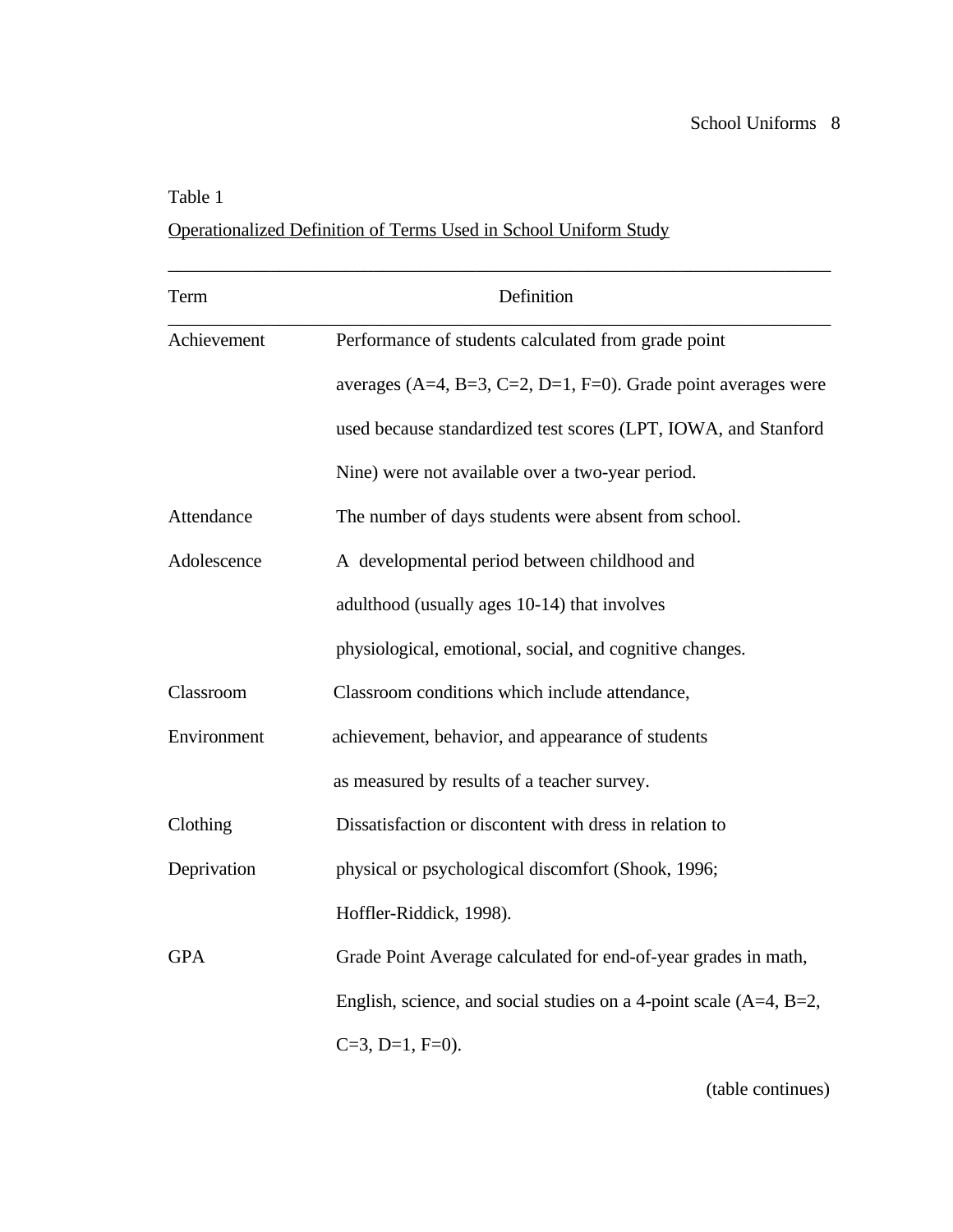Table 1

Operationalized Definition of Terms Used in School Uniform Study

| Term | Definition |
|---|---|
| Achievement | Performance of students calculated from grade point averages (A=4, B=3, C=2, D=1, F=0). Grade point averages were used because standardized test scores (LPT, IOWA, and Stanford Nine) were not available over a two-year period. |
| Attendance | The number of days students were absent from school. |
| Adolescence | A developmental period between childhood and adulthood (usually ages 10-14) that involves physiological, emotional, social, and cognitive changes. |
| Classroom Environment | Classroom conditions which include attendance, achievement, behavior, and appearance of students as measured by results of a teacher survey. |
| Clothing Deprivation | Dissatisfaction or discontent with dress in relation to physical or psychological discomfort (Shook, 1996; Hoffler-Riddick, 1998). |
| GPA | Grade Point Average calculated for end-of-year grades in math, English, science, and social studies on a 4-point scale (A=4, B=2, C=3, D=1, F=0). |

(table continues)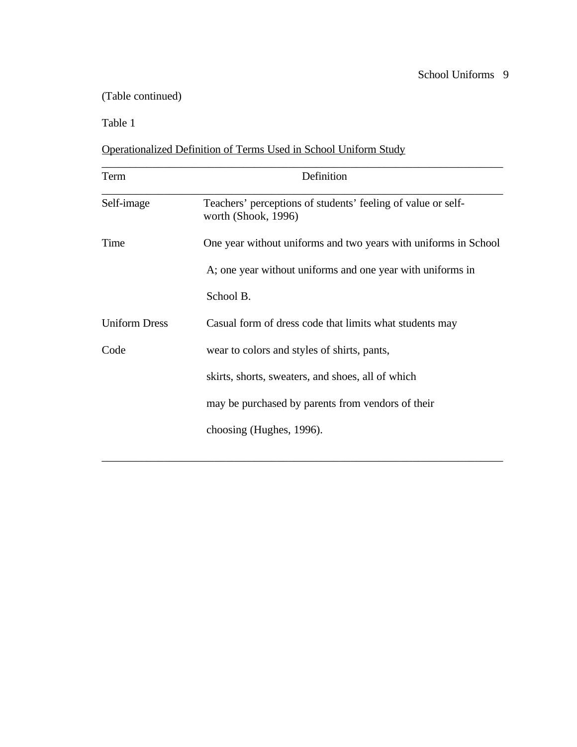(Table continued)

Table 1

Operationalized Definition of Terms Used in School Uniform Study

| Term | Definition |
| --- | --- |
| Self-image | Teachers' perceptions of students' feeling of value or self-worth (Shook, 1996) |
| Time | One year without uniforms and two years with uniforms in School A; one year without uniforms and one year with uniforms in School B. |
| Uniform Dress Code | Casual form of dress code that limits what students may wear to colors and styles of shirts, pants, skirts, shorts, sweaters, and shoes, all of which may be purchased by parents from vendors of their choosing (Hughes, 1996). |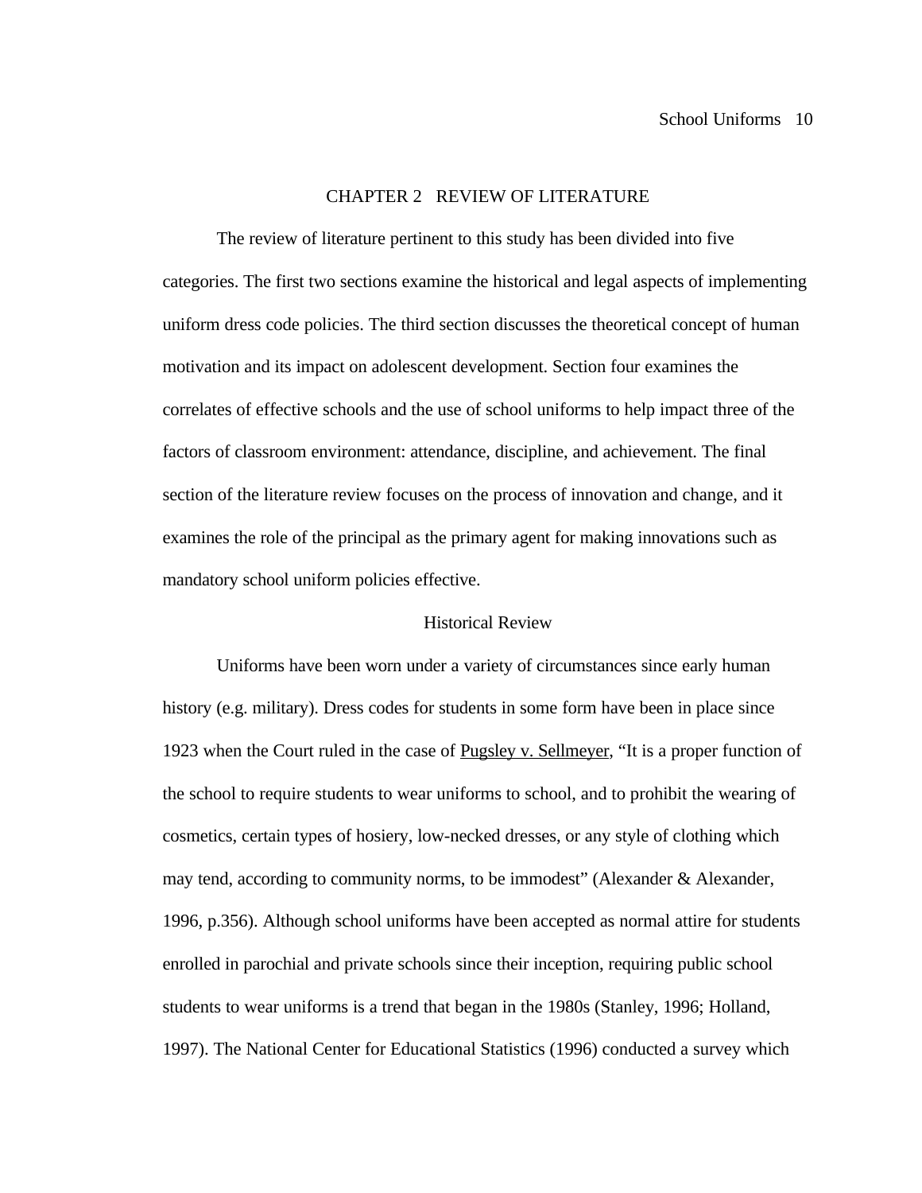## CHAPTER 2 REVIEW OF LITERATURE

The review of literature pertinent to this study has been divided into five categories. The first two sections examine the historical and legal aspects of implementing uniform dress code policies. The third section discusses the theoretical concept of human motivation and its impact on adolescent development. Section four examines the correlates of effective schools and the use of school uniforms to help impact three of the factors of classroom environment: attendance, discipline, and achievement. The final section of the literature review focuses on the process of innovation and change, and it examines the role of the principal as the primary agent for making innovations such as mandatory school uniform policies effective.

### Historical Review

Uniforms have been worn under a variety of circumstances since early human history (e.g. military). Dress codes for students in some form have been in place since 1923 when the Court ruled in the case of Pugsley v. Sellmeyer, "It is a proper function of the school to require students to wear uniforms to school, and to prohibit the wearing of cosmetics, certain types of hosiery, low-necked dresses, or any style of clothing which may tend, according to community norms, to be immodest" (Alexander & Alexander, 1996, p.356). Although school uniforms have been accepted as normal attire for students enrolled in parochial and private schools since their inception, requiring public school students to wear uniforms is a trend that began in the 1980s (Stanley, 1996; Holland, 1997). The National Center for Educational Statistics (1996) conducted a survey which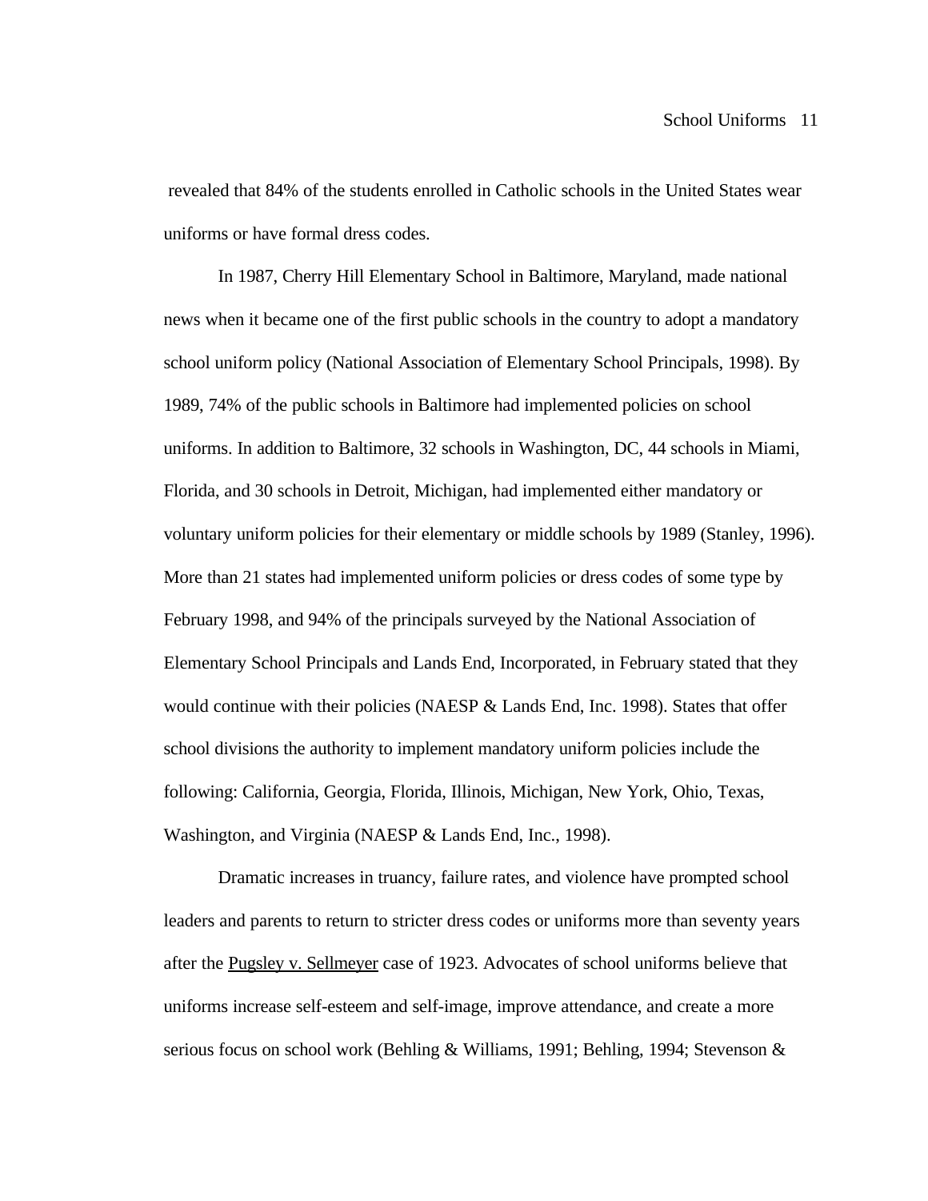revealed that 84% of the students enrolled in Catholic schools in the United States wear uniforms or have formal dress codes.

In 1987, Cherry Hill Elementary School in Baltimore, Maryland, made national news when it became one of the first public schools in the country to adopt a mandatory school uniform policy (National Association of Elementary School Principals, 1998). By 1989, 74% of the public schools in Baltimore had implemented policies on school uniforms. In addition to Baltimore, 32 schools in Washington, DC, 44 schools in Miami, Florida, and 30 schools in Detroit, Michigan, had implemented either mandatory or voluntary uniform policies for their elementary or middle schools by 1989 (Stanley, 1996). More than 21 states had implemented uniform policies or dress codes of some type by February 1998, and 94% of the principals surveyed by the National Association of Elementary School Principals and Lands End, Incorporated, in February stated that they would continue with their policies (NAESP & Lands End, Inc. 1998). States that offer school divisions the authority to implement mandatory uniform policies include the following: California, Georgia, Florida, Illinois, Michigan, New York, Ohio, Texas, Washington, and Virginia (NAESP & Lands End, Inc., 1998).

Dramatic increases in truancy, failure rates, and violence have prompted school leaders and parents to return to stricter dress codes or uniforms more than seventy years after the Pugsley v. Sellmeyer case of 1923. Advocates of school uniforms believe that uniforms increase self-esteem and self-image, improve attendance, and create a more serious focus on school work (Behling & Williams, 1991; Behling, 1994; Stevenson &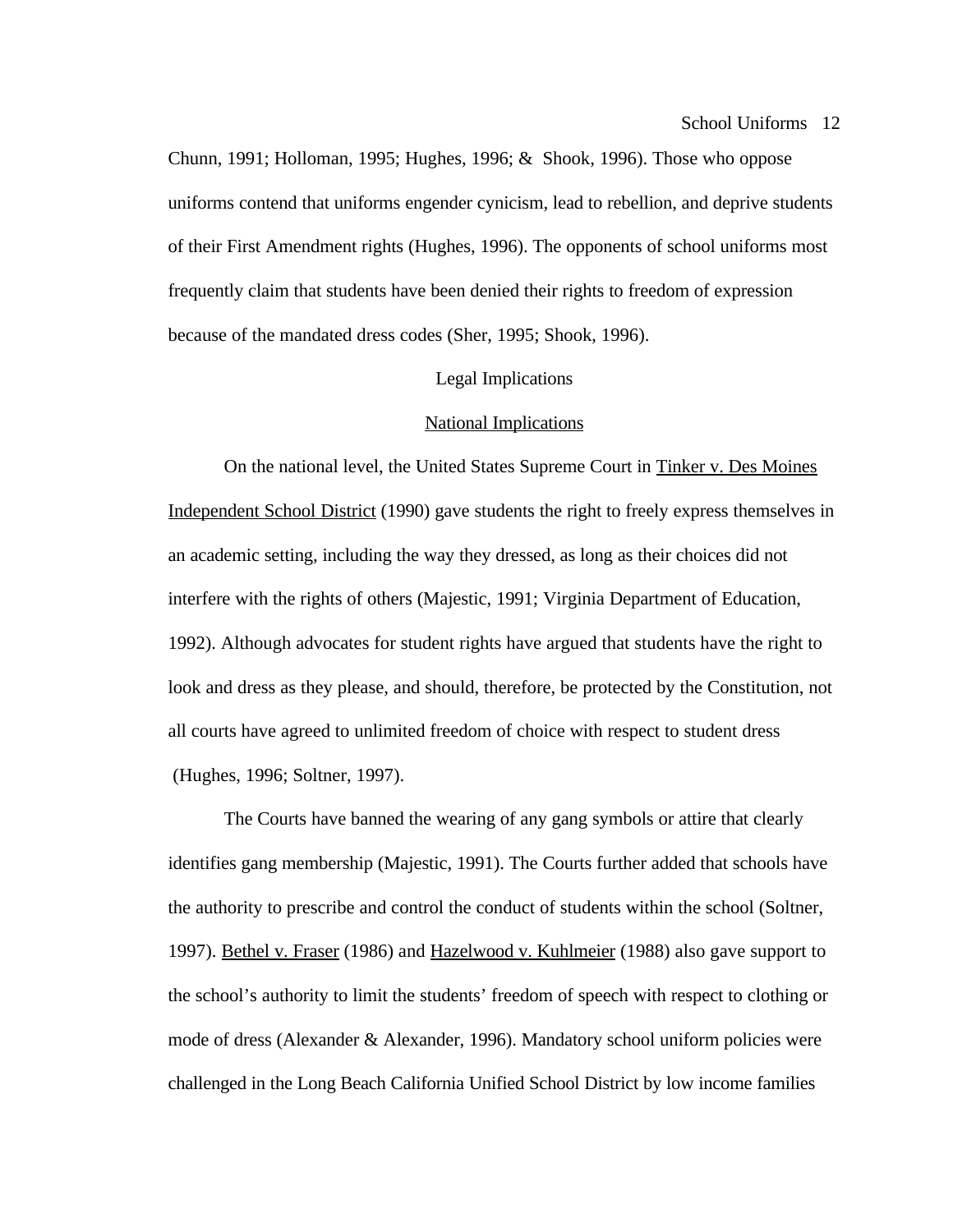Chunn, 1991; Holloman, 1995; Hughes, 1996; & Shook, 1996). Those who oppose uniforms contend that uniforms engender cynicism, lead to rebellion, and deprive students of their First Amendment rights (Hughes, 1996). The opponents of school uniforms most frequently claim that students have been denied their rights to freedom of expression because of the mandated dress codes (Sher, 1995; Shook, 1996).

## Legal Implications

### National Implications

On the national level, the United States Supreme Court in Tinker v. Des Moines Independent School District (1990) gave students the right to freely express themselves in an academic setting, including the way they dressed, as long as their choices did not interfere with the rights of others (Majestic, 1991; Virginia Department of Education, 1992). Although advocates for student rights have argued that students have the right to look and dress as they please, and should, therefore, be protected by the Constitution, not all courts have agreed to unlimited freedom of choice with respect to student dress (Hughes, 1996; Soltner, 1997).

The Courts have banned the wearing of any gang symbols or attire that clearly identifies gang membership (Majestic, 1991). The Courts further added that schools have the authority to prescribe and control the conduct of students within the school (Soltner, 1997). Bethel v. Fraser (1986) and Hazelwood v. Kuhlmeier (1988) also gave support to the school's authority to limit the students' freedom of speech with respect to clothing or mode of dress (Alexander & Alexander, 1996). Mandatory school uniform policies were challenged in the Long Beach California Unified School District by low income families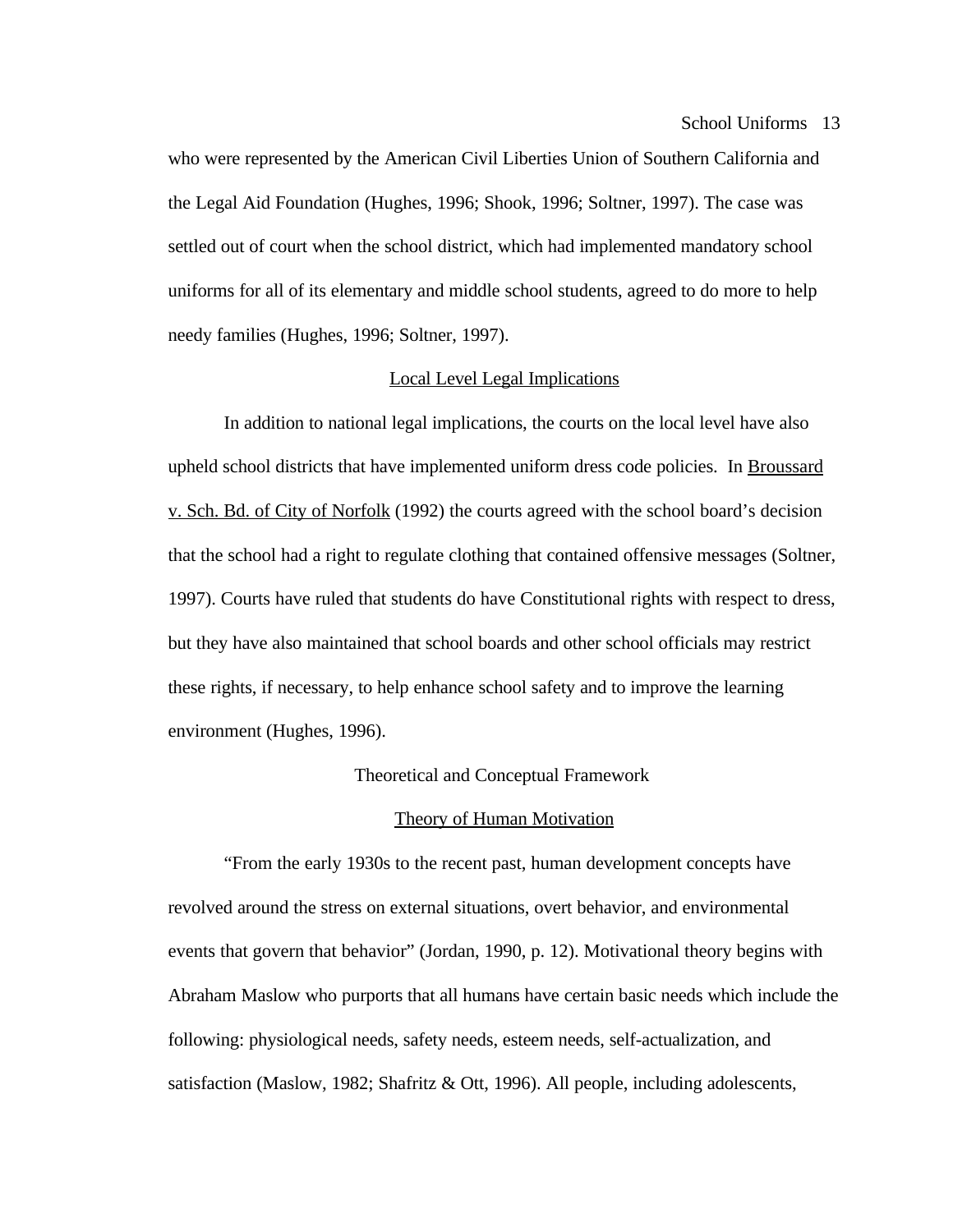who were represented by the American Civil Liberties Union of Southern California and the Legal Aid Foundation (Hughes, 1996; Shook, 1996; Soltner, 1997). The case was settled out of court when the school district, which had implemented mandatory school uniforms for all of its elementary and middle school students, agreed to do more to help needy families (Hughes, 1996; Soltner, 1997).

### Local Level Legal Implications

In addition to national legal implications, the courts on the local level have also upheld school districts that have implemented uniform dress code policies. In Broussard v. Sch. Bd. of City of Norfolk (1992) the courts agreed with the school board's decision that the school had a right to regulate clothing that contained offensive messages (Soltner, 1997). Courts have ruled that students do have Constitutional rights with respect to dress, but they have also maintained that school boards and other school officials may restrict these rights, if necessary, to help enhance school safety and to improve the learning environment (Hughes, 1996).

## Theoretical and Conceptual Framework

### Theory of Human Motivation

"From the early 1930s to the recent past, human development concepts have revolved around the stress on external situations, overt behavior, and environmental events that govern that behavior" (Jordan, 1990, p. 12). Motivational theory begins with Abraham Maslow who purports that all humans have certain basic needs which include the following: physiological needs, safety needs, esteem needs, self-actualization, and satisfaction (Maslow, 1982; Shafritz & Ott, 1996). All people, including adolescents,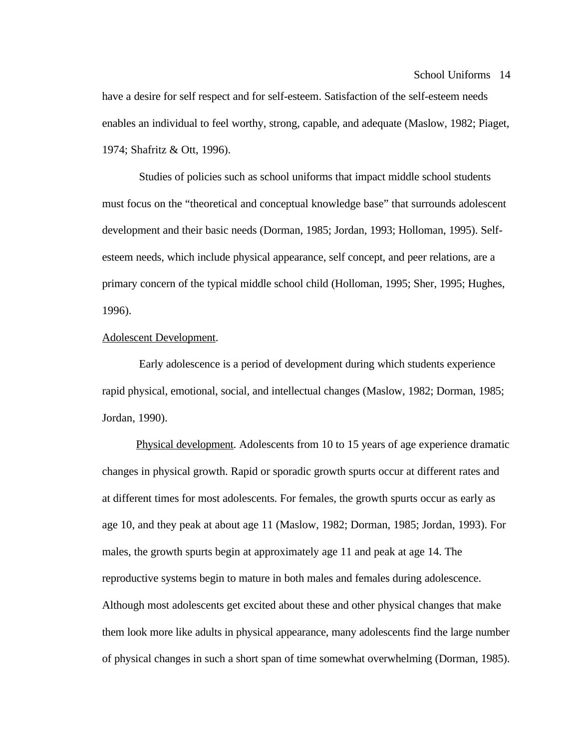have a desire for self respect and for self-esteem. Satisfaction of the self-esteem needs enables an individual to feel worthy, strong, capable, and adequate (Maslow, 1982; Piaget, 1974; Shafritz & Ott, 1996).

Studies of policies such as school uniforms that impact middle school students must focus on the "theoretical and conceptual knowledge base" that surrounds adolescent development and their basic needs (Dorman, 1985; Jordan, 1993; Holloman, 1995). Self-esteem needs, which include physical appearance, self concept, and peer relations, are a primary concern of the typical middle school child (Holloman, 1995; Sher, 1995; Hughes, 1996).

<u>Adolescent Development</u>.

Early adolescence is a period of development during which students experience rapid physical, emotional, social, and intellectual changes (Maslow, 1982; Dorman, 1985; Jordan, 1990).

<u>Physical development</u>. Adolescents from 10 to 15 years of age experience dramatic changes in physical growth. Rapid or sporadic growth spurts occur at different rates and at different times for most adolescents. For females, the growth spurts occur as early as age 10, and they peak at about age 11 (Maslow, 1982; Dorman, 1985; Jordan, 1993). For males, the growth spurts begin at approximately age 11 and peak at age 14. The reproductive systems begin to mature in both males and females during adolescence. Although most adolescents get excited about these and other physical changes that make them look more like adults in physical appearance, many adolescents find the large number of physical changes in such a short span of time somewhat overwhelming (Dorman, 1985).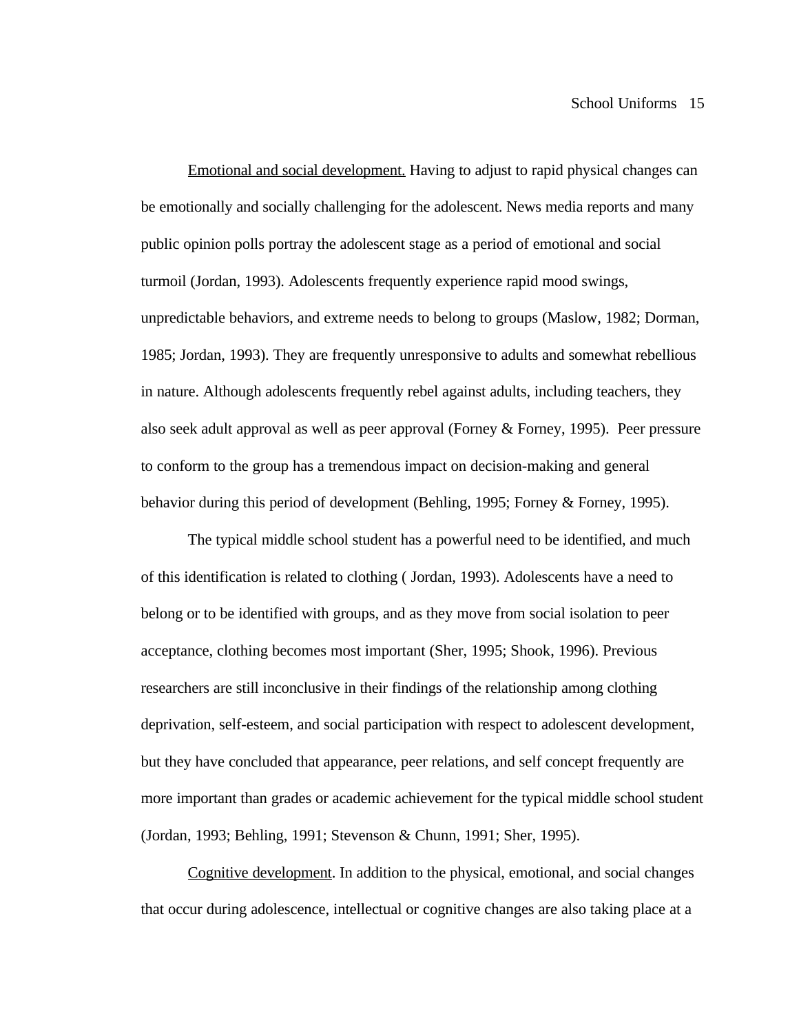<u>Emotional and social development.</u> Having to adjust to rapid physical changes can be emotionally and socially challenging for the adolescent. News media reports and many public opinion polls portray the adolescent stage as a period of emotional and social turmoil (Jordan, 1993). Adolescents frequently experience rapid mood swings, unpredictable behaviors, and extreme needs to belong to groups (Maslow, 1982; Dorman, 1985; Jordan, 1993). They are frequently unresponsive to adults and somewhat rebellious in nature. Although adolescents frequently rebel against adults, including teachers, they also seek adult approval as well as peer approval (Forney & Forney, 1995).  Peer pressure to conform to the group has a tremendous impact on decision-making and general behavior during this period of development (Behling, 1995; Forney & Forney, 1995).

The typical middle school student has a powerful need to be identified, and much of this identification is related to clothing ( Jordan, 1993). Adolescents have a need to belong or to be identified with groups, and as they move from social isolation to peer acceptance, clothing becomes most important (Sher, 1995; Shook, 1996). Previous researchers are still inconclusive in their findings of the relationship among clothing deprivation, self-esteem, and social participation with respect to adolescent development, but they have concluded that appearance, peer relations, and self concept frequently are more important than grades or academic achievement for the typical middle school student (Jordan, 1993; Behling, 1991; Stevenson & Chunn, 1991; Sher, 1995).

<u>Cognitive development</u>. In addition to the physical, emotional, and social changes that occur during adolescence, intellectual or cognitive changes are also taking place at a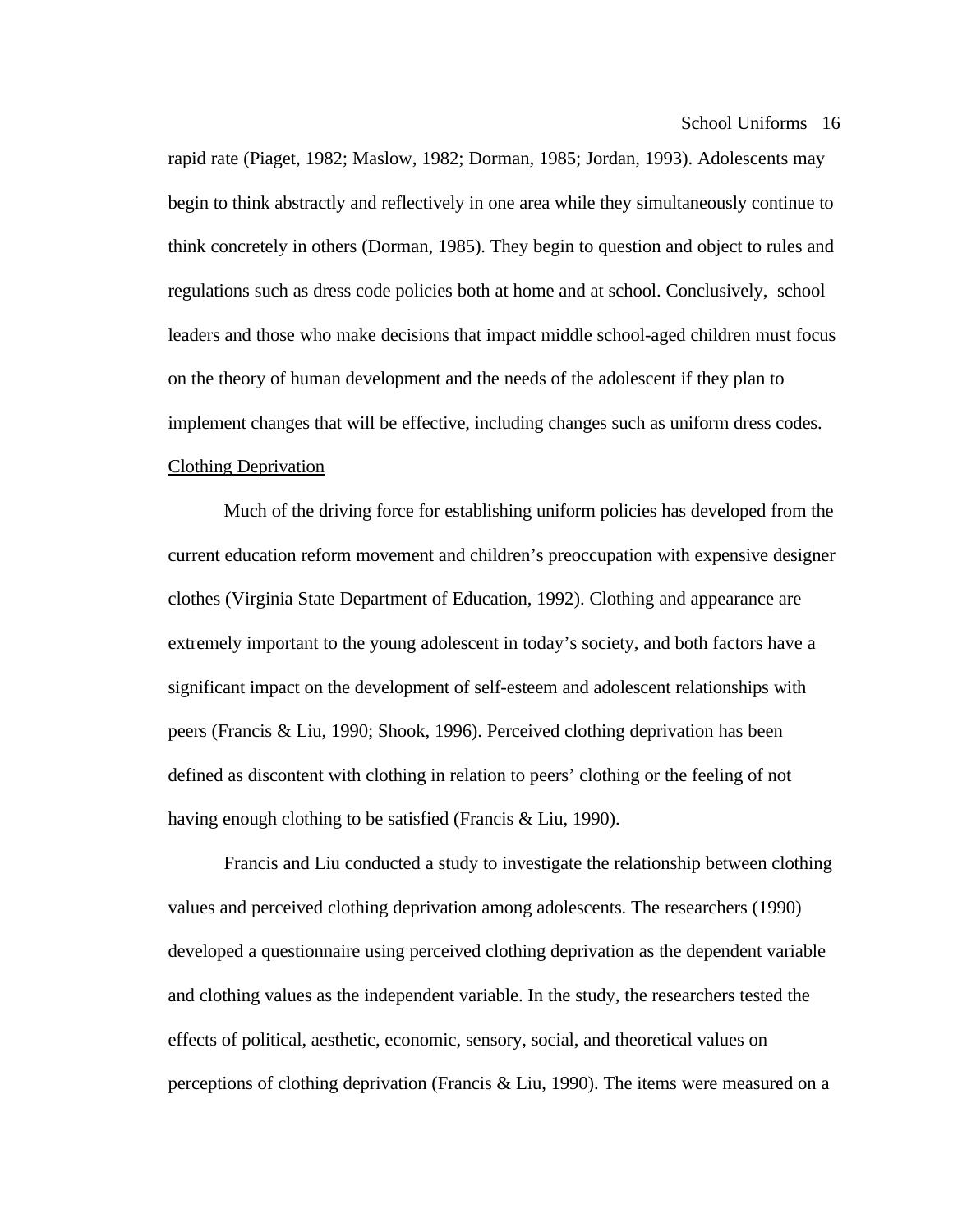rapid rate (Piaget, 1982; Maslow, 1982; Dorman, 1985; Jordan, 1993). Adolescents may begin to think abstractly and reflectively in one area while they simultaneously continue to think concretely in others (Dorman, 1985). They begin to question and object to rules and regulations such as dress code policies both at home and at school. Conclusively, school leaders and those who make decisions that impact middle school-aged children must focus on the theory of human development and the needs of the adolescent if they plan to implement changes that will be effective, including changes such as uniform dress codes.

<u>Clothing Deprivation</u>

Much of the driving force for establishing uniform policies has developed from the current education reform movement and children's preoccupation with expensive designer clothes (Virginia State Department of Education, 1992). Clothing and appearance are extremely important to the young adolescent in today's society, and both factors have a significant impact on the development of self-esteem and adolescent relationships with peers (Francis & Liu, 1990; Shook, 1996). Perceived clothing deprivation has been defined as discontent with clothing in relation to peers' clothing or the feeling of not having enough clothing to be satisfied (Francis & Liu, 1990).

Francis and Liu conducted a study to investigate the relationship between clothing values and perceived clothing deprivation among adolescents. The researchers (1990) developed a questionnaire using perceived clothing deprivation as the dependent variable and clothing values as the independent variable. In the study, the researchers tested the effects of political, aesthetic, economic, sensory, social, and theoretical values on perceptions of clothing deprivation (Francis & Liu, 1990). The items were measured on a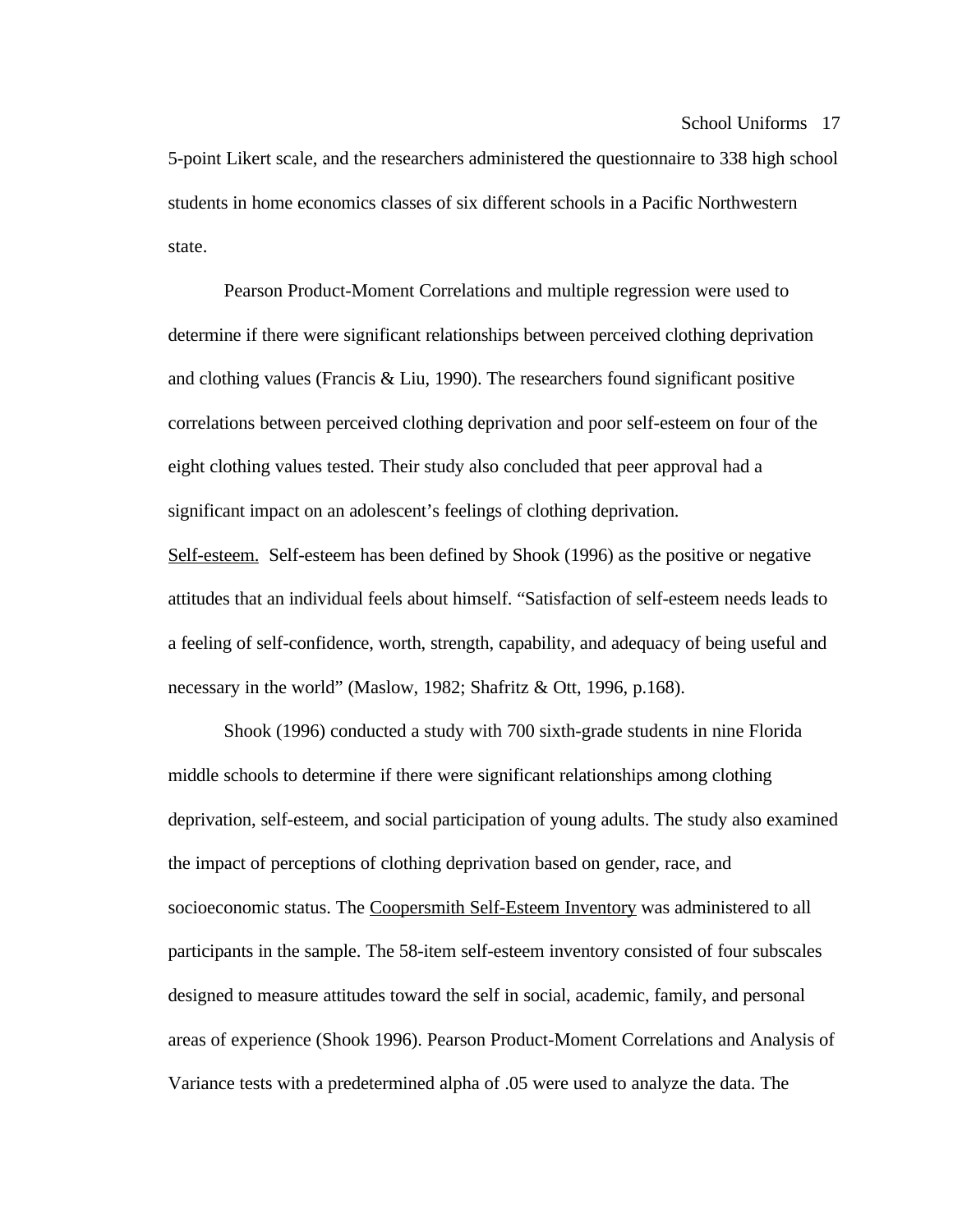5-point Likert scale, and the researchers administered the questionnaire to 338 high school students in home economics classes of six different schools in a Pacific Northwestern state.

Pearson Product-Moment Correlations and multiple regression were used to determine if there were significant relationships between perceived clothing deprivation and clothing values (Francis & Liu, 1990). The researchers found significant positive correlations between perceived clothing deprivation and poor self-esteem on four of the eight clothing values tested. Their study also concluded that peer approval had a significant impact on an adolescent's feelings of clothing deprivation.

<u>Self-esteem.</u> Self-esteem has been defined by Shook (1996) as the positive or negative attitudes that an individual feels about himself. "Satisfaction of self-esteem needs leads to a feeling of self-confidence, worth, strength, capability, and adequacy of being useful and necessary in the world" (Maslow, 1982; Shafritz & Ott, 1996, p.168).

Shook (1996) conducted a study with 700 sixth-grade students in nine Florida middle schools to determine if there were significant relationships among clothing deprivation, self-esteem, and social participation of young adults. The study also examined the impact of perceptions of clothing deprivation based on gender, race, and socioeconomic status. The <u>Coopersmith Self-Esteem Inventory</u> was administered to all participants in the sample. The 58-item self-esteem inventory consisted of four subscales designed to measure attitudes toward the self in social, academic, family, and personal areas of experience (Shook 1996). Pearson Product-Moment Correlations and Analysis of Variance tests with a predetermined alpha of .05 were used to analyze the data. The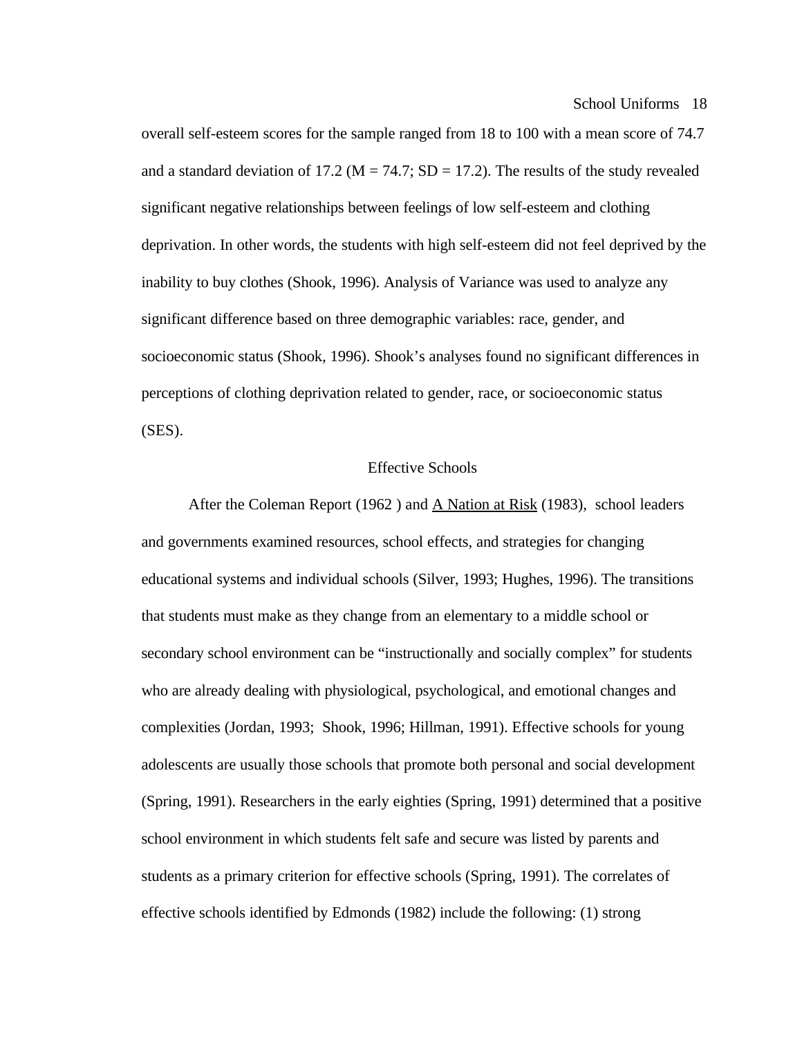overall self-esteem scores for the sample ranged from 18 to 100 with a mean score of 74.7 and a standard deviation of 17.2 ($M = 74.7$; $SD = 17.2$). The results of the study revealed significant negative relationships between feelings of low self-esteem and clothing deprivation. In other words, the students with high self-esteem did not feel deprived by the inability to buy clothes (Shook, 1996). Analysis of Variance was used to analyze any significant difference based on three demographic variables: race, gender, and socioeconomic status (Shook, 1996). Shook's analyses found no significant differences in perceptions of clothing deprivation related to gender, race, or socioeconomic status (SES).

## Effective Schools

After the Coleman Report (1962 ) and A Nation at Risk (1983), school leaders and governments examined resources, school effects, and strategies for changing educational systems and individual schools (Silver, 1993; Hughes, 1996). The transitions that students must make as they change from an elementary to a middle school or secondary school environment can be "instructionally and socially complex" for students who are already dealing with physiological, psychological, and emotional changes and complexities (Jordan, 1993; Shook, 1996; Hillman, 1991). Effective schools for young adolescents are usually those schools that promote both personal and social development (Spring, 1991). Researchers in the early eighties (Spring, 1991) determined that a positive school environment in which students felt safe and secure was listed by parents and students as a primary criterion for effective schools (Spring, 1991). The correlates of effective schools identified by Edmonds (1982) include the following: (1) strong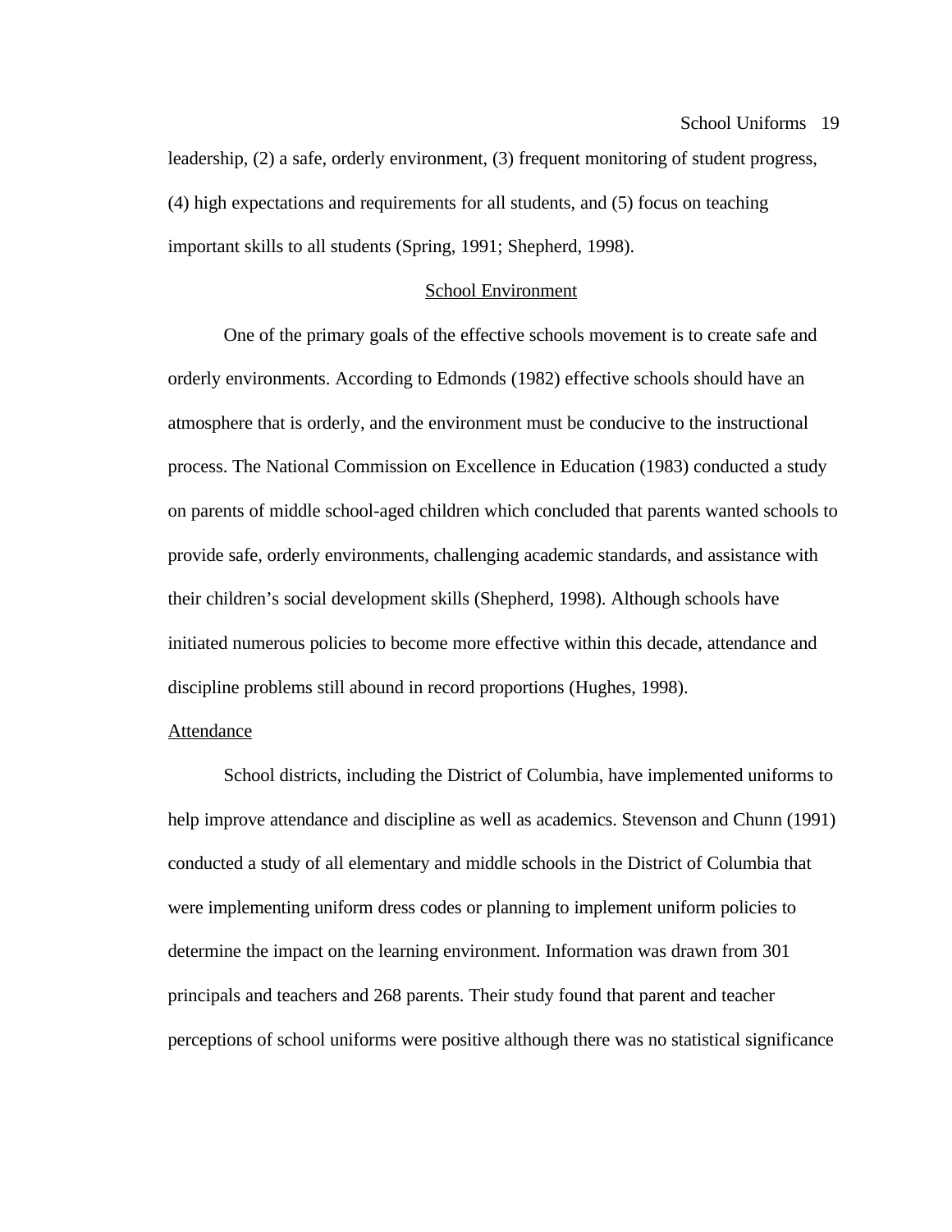leadership, (2) a safe, orderly environment, (3) frequent monitoring of student progress, (4) high expectations and requirements for all students, and (5) focus on teaching important skills to all students (Spring, 1991; Shepherd, 1998).

## School Environment

One of the primary goals of the effective schools movement is to create safe and orderly environments. According to Edmonds (1982) effective schools should have an atmosphere that is orderly, and the environment must be conducive to the instructional process. The National Commission on Excellence in Education (1983) conducted a study on parents of middle school-aged children which concluded that parents wanted schools to provide safe, orderly environments, challenging academic standards, and assistance with their children's social development skills (Shepherd, 1998). Although schools have initiated numerous policies to become more effective within this decade, attendance and discipline problems still abound in record proportions (Hughes, 1998).

### Attendance

School districts, including the District of Columbia, have implemented uniforms to help improve attendance and discipline as well as academics. Stevenson and Chunn (1991) conducted a study of all elementary and middle schools in the District of Columbia that were implementing uniform dress codes or planning to implement uniform policies to determine the impact on the learning environment. Information was drawn from 301 principals and teachers and 268 parents. Their study found that parent and teacher perceptions of school uniforms were positive although there was no statistical significance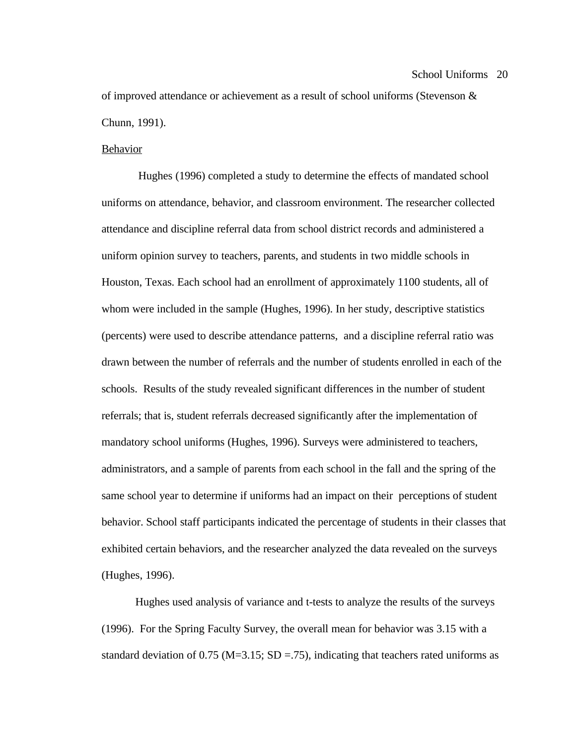of improved attendance or achievement as a result of school uniforms (Stevenson & Chunn, 1991).

<u>Behavior</u>

Hughes (1996) completed a study to determine the effects of mandated school uniforms on attendance, behavior, and classroom environment. The researcher collected attendance and discipline referral data from school district records and administered a uniform opinion survey to teachers, parents, and students in two middle schools in Houston, Texas. Each school had an enrollment of approximately 1100 students, all of whom were included in the sample (Hughes, 1996). In her study, descriptive statistics (percents) were used to describe attendance patterns, and a discipline referral ratio was drawn between the number of referrals and the number of students enrolled in each of the schools. Results of the study revealed significant differences in the number of student referrals; that is, student referrals decreased significantly after the implementation of mandatory school uniforms (Hughes, 1996). Surveys were administered to teachers, administrators, and a sample of parents from each school in the fall and the spring of the same school year to determine if uniforms had an impact on their perceptions of student behavior. School staff participants indicated the percentage of students in their classes that exhibited certain behaviors, and the researcher analyzed the data revealed on the surveys (Hughes, 1996).

Hughes used analysis of variance and t-tests to analyze the results of the surveys (1996). For the Spring Faculty Survey, the overall mean for behavior was 3.15 with a standard deviation of 0.75 ($M=3.15$; $SD = .75$), indicating that teachers rated uniforms as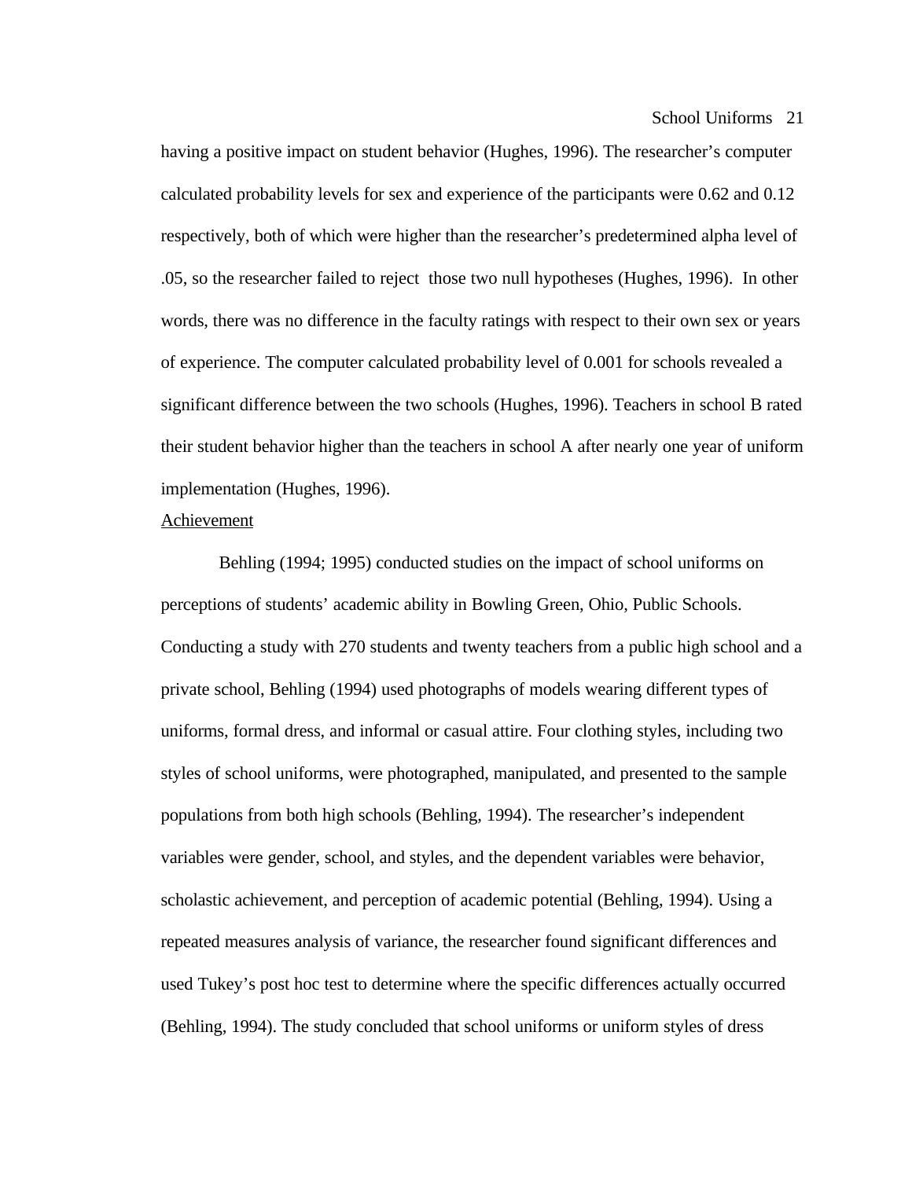having a positive impact on student behavior (Hughes, 1996). The researcher's computer calculated probability levels for sex and experience of the participants were 0.62 and 0.12 respectively, both of which were higher than the researcher's predetermined alpha level of .05, so the researcher failed to reject those two null hypotheses (Hughes, 1996). In other words, there was no difference in the faculty ratings with respect to their own sex or years of experience. The computer calculated probability level of 0.001 for schools revealed a significant difference between the two schools (Hughes, 1996). Teachers in school B rated their student behavior higher than the teachers in school A after nearly one year of uniform implementation (Hughes, 1996).

<u>Achievement</u>

Behling (1994; 1995) conducted studies on the impact of school uniforms on perceptions of students' academic ability in Bowling Green, Ohio, Public Schools. Conducting a study with 270 students and twenty teachers from a public high school and a private school, Behling (1994) used photographs of models wearing different types of uniforms, formal dress, and informal or casual attire. Four clothing styles, including two styles of school uniforms, were photographed, manipulated, and presented to the sample populations from both high schools (Behling, 1994). The researcher's independent variables were gender, school, and styles, and the dependent variables were behavior, scholastic achievement, and perception of academic potential (Behling, 1994). Using a repeated measures analysis of variance, the researcher found significant differences and used Tukey's post hoc test to determine where the specific differences actually occurred (Behling, 1994). The study concluded that school uniforms or uniform styles of dress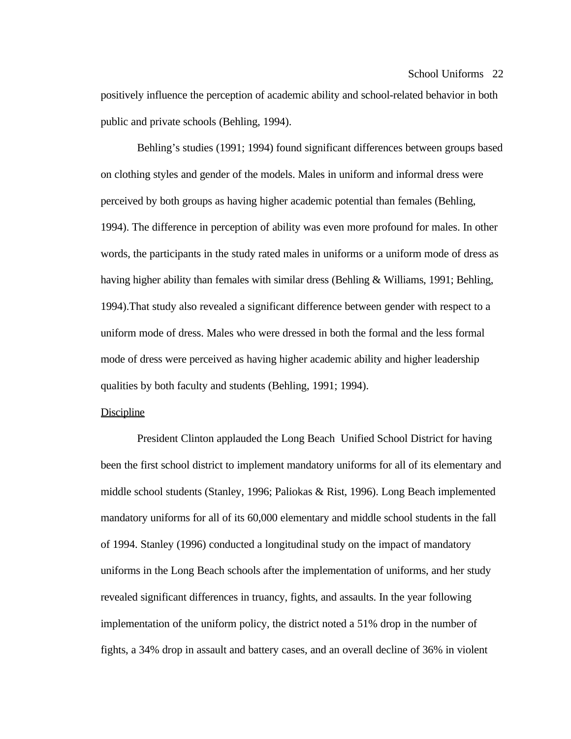positively influence the perception of academic ability and school-related behavior in both public and private schools (Behling, 1994).

Behling's studies (1991; 1994) found significant differences between groups based on clothing styles and gender of the models. Males in uniform and informal dress were perceived by both groups as having higher academic potential than females (Behling, 1994). The difference in perception of ability was even more profound for males. In other words, the participants in the study rated males in uniforms or a uniform mode of dress as having higher ability than females with similar dress (Behling & Williams, 1991; Behling, 1994).That study also revealed a significant difference between gender with respect to a uniform mode of dress. Males who were dressed in both the formal and the less formal mode of dress were perceived as having higher academic ability and higher leadership qualities by both faculty and students (Behling, 1991; 1994).

<u>Discipline</u>

President Clinton applauded the Long Beach Unified School District for having been the first school district to implement mandatory uniforms for all of its elementary and middle school students (Stanley, 1996; Paliokas & Rist, 1996). Long Beach implemented mandatory uniforms for all of its 60,000 elementary and middle school students in the fall of 1994. Stanley (1996) conducted a longitudinal study on the impact of mandatory uniforms in the Long Beach schools after the implementation of uniforms, and her study revealed significant differences in truancy, fights, and assaults. In the year following implementation of the uniform policy, the district noted a 51% drop in the number of fights, a 34% drop in assault and battery cases, and an overall decline of 36% in violent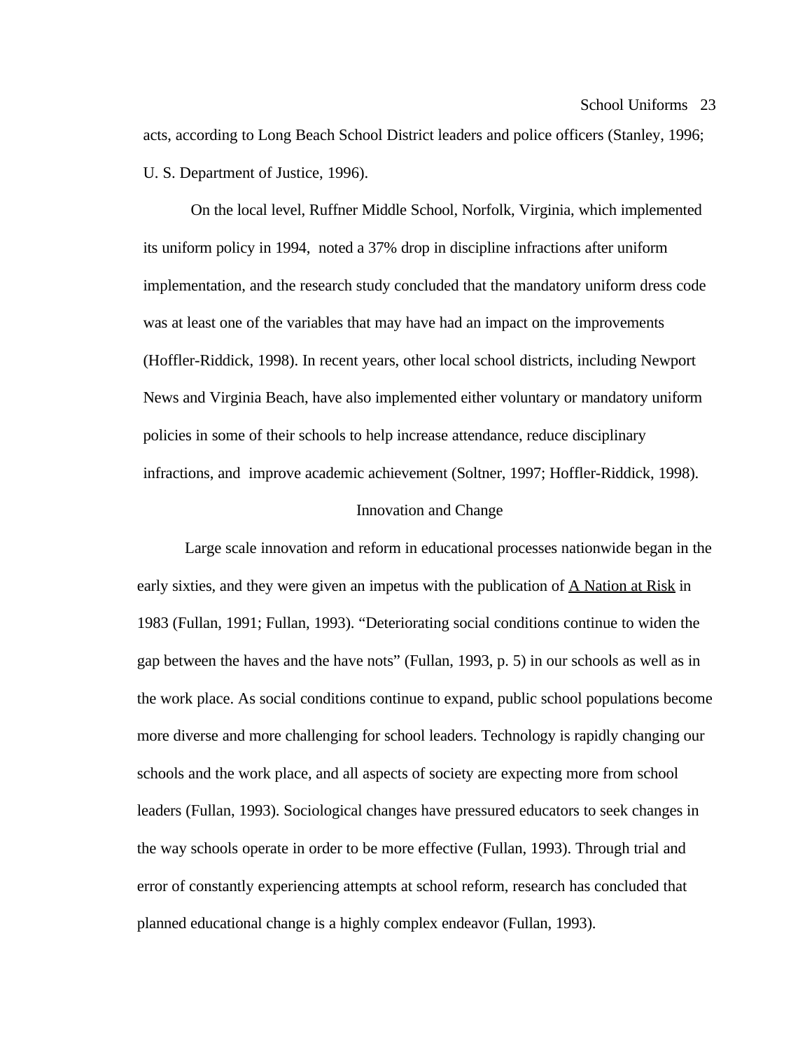acts, according to Long Beach School District leaders and police officers (Stanley, 1996; U. S. Department of Justice, 1996).

On the local level, Ruffner Middle School, Norfolk, Virginia, which implemented its uniform policy in 1994, noted a 37% drop in discipline infractions after uniform implementation, and the research study concluded that the mandatory uniform dress code was at least one of the variables that may have had an impact on the improvements (Hoffler-Riddick, 1998). In recent years, other local school districts, including Newport News and Virginia Beach, have also implemented either voluntary or mandatory uniform policies in some of their schools to help increase attendance, reduce disciplinary infractions, and improve academic achievement (Soltner, 1997; Hoffler-Riddick, 1998).

## Innovation and Change

Large scale innovation and reform in educational processes nationwide began in the early sixties, and they were given an impetus with the publication of <u>A Nation at Risk</u> in 1983 (Fullan, 1991; Fullan, 1993). "Deteriorating social conditions continue to widen the gap between the haves and the have nots" (Fullan, 1993, p. 5) in our schools as well as in the work place. As social conditions continue to expand, public school populations become more diverse and more challenging for school leaders. Technology is rapidly changing our schools and the work place, and all aspects of society are expecting more from school leaders (Fullan, 1993). Sociological changes have pressured educators to seek changes in the way schools operate in order to be more effective (Fullan, 1993). Through trial and error of constantly experiencing attempts at school reform, research has concluded that planned educational change is a highly complex endeavor (Fullan, 1993).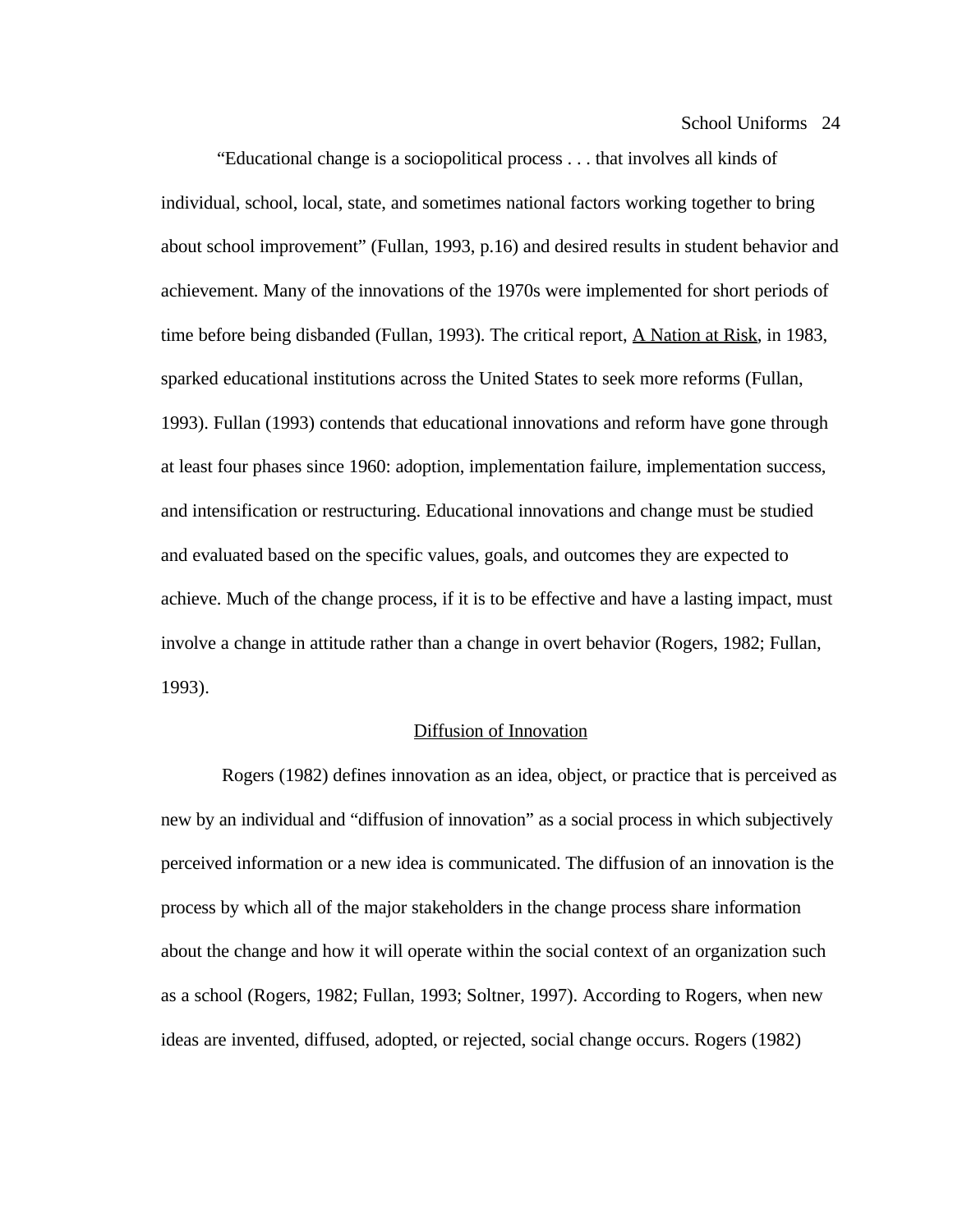"Educational change is a sociopolitical process . . . that involves all kinds of individual, school, local, state, and sometimes national factors working together to bring about school improvement" (Fullan, 1993, p.16) and desired results in student behavior and achievement. Many of the innovations of the 1970s were implemented for short periods of time before being disbanded (Fullan, 1993). The critical report, A Nation at Risk, in 1983, sparked educational institutions across the United States to seek more reforms (Fullan, 1993). Fullan (1993) contends that educational innovations and reform have gone through at least four phases since 1960: adoption, implementation failure, implementation success, and intensification or restructuring. Educational innovations and change must be studied and evaluated based on the specific values, goals, and outcomes they are expected to achieve. Much of the change process, if it is to be effective and have a lasting impact, must involve a change in attitude rather than a change in overt behavior (Rogers, 1982; Fullan, 1993).

## Diffusion of Innovation

Rogers (1982) defines innovation as an idea, object, or practice that is perceived as new by an individual and "diffusion of innovation" as a social process in which subjectively perceived information or a new idea is communicated. The diffusion of an innovation is the process by which all of the major stakeholders in the change process share information about the change and how it will operate within the social context of an organization such as a school (Rogers, 1982; Fullan, 1993; Soltner, 1997). According to Rogers, when new ideas are invented, diffused, adopted, or rejected, social change occurs. Rogers (1982)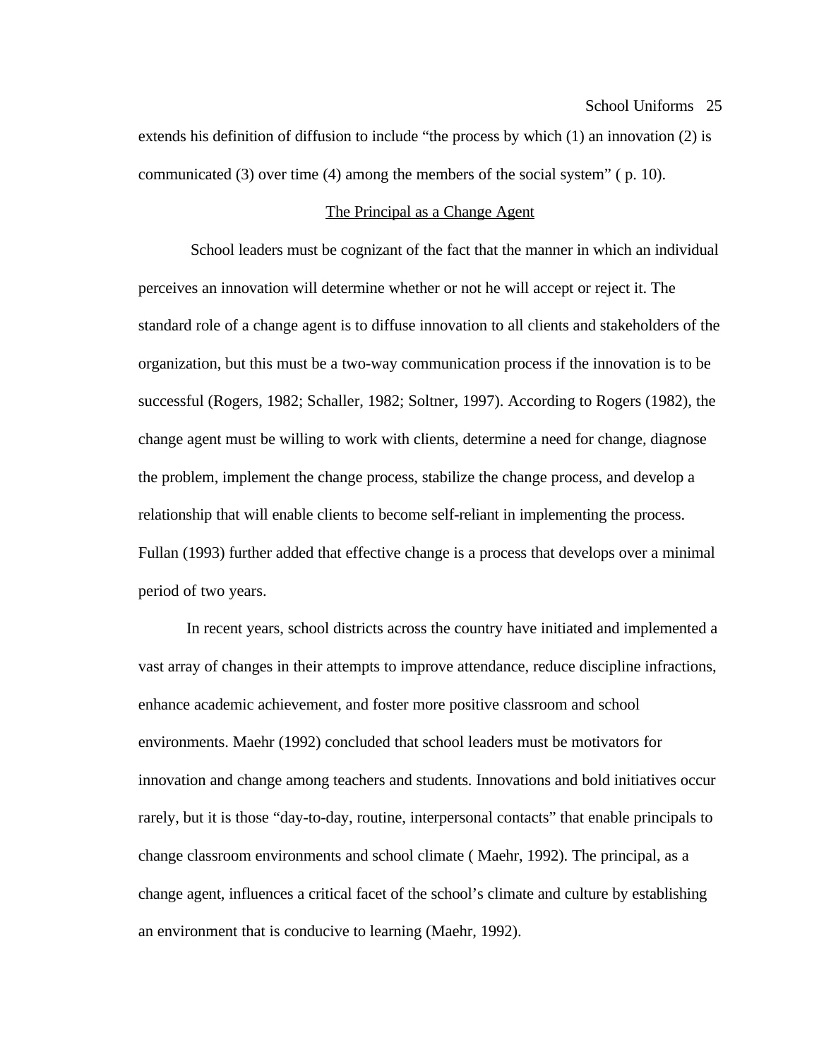extends his definition of diffusion to include “the process by which (1) an innovation (2) is communicated (3) over time (4) among the members of the social system” ( p. 10).

## The Principal as a Change Agent

School leaders must be cognizant of the fact that the manner in which an individual perceives an innovation will determine whether or not he will accept or reject it. The standard role of a change agent is to diffuse innovation to all clients and stakeholders of the organization, but this must be a two-way communication process if the innovation is to be successful (Rogers, 1982; Schaller, 1982; Soltner, 1997). According to Rogers (1982), the change agent must be willing to work with clients, determine a need for change, diagnose the problem, implement the change process, stabilize the change process, and develop a relationship that will enable clients to become self-reliant in implementing the process. Fullan (1993) further added that effective change is a process that develops over a minimal period of two years.

In recent years, school districts across the country have initiated and implemented a vast array of changes in their attempts to improve attendance, reduce discipline infractions, enhance academic achievement, and foster more positive classroom and school environments. Maehr (1992) concluded that school leaders must be motivators for innovation and change among teachers and students. Innovations and bold initiatives occur rarely, but it is those “day-to-day, routine, interpersonal contacts” that enable principals to change classroom environments and school climate ( Maehr, 1992). The principal, as a change agent, influences a critical facet of the school’s climate and culture by establishing an environment that is conducive to learning (Maehr, 1992).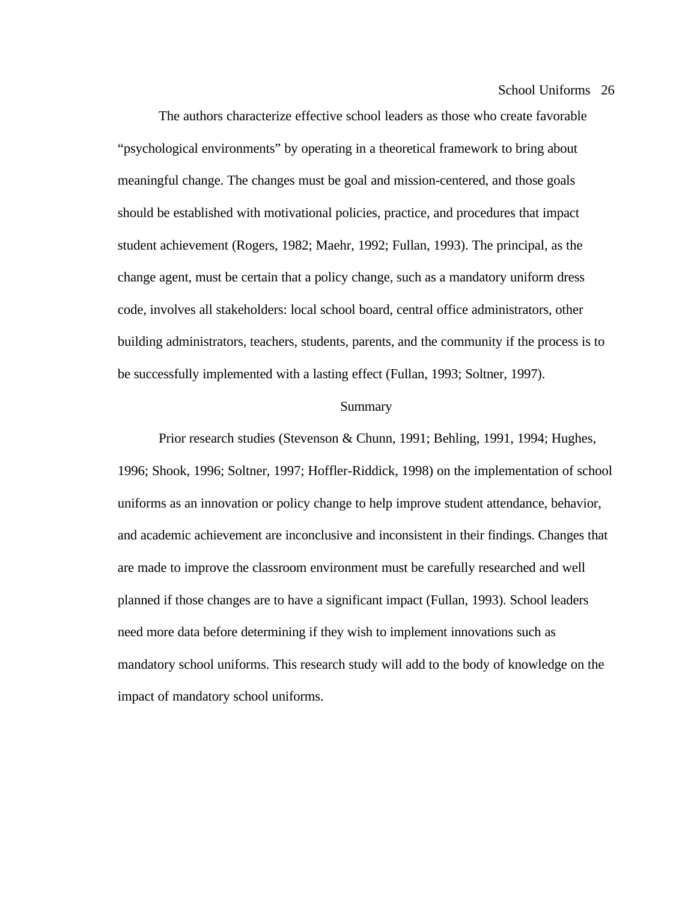The authors characterize effective school leaders as those who create favorable "psychological environments" by operating in a theoretical framework to bring about meaningful change. The changes must be goal and mission-centered, and those goals should be established with motivational policies, practice, and procedures that impact student achievement (Rogers, 1982; Maehr, 1992; Fullan, 1993). The principal, as the change agent, must be certain that a policy change, such as a mandatory uniform dress code, involves all stakeholders: local school board, central office administrators, other building administrators, teachers, students, parents, and the community if the process is to be successfully implemented with a lasting effect (Fullan, 1993; Soltner, 1997).

## Summary

Prior research studies (Stevenson & Chunn, 1991; Behling, 1991, 1994; Hughes, 1996; Shook, 1996; Soltner, 1997; Hoffler-Riddick, 1998) on the implementation of school uniforms as an innovation or policy change to help improve student attendance, behavior, and academic achievement are inconclusive and inconsistent in their findings. Changes that are made to improve the classroom environment must be carefully researched and well planned if those changes are to have a significant impact (Fullan, 1993). School leaders need more data before determining if they wish to implement innovations such as mandatory school uniforms. This research study will add to the body of knowledge on the impact of mandatory school uniforms.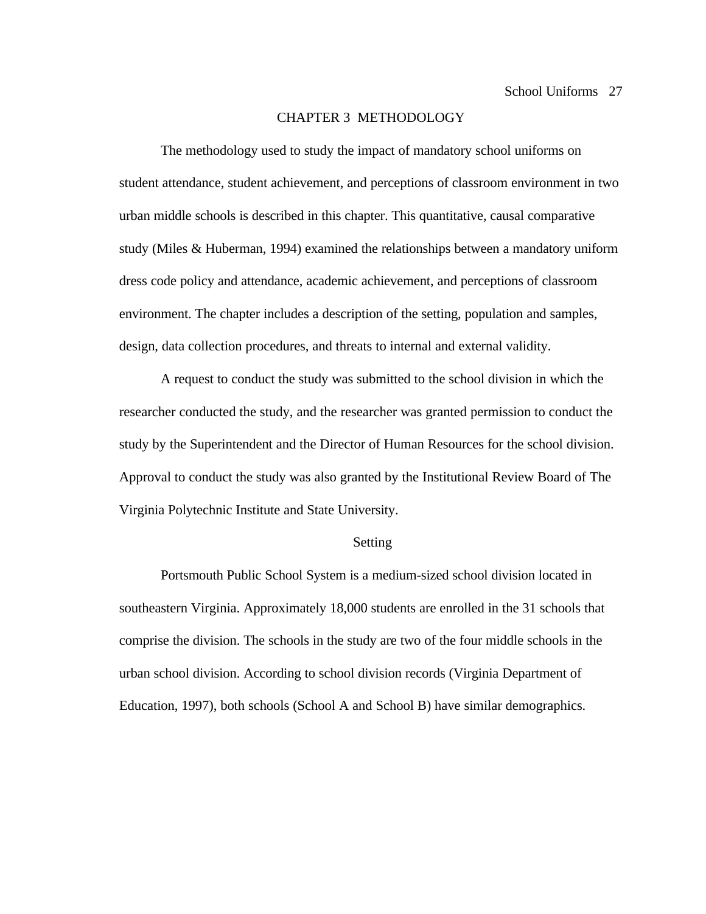# CHAPTER 3 METHODOLOGY

The methodology used to study the impact of mandatory school uniforms on student attendance, student achievement, and perceptions of classroom environment in two urban middle schools is described in this chapter. This quantitative, causal comparative study (Miles & Huberman, 1994) examined the relationships between a mandatory uniform dress code policy and attendance, academic achievement, and perceptions of classroom environment. The chapter includes a description of the setting, population and samples, design, data collection procedures, and threats to internal and external validity.

A request to conduct the study was submitted to the school division in which the researcher conducted the study, and the researcher was granted permission to conduct the study by the Superintendent and the Director of Human Resources for the school division. Approval to conduct the study was also granted by the Institutional Review Board of The Virginia Polytechnic Institute and State University.

## Setting

Portsmouth Public School System is a medium-sized school division located in southeastern Virginia. Approximately 18,000 students are enrolled in the 31 schools that comprise the division. The schools in the study are two of the four middle schools in the urban school division. According to school division records (Virginia Department of Education, 1997), both schools (School A and School B) have similar demographics.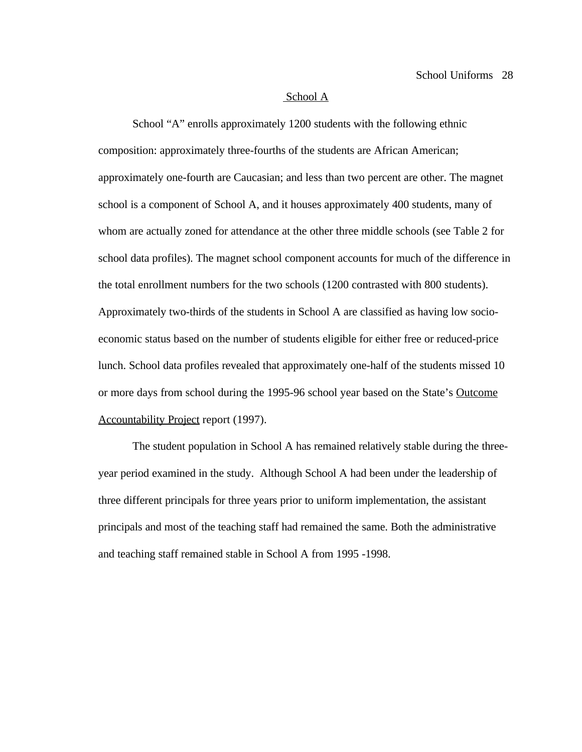## School A

School "A" enrolls approximately 1200 students with the following ethnic composition: approximately three-fourths of the students are African American; approximately one-fourth are Caucasian; and less than two percent are other. The magnet school is a component of School A, and it houses approximately 400 students, many of whom are actually zoned for attendance at the other three middle schools (see Table 2 for school data profiles). The magnet school component accounts for much of the difference in the total enrollment numbers for the two schools (1200 contrasted with 800 students). Approximately two-thirds of the students in School A are classified as having low socio-economic status based on the number of students eligible for either free or reduced-price lunch. School data profiles revealed that approximately one-half of the students missed 10 or more days from school during the 1995-96 school year based on the State's Outcome Accountability Project report (1997).

The student population in School A has remained relatively stable during the three-year period examined in the study. Although School A had been under the leadership of three different principals for three years prior to uniform implementation, the assistant principals and most of the teaching staff had remained the same. Both the administrative and teaching staff remained stable in School A from 1995 -1998.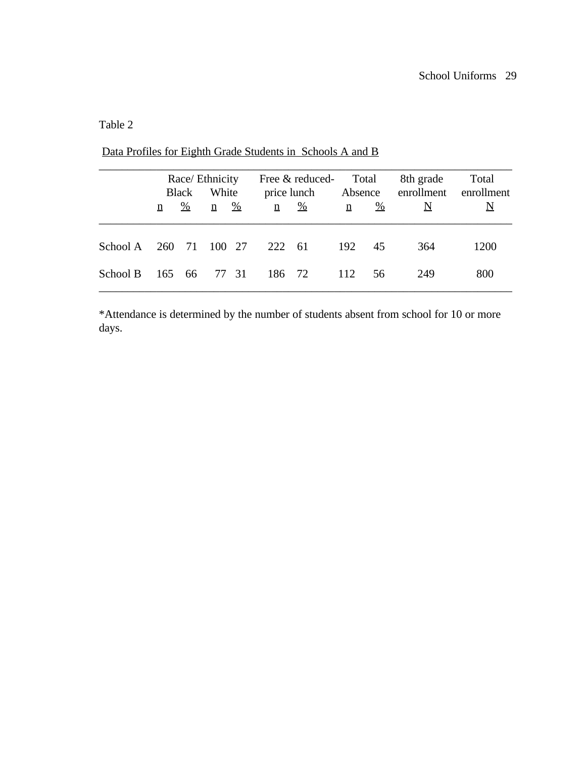Table 2

Data Profiles for Eighth Grade Students in Schools A and B

| | Race/ Ethnicity | | | | Free & reduced-price lunch | | Total Absence | | 8th grade enrollment | Total enrollment |
|---|---|---|---|---|---|---|---|---|---|---|
| | Black | | White | | | | | | | |
| | n | % | n | % | n | % | n | % | N | N |
| School A | 260 | 71 | 100 | 27 | 222 | 61 | 192 | 45 | 364 | 1200 |
| School B | 165 | 66 | 77 | 31 | 186 | 72 | 112 | 56 | 249 | 800 |

*Attendance is determined by the number of students absent from school for 10 or more days.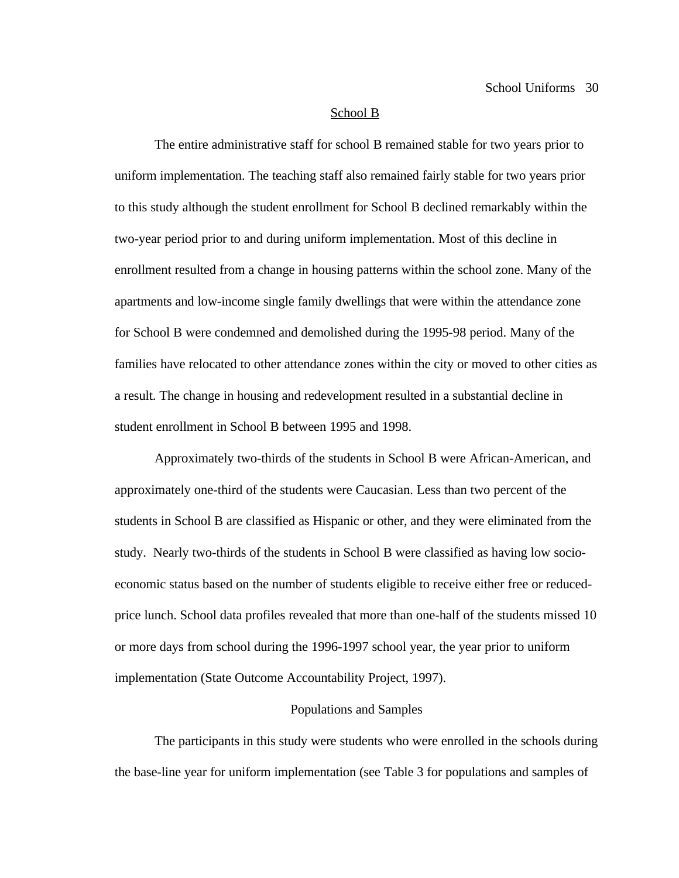### School B

The entire administrative staff for school B remained stable for two years prior to uniform implementation. The teaching staff also remained fairly stable for two years prior to this study although the student enrollment for School B declined remarkably within the two-year period prior to and during uniform implementation. Most of this decline in enrollment resulted from a change in housing patterns within the school zone. Many of the apartments and low-income single family dwellings that were within the attendance zone for School B were condemned and demolished during the 1995-98 period. Many of the families have relocated to other attendance zones within the city or moved to other cities as a result. The change in housing and redevelopment resulted in a substantial decline in student enrollment in School B between 1995 and 1998.

Approximately two-thirds of the students in School B were African-American, and approximately one-third of the students were Caucasian. Less than two percent of the students in School B are classified as Hispanic or other, and they were eliminated from the study. Nearly two-thirds of the students in School B were classified as having low socio-economic status based on the number of students eligible to receive either free or reduced-price lunch. School data profiles revealed that more than one-half of the students missed 10 or more days from school during the 1996-1997 school year, the year prior to uniform implementation (State Outcome Accountability Project, 1997).

## Populations and Samples

The participants in this study were students who were enrolled in the schools during the base-line year for uniform implementation (see Table 3 for populations and samples of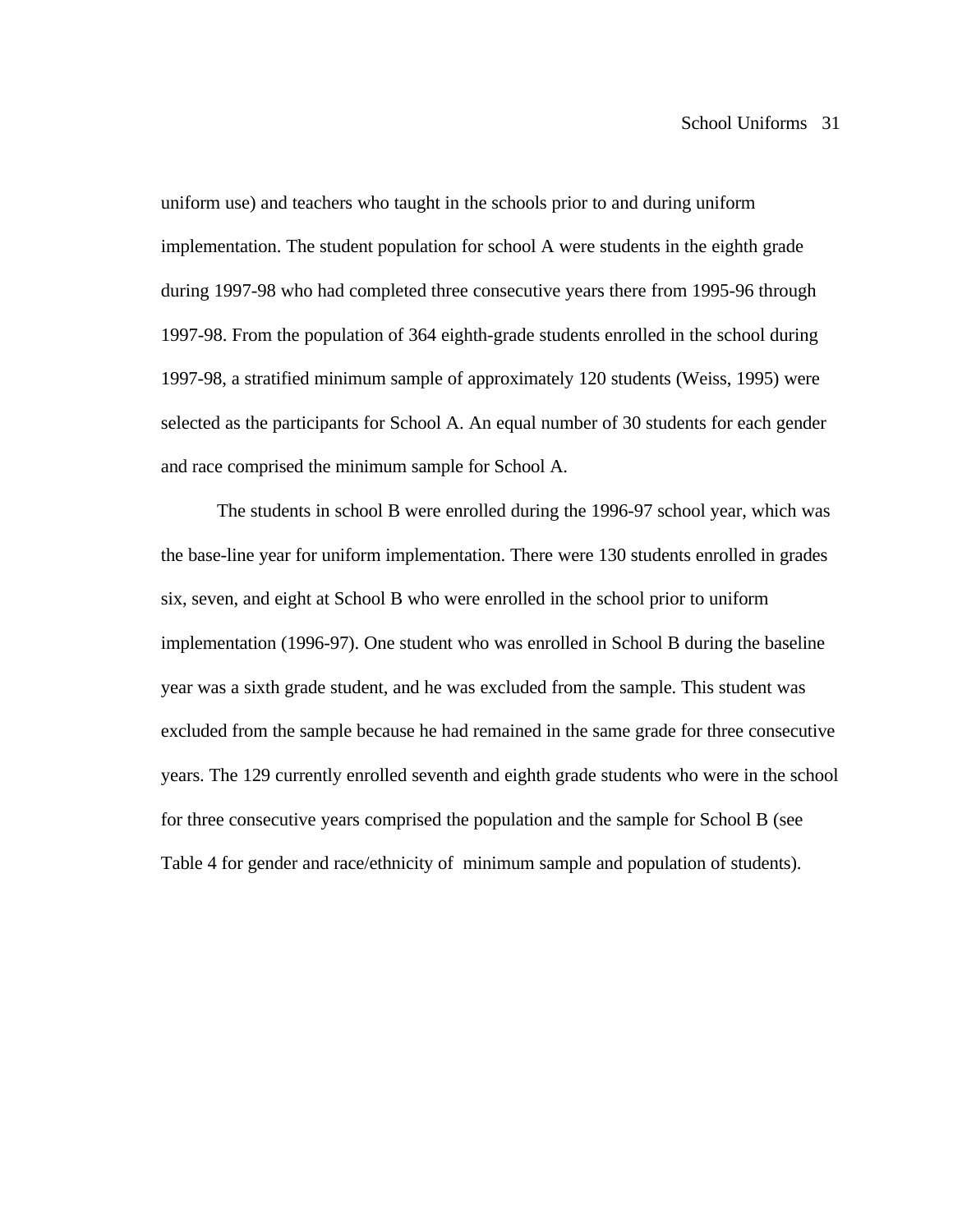uniform use) and teachers who taught in the schools prior to and during uniform implementation. The student population for school A were students in the eighth grade during 1997-98 who had completed three consecutive years there from 1995-96 through 1997-98. From the population of 364 eighth-grade students enrolled in the school during 1997-98, a stratified minimum sample of approximately 120 students (Weiss, 1995) were selected as the participants for School A. An equal number of 30 students for each gender and race comprised the minimum sample for School A.

The students in school B were enrolled during the 1996-97 school year, which was the base-line year for uniform implementation. There were 130 students enrolled in grades six, seven, and eight at School B who were enrolled in the school prior to uniform implementation (1996-97). One student who was enrolled in School B during the baseline year was a sixth grade student, and he was excluded from the sample. This student was excluded from the sample because he had remained in the same grade for three consecutive years. The 129 currently enrolled seventh and eighth grade students who were in the school for three consecutive years comprised the population and the sample for School B (see Table 4 for gender and race/ethnicity of minimum sample and population of students).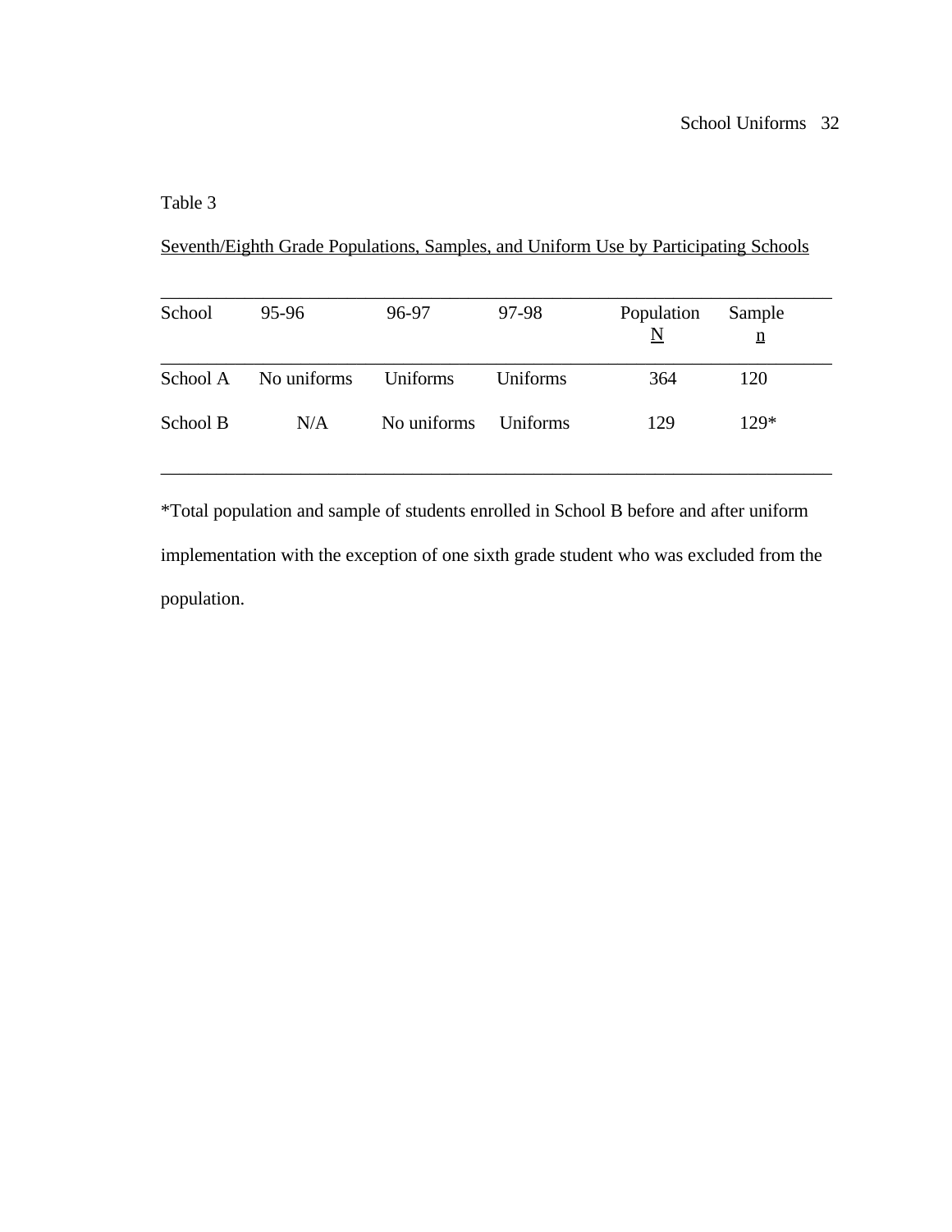Table 3

Seventh/Eighth Grade Populations, Samples, and Uniform Use by Participating Schools

| School | 95-96 | 96-97 | 97-98 | Population N | Sample n |
| --- | --- | --- | --- | --- | --- |
| School A | No uniforms | Uniforms | Uniforms | 364 | 120 |
| School B | N/A | No uniforms | Uniforms | 129 | 129* |

*Total population and sample of students enrolled in School B before and after uniform implementation with the exception of one sixth grade student who was excluded from the population.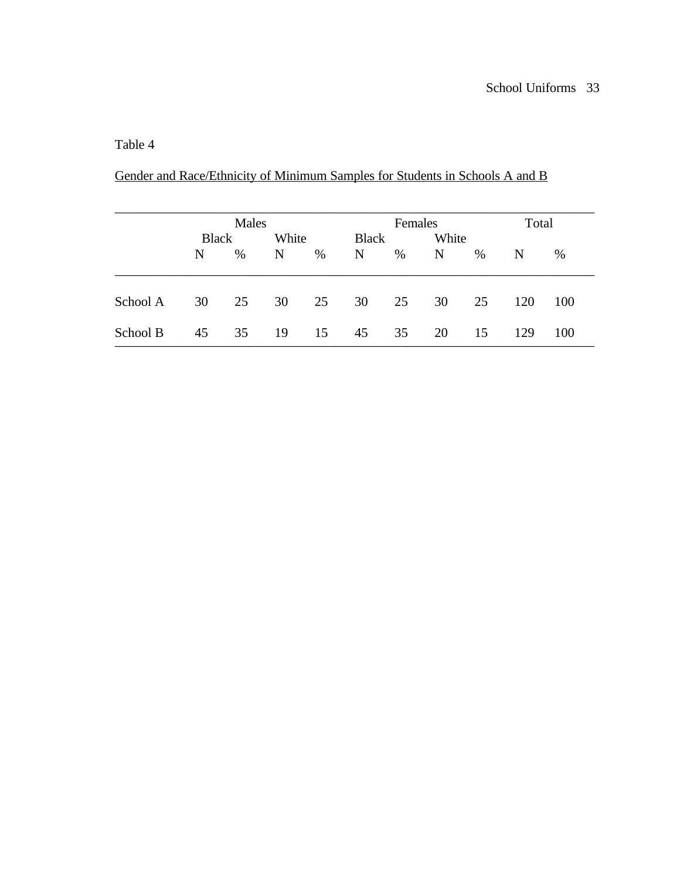Table 4

Gender and Race/Ethnicity of Minimum Samples for Students in Schools A and B

| | Males | | | | Females | | | | Total | |
|---|---|---|---|---|---|---|---|---|---|---|
| | Black | | White | | Black | | White | | | |
| | N | % | N | % | N | % | N | % | N | % |
| School A | 30 | 25 | 30 | 25 | 30 | 25 | 30 | 25 | 120 | 100 |
| School B | 45 | 35 | 19 | 15 | 45 | 35 | 20 | 15 | 129 | 100 |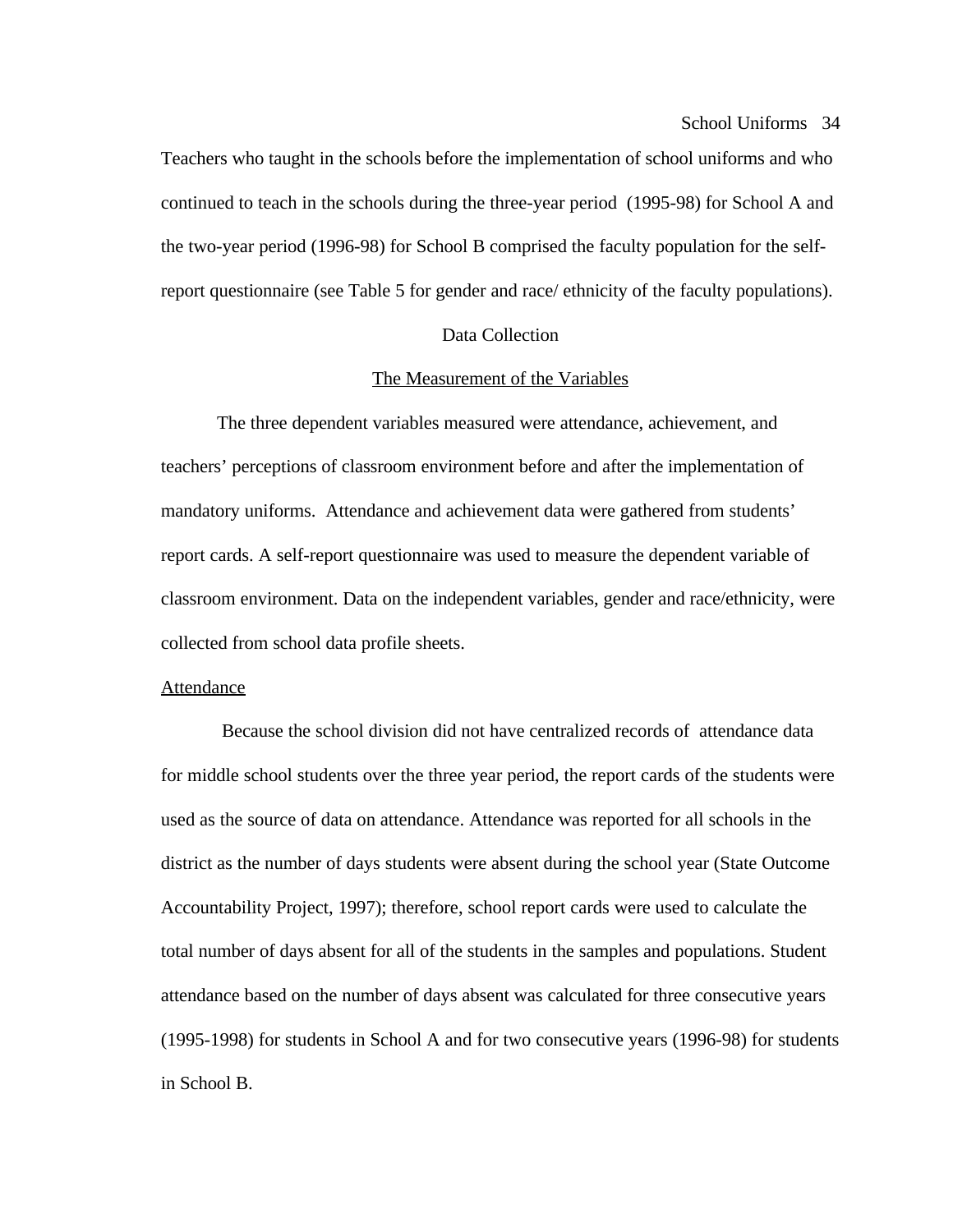Teachers who taught in the schools before the implementation of school uniforms and who continued to teach in the schools during the three-year period (1995-98) for School A and the two-year period (1996-98) for School B comprised the faculty population for the self-report questionnaire (see Table 5 for gender and race/ ethnicity of the faculty populations).

## Data Collection

### The Measurement of the Variables

The three dependent variables measured were attendance, achievement, and teachers' perceptions of classroom environment before and after the implementation of mandatory uniforms. Attendance and achievement data were gathered from students' report cards. A self-report questionnaire was used to measure the dependent variable of classroom environment. Data on the independent variables, gender and race/ethnicity, were collected from school data profile sheets.

#### Attendance

Because the school division did not have centralized records of attendance data for middle school students over the three year period, the report cards of the students were used as the source of data on attendance. Attendance was reported for all schools in the district as the number of days students were absent during the school year (State Outcome Accountability Project, 1997); therefore, school report cards were used to calculate the total number of days absent for all of the students in the samples and populations. Student attendance based on the number of days absent was calculated for three consecutive years (1995-1998) for students in School A and for two consecutive years (1996-98) for students in School B.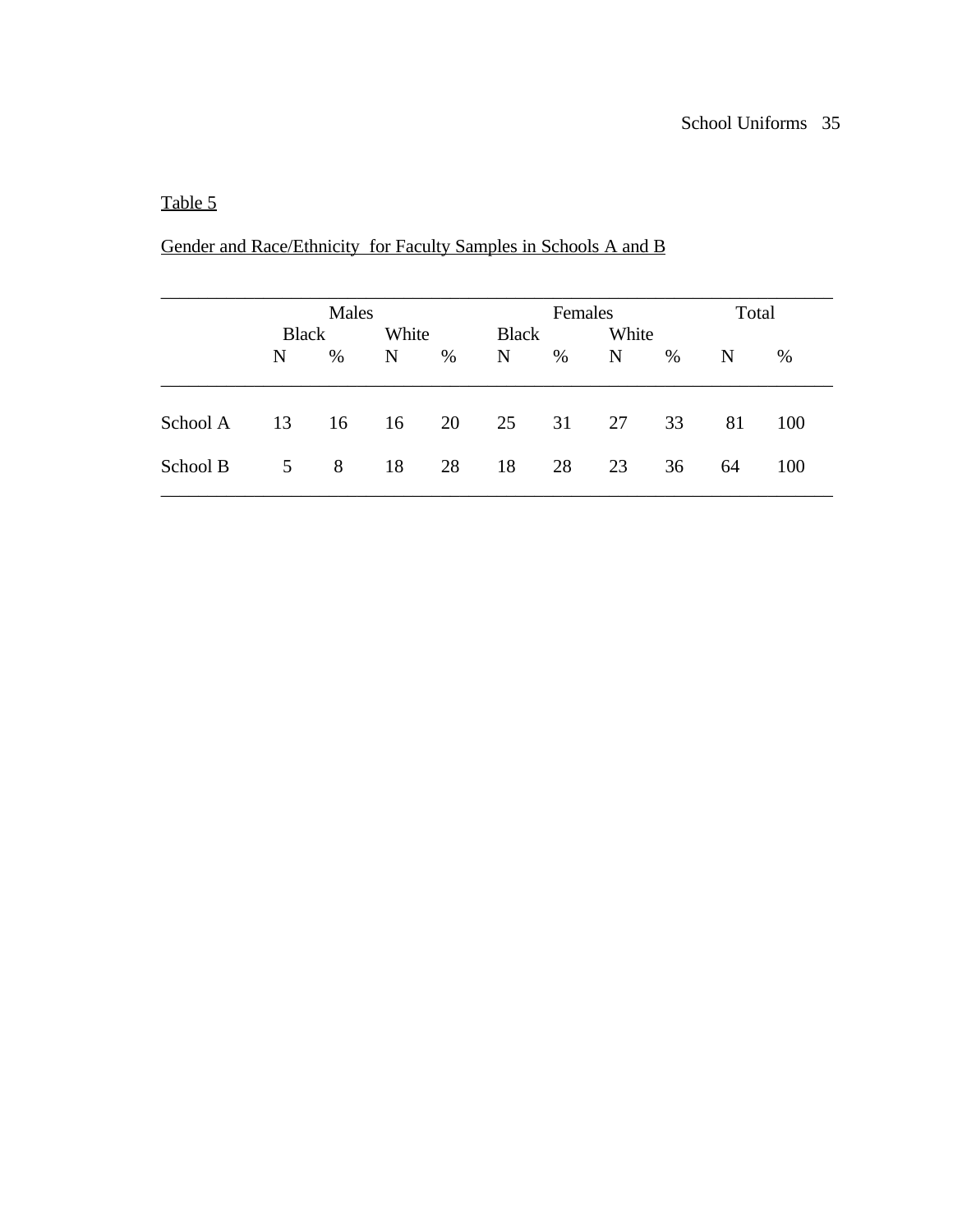Table 5

Gender and Race/Ethnicity for Faculty Samples in Schools A and B

| | Males | | | | Females | | | | Total | |
|---|---|---|---|---|---|---|---|---|---|---|
| | Black | | White | | Black | | White | | | |
| | N | % | N | % | N | % | N | % | N | % |
| School A | 13 | 16 | 16 | 20 | 25 | 31 | 27 | 33 | 81 | 100 |
| School B | 5 | 8 | 18 | 28 | 18 | 28 | 23 | 36 | 64 | 100 |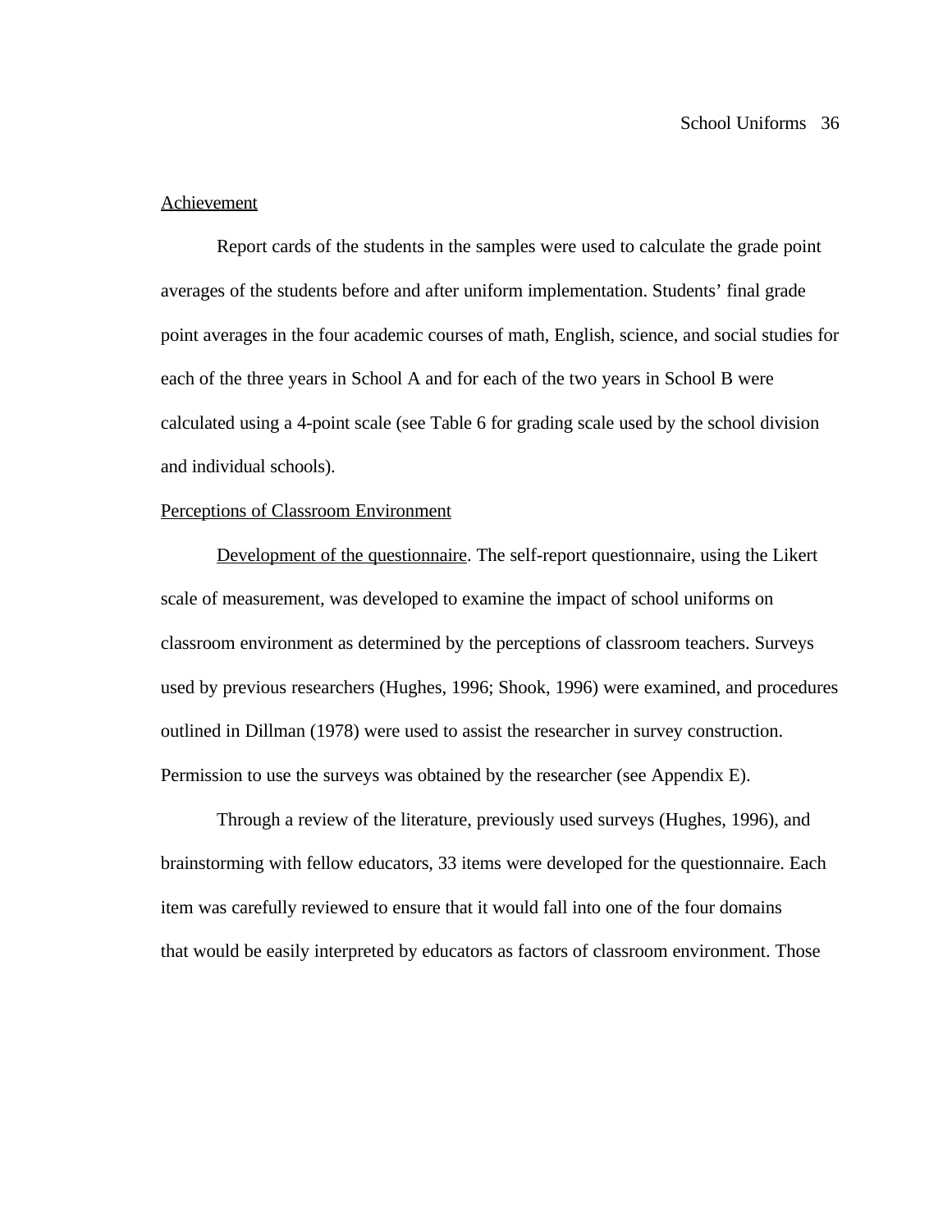## Achievement

Report cards of the students in the samples were used to calculate the grade point averages of the students before and after uniform implementation. Students' final grade point averages in the four academic courses of math, English, science, and social studies for each of the three years in School A and for each of the two years in School B were calculated using a 4-point scale (see Table 6 for grading scale used by the school division and individual schools).

## Perceptions of Classroom Environment

Development of the questionnaire. The self-report questionnaire, using the Likert scale of measurement, was developed to examine the impact of school uniforms on classroom environment as determined by the perceptions of classroom teachers. Surveys used by previous researchers (Hughes, 1996; Shook, 1996) were examined, and procedures outlined in Dillman (1978) were used to assist the researcher in survey construction. Permission to use the surveys was obtained by the researcher (see Appendix E).

Through a review of the literature, previously used surveys (Hughes, 1996), and brainstorming with fellow educators, 33 items were developed for the questionnaire. Each item was carefully reviewed to ensure that it would fall into one of the four domains that would be easily interpreted by educators as factors of classroom environment. Those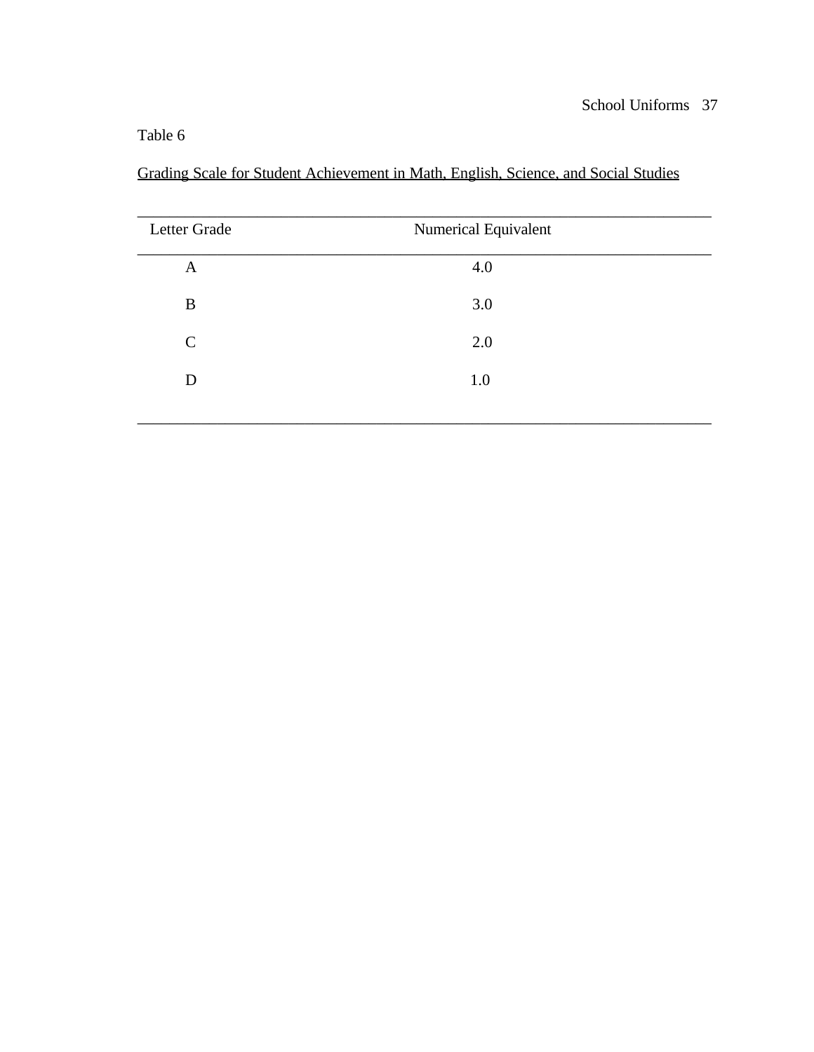Table 6

Grading Scale for Student Achievement in Math, English, Science, and Social Studies

| Letter Grade | Numerical Equivalent |
|---|---|
| A | 4.0 |
| B | 3.0 |
| C | 2.0 |
| D | 1.0 |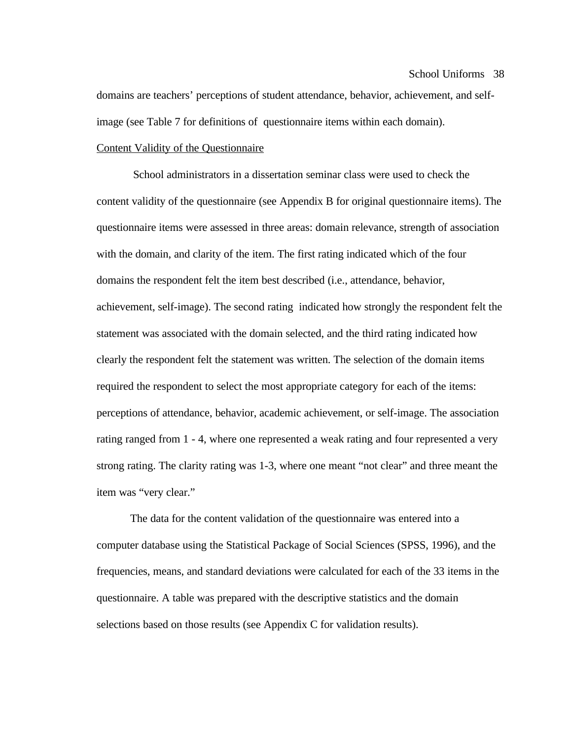domains are teachers' perceptions of student attendance, behavior, achievement, and self-image (see Table 7 for definitions of questionnaire items within each domain).

Content Validity of the Questionnaire

School administrators in a dissertation seminar class were used to check the content validity of the questionnaire (see Appendix B for original questionnaire items). The questionnaire items were assessed in three areas: domain relevance, strength of association with the domain, and clarity of the item. The first rating indicated which of the four domains the respondent felt the item best described (i.e., attendance, behavior, achievement, self-image). The second rating indicated how strongly the respondent felt the statement was associated with the domain selected, and the third rating indicated how clearly the respondent felt the statement was written. The selection of the domain items required the respondent to select the most appropriate category for each of the items: perceptions of attendance, behavior, academic achievement, or self-image. The association rating ranged from 1 - 4, where one represented a weak rating and four represented a very strong rating. The clarity rating was 1-3, where one meant "not clear" and three meant the item was "very clear."

The data for the content validation of the questionnaire was entered into a computer database using the Statistical Package of Social Sciences (SPSS, 1996), and the frequencies, means, and standard deviations were calculated for each of the 33 items in the questionnaire. A table was prepared with the descriptive statistics and the domain selections based on those results (see Appendix C for validation results).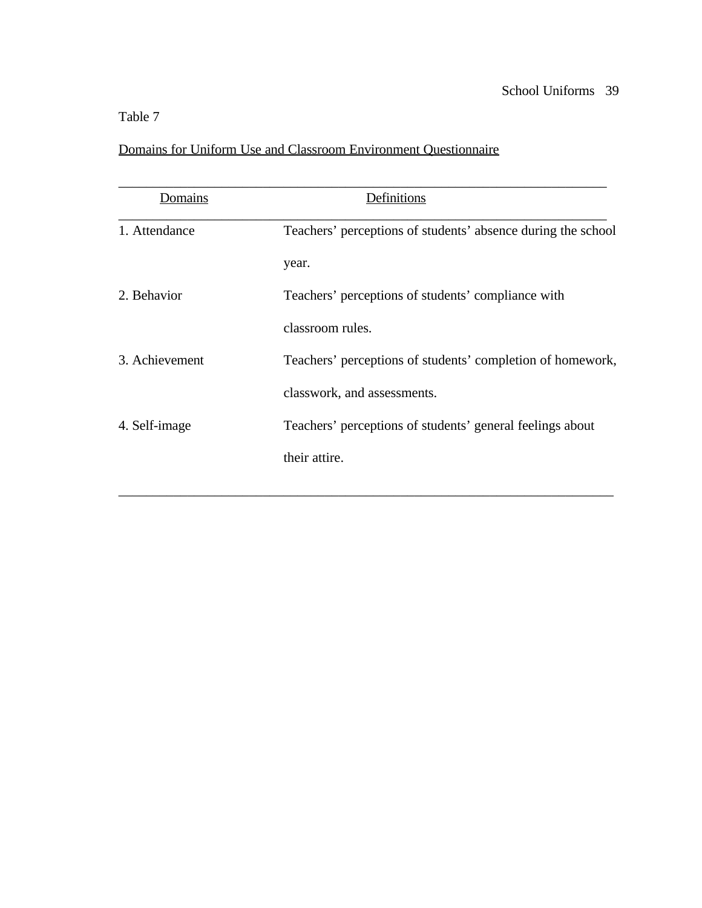Table 7

Domains for Uniform Use and Classroom Environment Questionnaire

| Domains | Definitions |
| --- | --- |
| 1. Attendance | Teachers' perceptions of students' absence during the school year. |
| 2. Behavior | Teachers' perceptions of students' compliance with classroom rules. |
| 3. Achievement | Teachers' perceptions of students' completion of homework, classwork, and assessments. |
| 4. Self-image | Teachers' perceptions of students' general feelings about their attire. |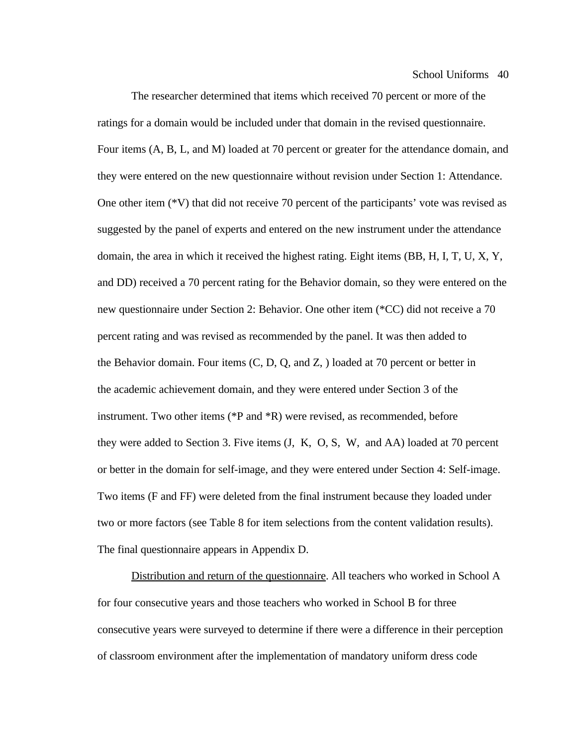The researcher determined that items which received 70 percent or more of the ratings for a domain would be included under that domain in the revised questionnaire. Four items (A, B, L, and M) loaded at 70 percent or greater for the attendance domain, and they were entered on the new questionnaire without revision under Section 1: Attendance. One other item (*V) that did not receive 70 percent of the participants' vote was revised as suggested by the panel of experts and entered on the new instrument under the attendance domain, the area in which it received the highest rating. Eight items (BB, H, I, T, U, X, Y, and DD) received a 70 percent rating for the Behavior domain, so they were entered on the new questionnaire under Section 2: Behavior. One other item (*CC) did not receive a 70 percent rating and was revised as recommended by the panel. It was then added to the Behavior domain. Four items (C, D, Q, and Z, ) loaded at 70 percent or better in the academic achievement domain, and they were entered under Section 3 of the instrument. Two other items (*P and *R) were revised, as recommended, before they were added to Section 3. Five items (J, K, O, S, W, and AA) loaded at 70 percent or better in the domain for self-image, and they were entered under Section 4: Self-image. Two items (F and FF) were deleted from the final instrument because they loaded under two or more factors (see Table 8 for item selections from the content validation results). The final questionnaire appears in Appendix D.

<u>Distribution and return of the questionnaire</u>. All teachers who worked in School A for four consecutive years and those teachers who worked in School B for three consecutive years were surveyed to determine if there were a difference in their perception of classroom environment after the implementation of mandatory uniform dress code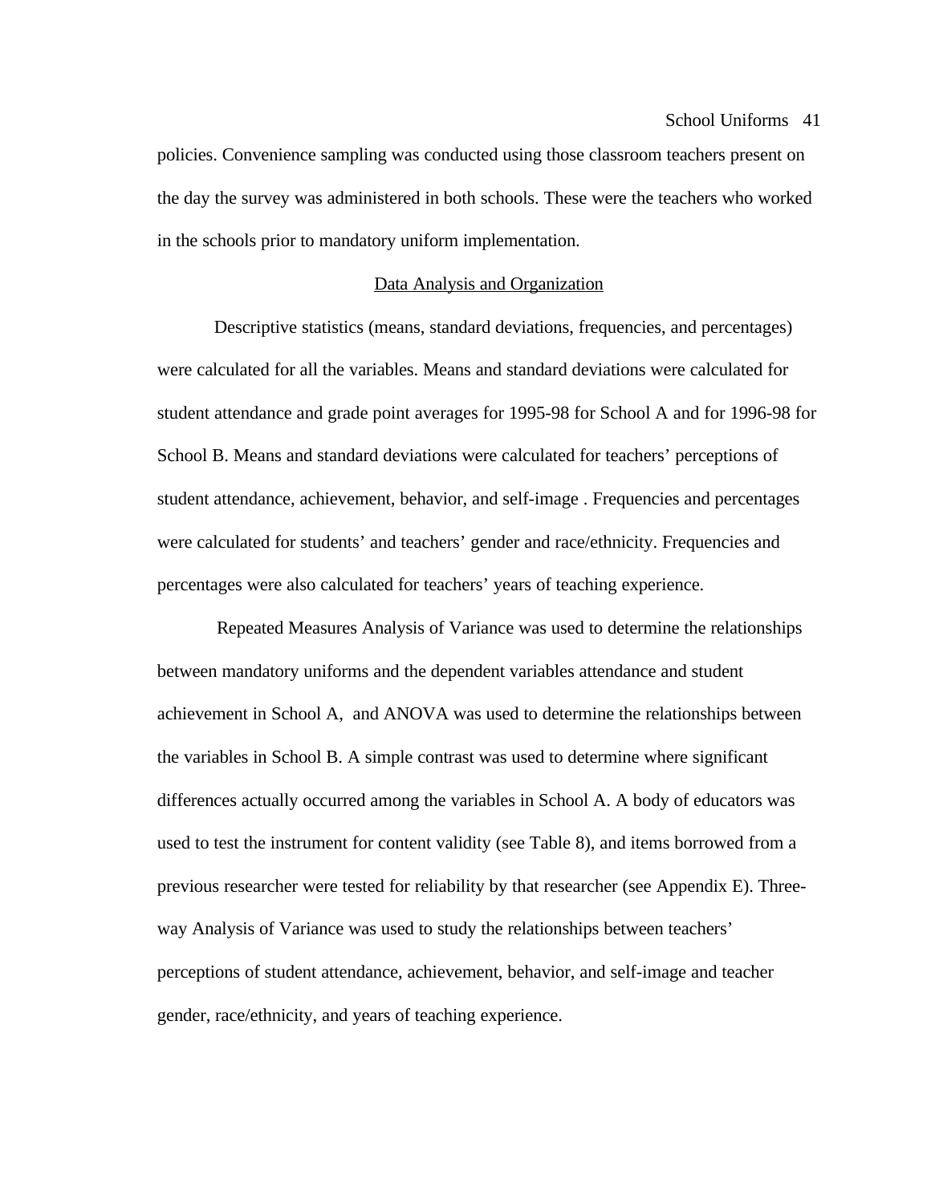policies. Convenience sampling was conducted using those classroom teachers present on the day the survey was administered in both schools. These were the teachers who worked in the schools prior to mandatory uniform implementation.

## Data Analysis and Organization

Descriptive statistics (means, standard deviations, frequencies, and percentages) were calculated for all the variables. Means and standard deviations were calculated for student attendance and grade point averages for 1995-98 for School A and for 1996-98 for School B. Means and standard deviations were calculated for teachers' perceptions of student attendance, achievement, behavior, and self-image . Frequencies and percentages were calculated for students' and teachers' gender and race/ethnicity. Frequencies and percentages were also calculated for teachers' years of teaching experience.

Repeated Measures Analysis of Variance was used to determine the relationships between mandatory uniforms and the dependent variables attendance and student achievement in School A, and ANOVA was used to determine the relationships between the variables in School B. A simple contrast was used to determine where significant differences actually occurred among the variables in School A. A body of educators was used to test the instrument for content validity (see Table 8), and items borrowed from a previous researcher were tested for reliability by that researcher (see Appendix E). Three-way Analysis of Variance was used to study the relationships between teachers' perceptions of student attendance, achievement, behavior, and self-image and teacher gender, race/ethnicity, and years of teaching experience.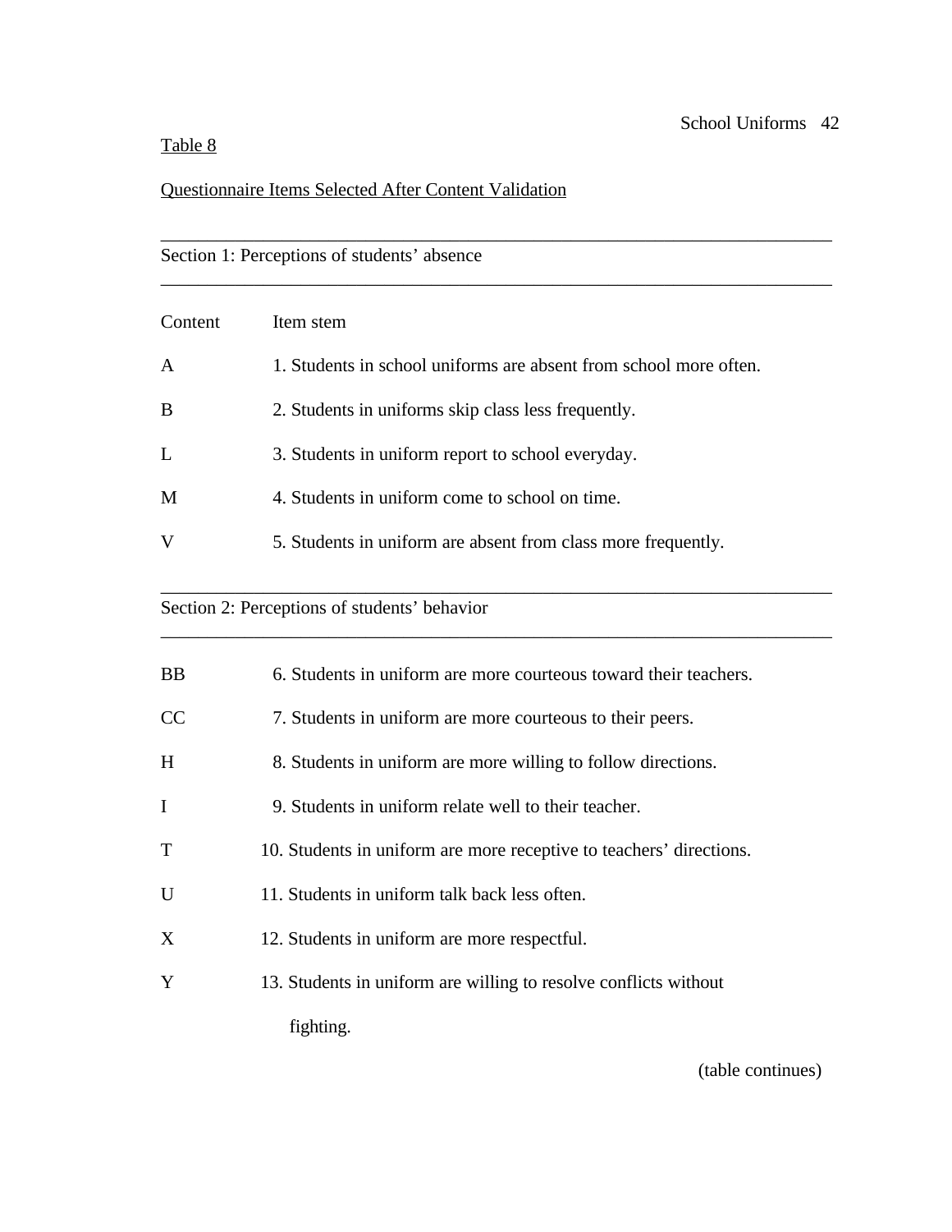Table 8

Questionnaire Items Selected After Content Validation

| Content | Item stem |
|---|---|
| **Section 1: Perceptions of students' absence** | |
| A | 1. Students in school uniforms are absent from school more often. |
| B | 2. Students in uniforms skip class less frequently. |
| L | 3. Students in uniform report to school everyday. |
| M | 4. Students in uniform come to school on time. |
| V | 5. Students in uniform are absent from class more frequently. |
| **Section 2: Perceptions of students' behavior** | |
| BB | 6. Students in uniform are more courteous toward their teachers. |
| CC | 7. Students in uniform are more courteous to their peers. |
| H | 8. Students in uniform are more willing to follow directions. |
| I | 9. Students in uniform relate well to their teacher. |
| T | 10. Students in uniform are more receptive to teachers' directions. |
| U | 11. Students in uniform talk back less often. |
| X | 12. Students in uniform are more respectful. |
| Y | 13. Students in uniform are willing to resolve conflicts without fighting. |

(table continues)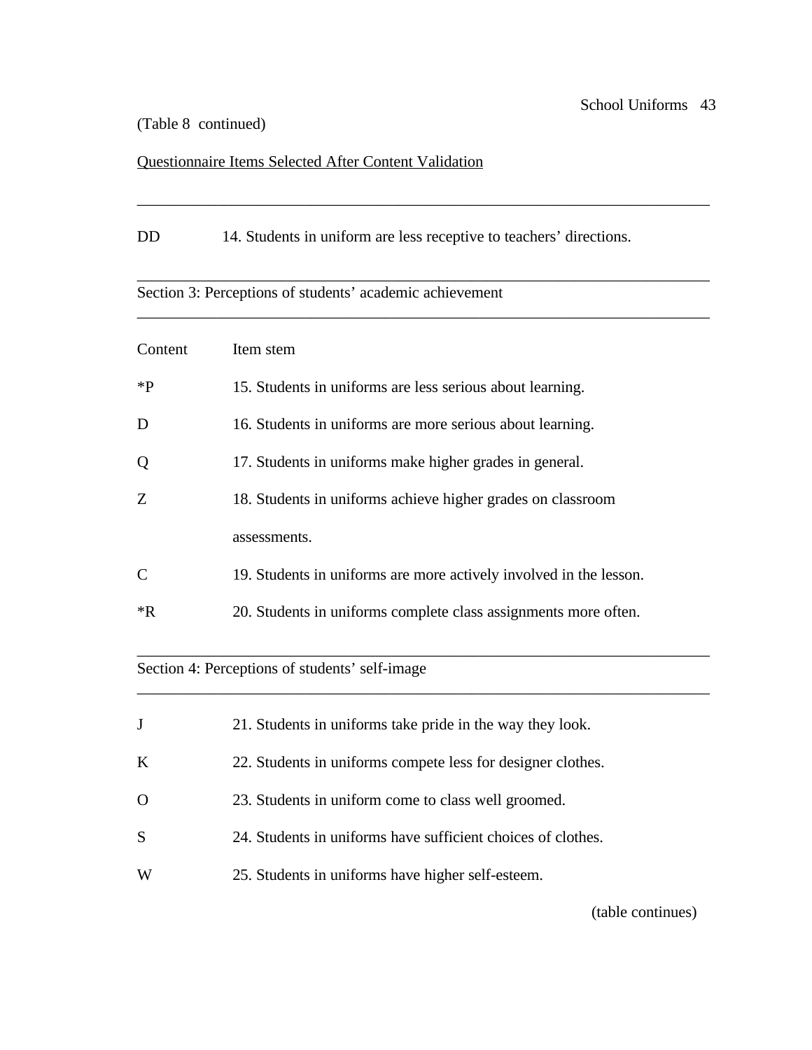(Table 8 continued)

Questionnaire Items Selected After Content Validation

| Content | Item stem |
|---|---|
| DD | 14. Students in uniform are less receptive to teachers' directions. |
| **Section 3: Perceptions of students' academic achievement** | |
| Content | Item stem |
| *P | 15. Students in uniforms are less serious about learning. |
| D | 16. Students in uniforms are more serious about learning. |
| Q | 17. Students in uniforms make higher grades in general. |
| Z | 18. Students in uniforms achieve higher grades on classroom assessments. |
| C | 19. Students in uniforms are more actively involved in the lesson. |
| *R | 20. Students in uniforms complete class assignments more often. |
| **Section 4: Perceptions of students' self-image** | |
| J | 21. Students in uniforms take pride in the way they look. |
| K | 22. Students in uniforms compete less for designer clothes. |
| O | 23. Students in uniform come to class well groomed. |
| S | 24. Students in uniforms have sufficient choices of clothes. |
| W | 25. Students in uniforms have higher self-esteem. |

(table continues)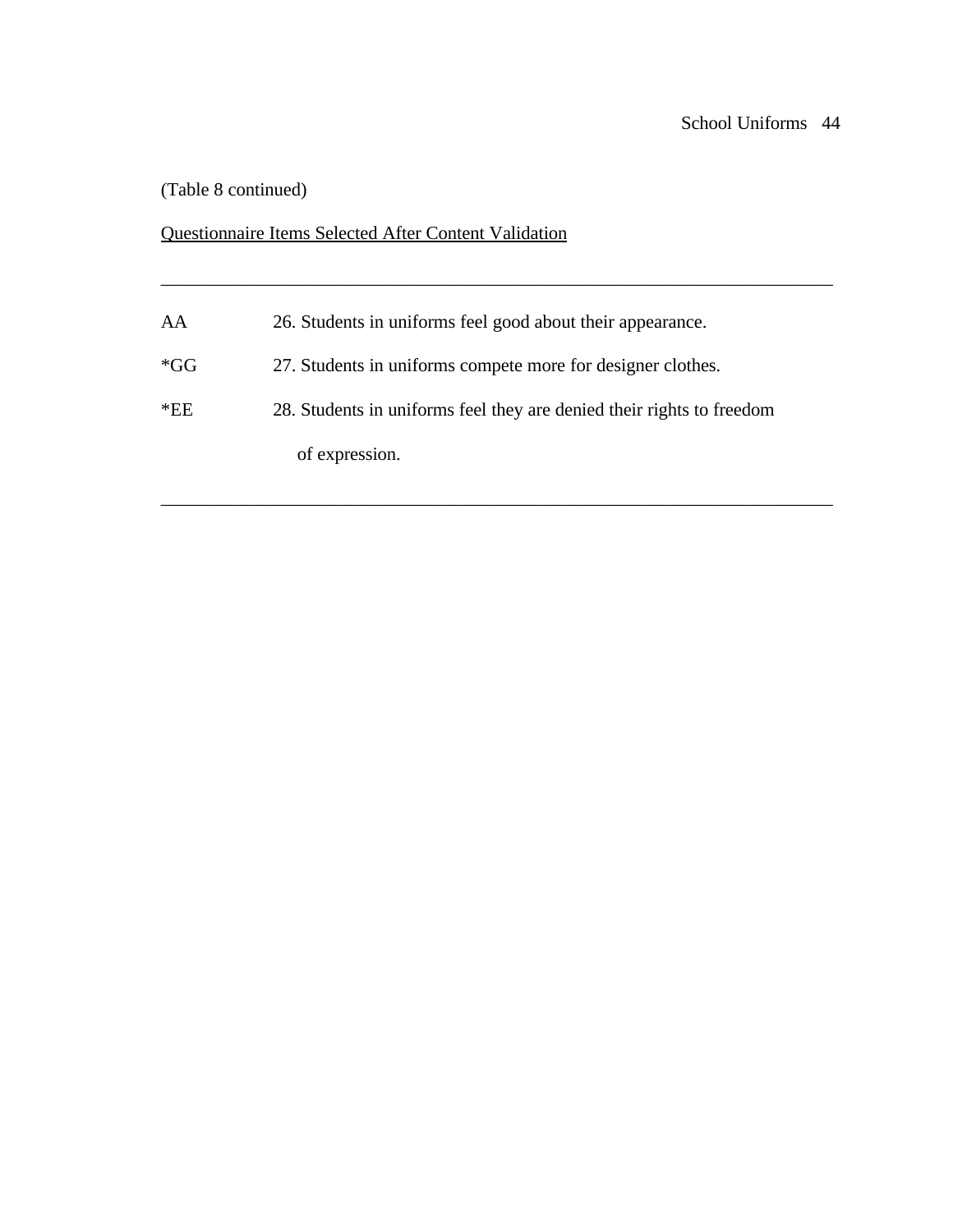(Table 8 continued)

Questionnaire Items Selected After Content Validation

| | |
|---|---|
| AA | 26. Students in uniforms feel good about their appearance. |
| *GG | 27. Students in uniforms compete more for designer clothes. |
| *EE | 28. Students in uniforms feel they are denied their rights to freedom of expression. |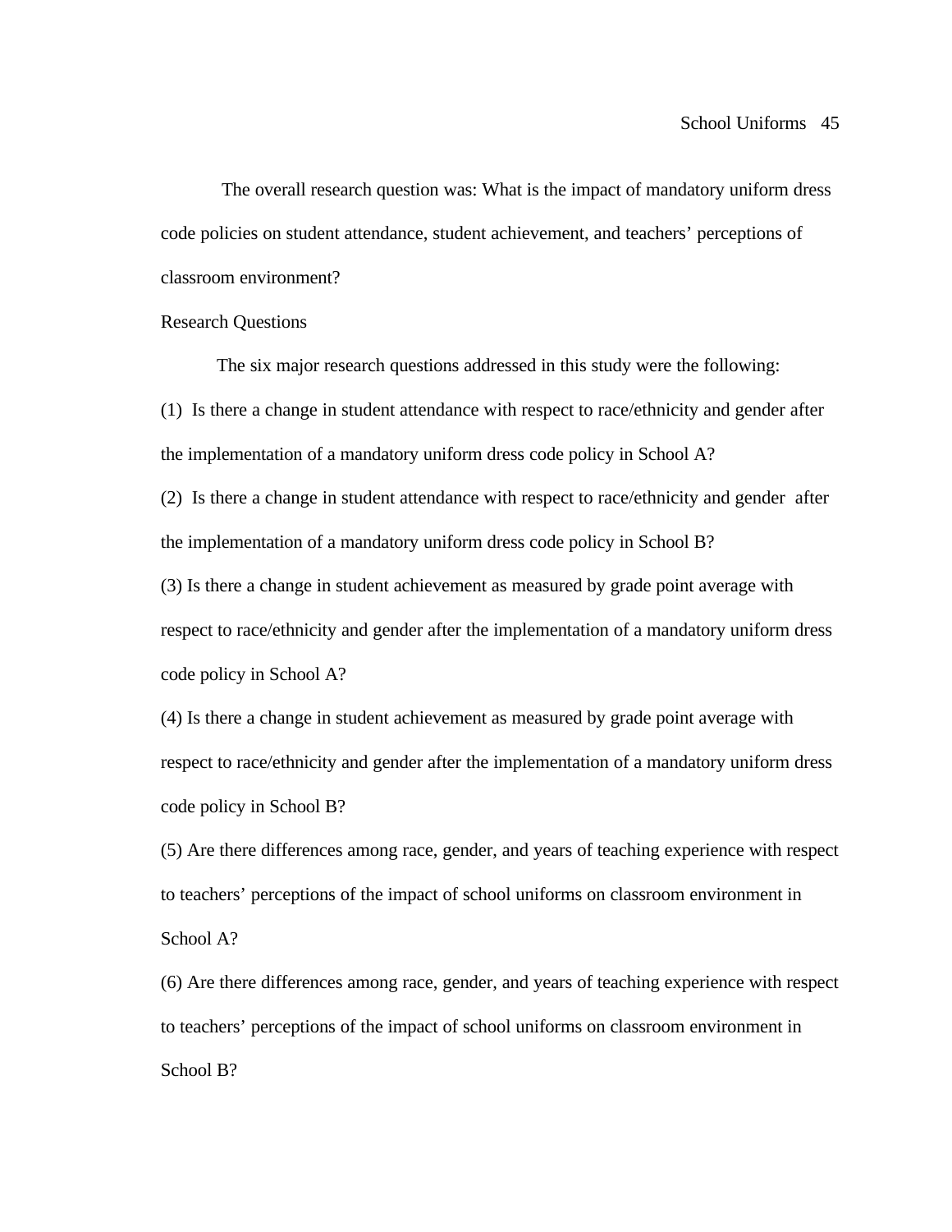The overall research question was: What is the impact of mandatory uniform dress code policies on student attendance, student achievement, and teachers' perceptions of classroom environment?

## Research Questions

The six major research questions addressed in this study were the following:

(1) Is there a change in student attendance with respect to race/ethnicity and gender after the implementation of a mandatory uniform dress code policy in School A?

(2) Is there a change in student attendance with respect to race/ethnicity and gender after the implementation of a mandatory uniform dress code policy in School B?

(3) Is there a change in student achievement as measured by grade point average with respect to race/ethnicity and gender after the implementation of a mandatory uniform dress code policy in School A?

(4) Is there a change in student achievement as measured by grade point average with respect to race/ethnicity and gender after the implementation of a mandatory uniform dress code policy in School B?

(5) Are there differences among race, gender, and years of teaching experience with respect to teachers' perceptions of the impact of school uniforms on classroom environment in School A?

(6) Are there differences among race, gender, and years of teaching experience with respect to teachers' perceptions of the impact of school uniforms on classroom environment in School B?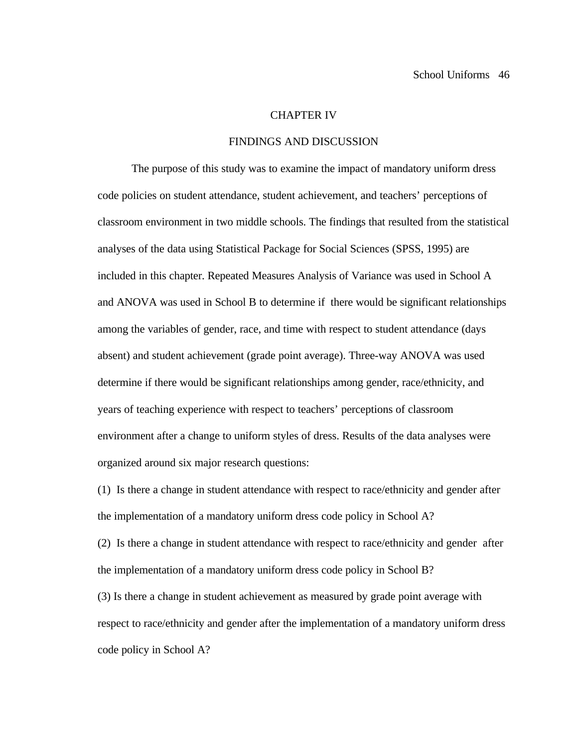# CHAPTER IV

## FINDINGS AND DISCUSSION

The purpose of this study was to examine the impact of mandatory uniform dress code policies on student attendance, student achievement, and teachers' perceptions of classroom environment in two middle schools. The findings that resulted from the statistical analyses of the data using Statistical Package for Social Sciences (SPSS, 1995) are included in this chapter. Repeated Measures Analysis of Variance was used in School A and ANOVA was used in School B to determine if there would be significant relationships among the variables of gender, race, and time with respect to student attendance (days absent) and student achievement (grade point average). Three-way ANOVA was used determine if there would be significant relationships among gender, race/ethnicity, and years of teaching experience with respect to teachers' perceptions of classroom environment after a change to uniform styles of dress. Results of the data analyses were organized around six major research questions:

(1) Is there a change in student attendance with respect to race/ethnicity and gender after the implementation of a mandatory uniform dress code policy in School A?

(2) Is there a change in student attendance with respect to race/ethnicity and gender after the implementation of a mandatory uniform dress code policy in School B?

(3) Is there a change in student achievement as measured by grade point average with respect to race/ethnicity and gender after the implementation of a mandatory uniform dress code policy in School A?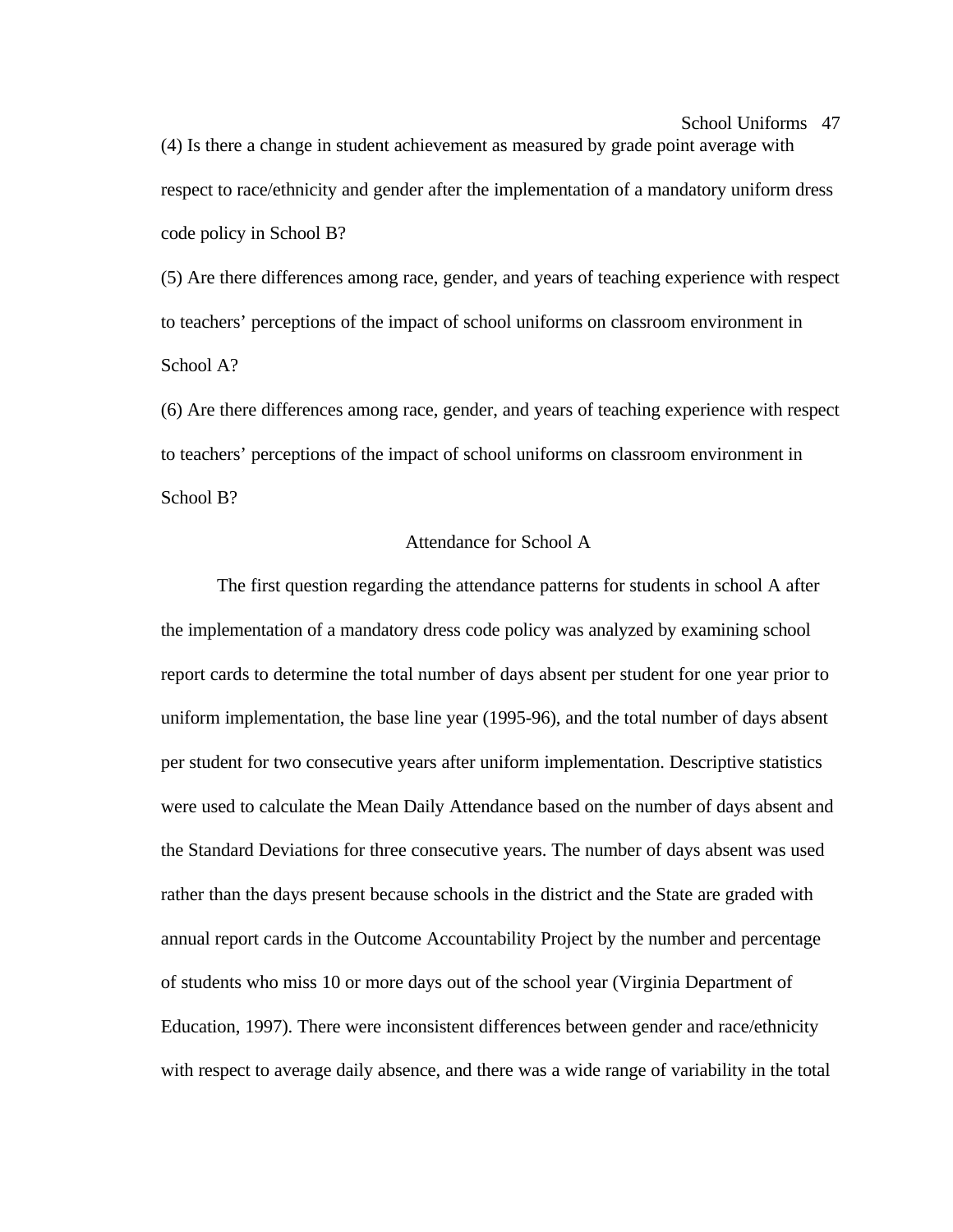(4) Is there a change in student achievement as measured by grade point average with respect to race/ethnicity and gender after the implementation of a mandatory uniform dress code policy in School B?

(5) Are there differences among race, gender, and years of teaching experience with respect to teachers' perceptions of the impact of school uniforms on classroom environment in School A?

(6) Are there differences among race, gender, and years of teaching experience with respect to teachers' perceptions of the impact of school uniforms on classroom environment in School B?

## Attendance for School A

The first question regarding the attendance patterns for students in school A after the implementation of a mandatory dress code policy was analyzed by examining school report cards to determine the total number of days absent per student for one year prior to uniform implementation, the base line year (1995-96), and the total number of days absent per student for two consecutive years after uniform implementation. Descriptive statistics were used to calculate the Mean Daily Attendance based on the number of days absent and the Standard Deviations for three consecutive years. The number of days absent was used rather than the days present because schools in the district and the State are graded with annual report cards in the Outcome Accountability Project by the number and percentage of students who miss 10 or more days out of the school year (Virginia Department of Education, 1997). There were inconsistent differences between gender and race/ethnicity with respect to average daily absence, and there was a wide range of variability in the total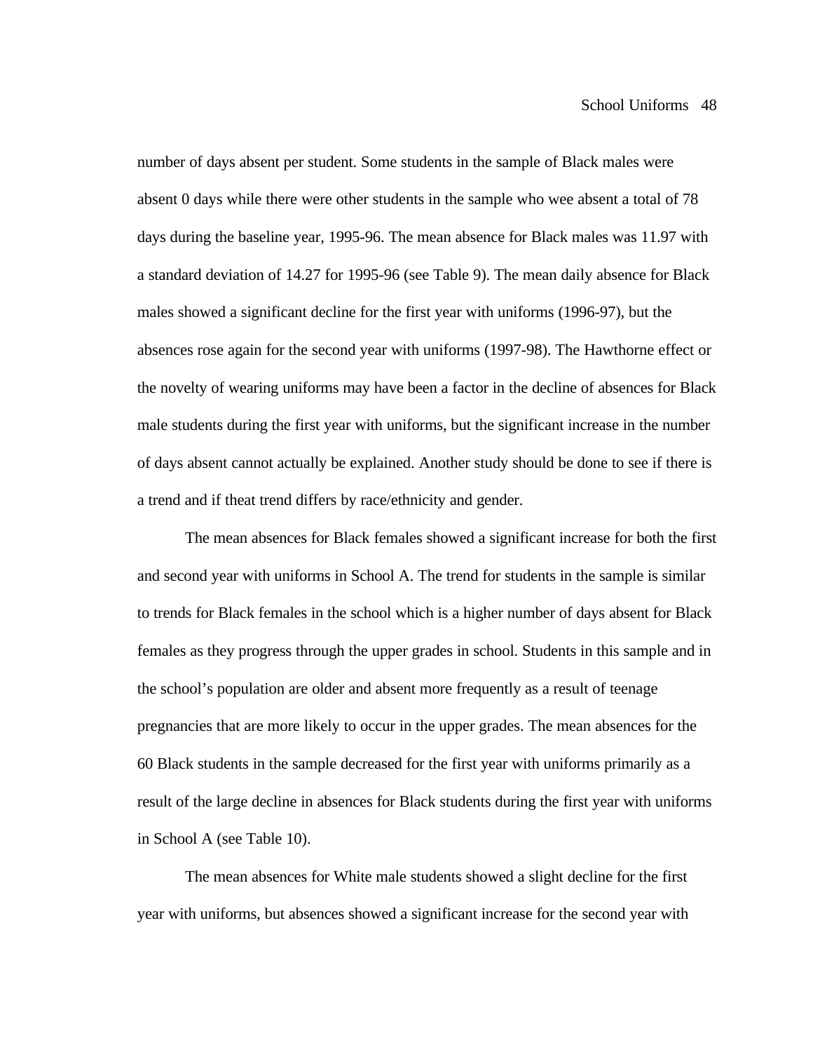number of days absent per student. Some students in the sample of Black males were absent 0 days while there were other students in the sample who wee absent a total of 78 days during the baseline year, 1995-96. The mean absence for Black males was 11.97 with a standard deviation of 14.27 for 1995-96 (see Table 9). The mean daily absence for Black males showed a significant decline for the first year with uniforms (1996-97), but the absences rose again for the second year with uniforms (1997-98). The Hawthorne effect or the novelty of wearing uniforms may have been a factor in the decline of absences for Black male students during the first year with uniforms, but the significant increase in the number of days absent cannot actually be explained. Another study should be done to see if there is a trend and if theat trend differs by race/ethnicity and gender.

The mean absences for Black females showed a significant increase for both the first and second year with uniforms in School A. The trend for students in the sample is similar to trends for Black females in the school which is a higher number of days absent for Black females as they progress through the upper grades in school. Students in this sample and in the school's population are older and absent more frequently as a result of teenage pregnancies that are more likely to occur in the upper grades. The mean absences for the 60 Black students in the sample decreased for the first year with uniforms primarily as a result of the large decline in absences for Black students during the first year with uniforms in School A (see Table 10).

The mean absences for White male students showed a slight decline for the first year with uniforms, but absences showed a significant increase for the second year with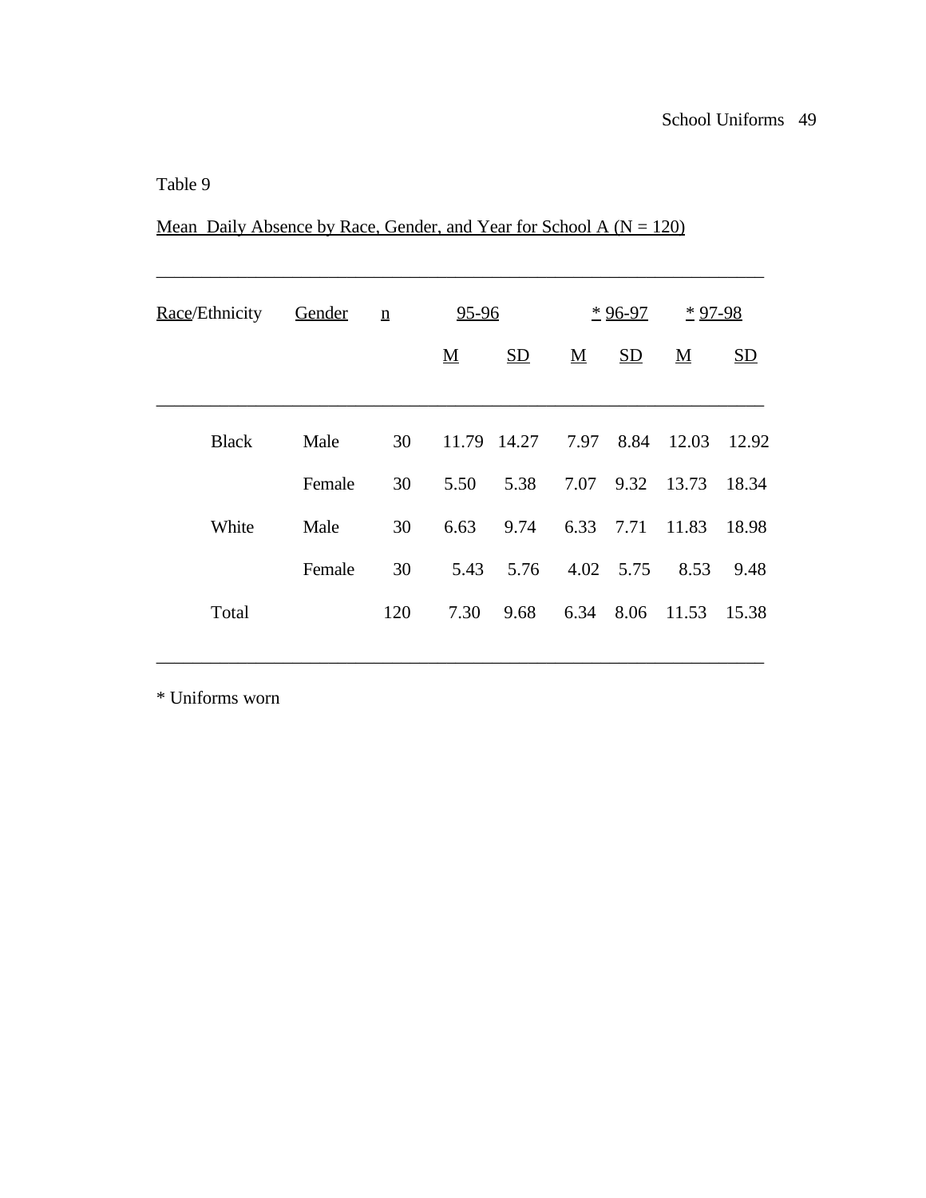Table 9

Mean Daily Absence by Race, Gender, and Year for School A (N = 120)

| Race/Ethnicity | Gender | n | 95-96 | | * 96-97 | | * 97-98 | |
|---|---|---|---|---|---|---|---|---|
| | | | M | SD | M | SD | M | SD |
| Black | Male | 30 | 11.79 | 14.27 | 7.97 | 8.84 | 12.03 | 12.92 |
| | Female | 30 | 5.50 | 5.38 | 7.07 | 9.32 | 13.73 | 18.34 |
| White | Male | 30 | 6.63 | 9.74 | 6.33 | 7.71 | 11.83 | 18.98 |
| | Female | 30 | 5.43 | 5.76 | 4.02 | 5.75 | 8.53 | 9.48 |
| Total | | 120 | 7.30 | 9.68 | 6.34 | 8.06 | 11.53 | 15.38 |

* Uniforms worn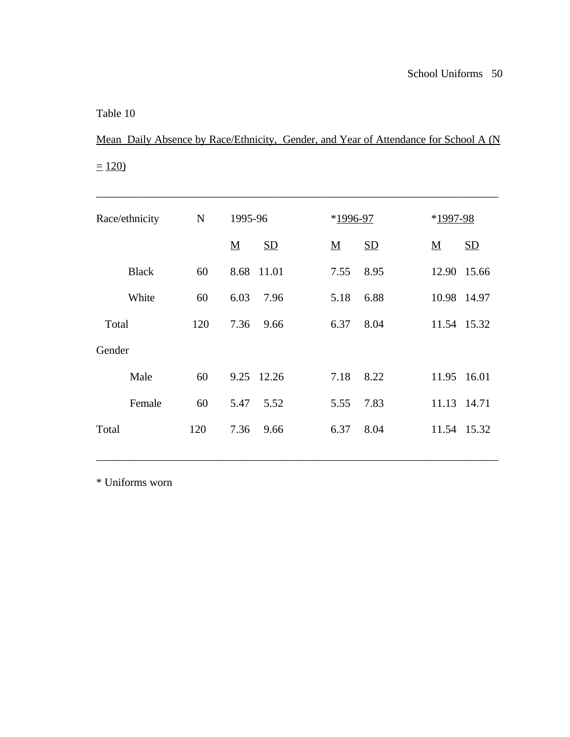Table 10

Mean Daily Absence by Race/Ethnicity, Gender, and Year of Attendance for School A (N = 120)

| Race/ethnicity | N | 1995-96 | | *1996-97 | | *1997-98 | |
|---|---|---|---|---|---|---|---|
| | | M | SD | M | SD | M | SD |
| Black | 60 | 8.68 | 11.01 | 7.55 | 8.95 | 12.90 | 15.66 |
| White | 60 | 6.03 | 7.96 | 5.18 | 6.88 | 10.98 | 14.97 |
| Total | 120 | 7.36 | 9.66 | 6.37 | 8.04 | 11.54 | 15.32 |
| Gender | | | | | | | |
| Male | 60 | 9.25 | 12.26 | 7.18 | 8.22 | 11.95 | 16.01 |
| Female | 60 | 5.47 | 5.52 | 5.55 | 7.83 | 11.13 | 14.71 |
| Total | 120 | 7.36 | 9.66 | 6.37 | 8.04 | 11.54 | 15.32 |

* Uniforms worn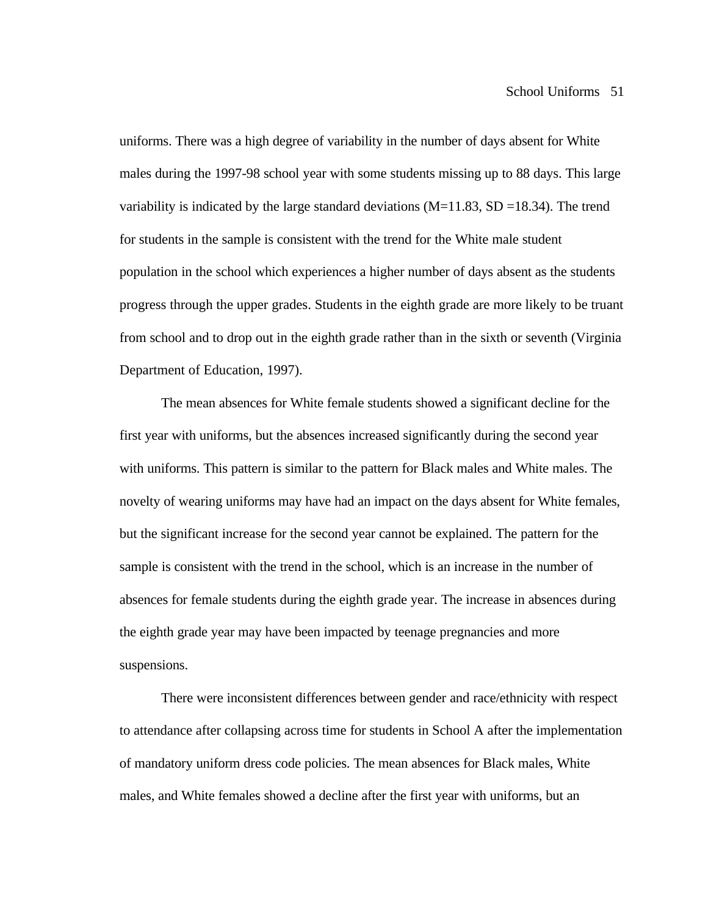uniforms. There was a high degree of variability in the number of days absent for White males during the 1997-98 school year with some students missing up to 88 days. This large variability is indicated by the large standard deviations (M=11.83, SD =18.34). The trend for students in the sample is consistent with the trend for the White male student population in the school which experiences a higher number of days absent as the students progress through the upper grades. Students in the eighth grade are more likely to be truant from school and to drop out in the eighth grade rather than in the sixth or seventh (Virginia Department of Education, 1997).

The mean absences for White female students showed a significant decline for the first year with uniforms, but the absences increased significantly during the second year with uniforms. This pattern is similar to the pattern for Black males and White males. The novelty of wearing uniforms may have had an impact on the days absent for White females, but the significant increase for the second year cannot be explained. The pattern for the sample is consistent with the trend in the school, which is an increase in the number of absences for female students during the eighth grade year. The increase in absences during the eighth grade year may have been impacted by teenage pregnancies and more suspensions.

There were inconsistent differences between gender and race/ethnicity with respect to attendance after collapsing across time for students in School A after the implementation of mandatory uniform dress code policies. The mean absences for Black males, White males, and White females showed a decline after the first year with uniforms, but an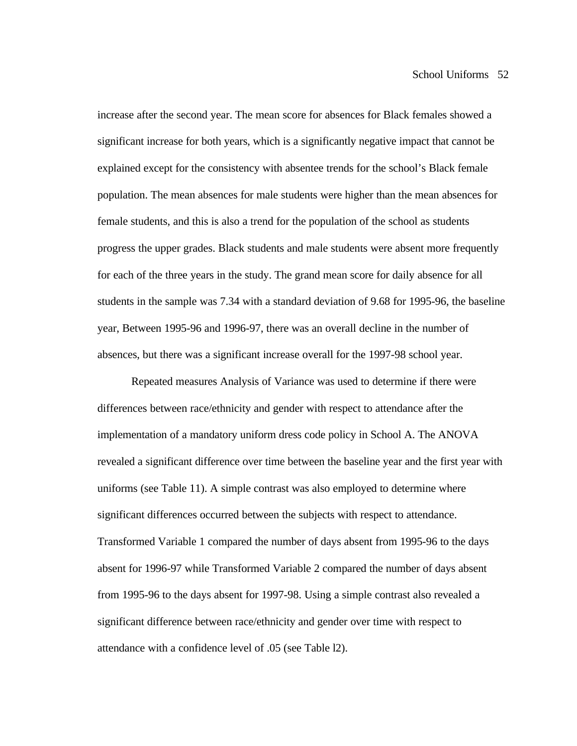increase after the second year. The mean score for absences for Black females showed a significant increase for both years, which is a significantly negative impact that cannot be explained except for the consistency with absentee trends for the school's Black female population. The mean absences for male students were higher than the mean absences for female students, and this is also a trend for the population of the school as students progress the upper grades. Black students and male students were absent more frequently for each of the three years in the study. The grand mean score for daily absence for all students in the sample was 7.34 with a standard deviation of 9.68 for 1995-96, the baseline year, Between 1995-96 and 1996-97, there was an overall decline in the number of absences, but there was a significant increase overall for the 1997-98 school year.

Repeated measures Analysis of Variance was used to determine if there were differences between race/ethnicity and gender with respect to attendance after the implementation of a mandatory uniform dress code policy in School A. The ANOVA revealed a significant difference over time between the baseline year and the first year with uniforms (see Table 11). A simple contrast was also employed to determine where significant differences occurred between the subjects with respect to attendance. Transformed Variable 1 compared the number of days absent from 1995-96 to the days absent for 1996-97 while Transformed Variable 2 compared the number of days absent from 1995-96 to the days absent for 1997-98. Using a simple contrast also revealed a significant difference between race/ethnicity and gender over time with respect to attendance with a confidence level of .05 (see Table l2).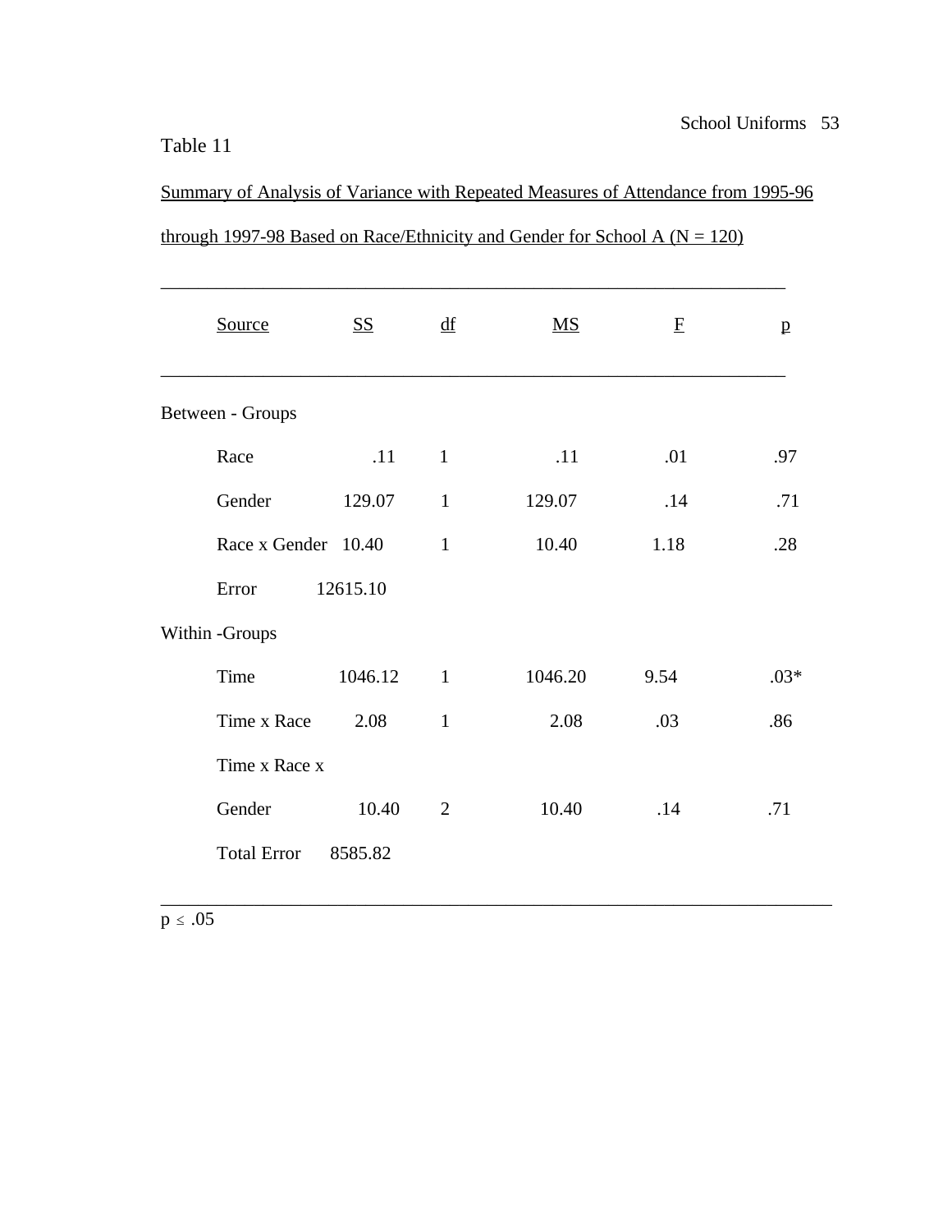Table 11

Summary of Analysis of Variance with Repeated Measures of Attendance from 1995-96 through 1997-98 Based on Race/Ethnicity and Gender for School A (N = 120)

| Source | SS | df | MS | F | p |
|---|---|---|---|---|---|
| Between - Groups | | | | | |
| Race | .11 | 1 | .11 | .01 | .97 |
| Gender | 129.07 | 1 | 129.07 | .14 | .71 |
| Race x Gender | 10.40 | 1 | 10.40 | 1.18 | .28 |
| Error | 12615.10 | | | | |
| Within -Groups | | | | | |
| Time | 1046.12 | 1 | 1046.20 | 9.54 | .03* |
| Time x Race | 2.08 | 1 | 2.08 | .03 | .86 |
| Time x Race x Gender | 10.40 | 2 | 10.40 | .14 | .71 |
| Total Error | 8585.82 | | | | |

$p \leq .05$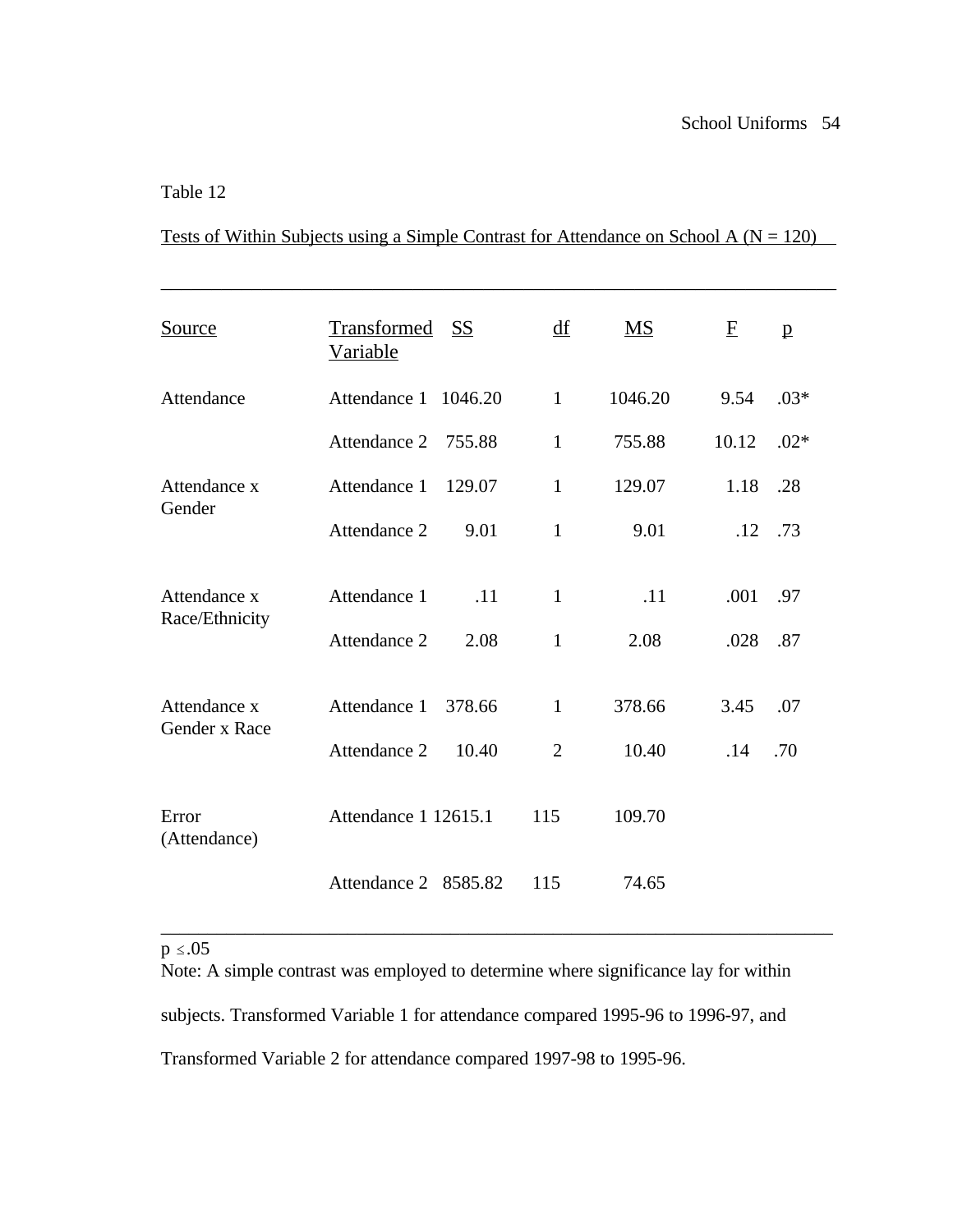Table 12

Tests of Within Subjects using a Simple Contrast for Attendance on School A (N = 120)

| Source | Transformed Variable | SS | df | MS | F | p |
|---|---|---|---|---|---|---|
| Attendance | Attendance 1 | 1046.20 | 1 | 1046.20 | 9.54 | .03* |
| | Attendance 2 | 755.88 | 1 | 755.88 | 10.12 | .02* |
| Attendance x Gender | Attendance 1 | 129.07 | 1 | 129.07 | 1.18 | .28 |
| | Attendance 2 | 9.01 | 1 | 9.01 | .12 | .73 |
| Attendance x Race/Ethnicity | Attendance 1 | .11 | 1 | .11 | .001 | .97 |
| | Attendance 2 | 2.08 | 1 | 2.08 | .028 | .87 |
| Attendance x Gender x Race | Attendance 1 | 378.66 | 1 | 378.66 | 3.45 | .07 |
| | Attendance 2 | 10.40 | 2 | 10.40 | .14 | .70 |
| Error (Attendance) | Attendance 1 | 12615.1 | 115 | 109.70 | | |
| | Attendance 2 | 8585.82 | 115 | 74.65 | | |

$p \leq .05$

Note: A simple contrast was employed to determine where significance lay for within subjects. Transformed Variable 1 for attendance compared 1995-96 to 1996-97, and Transformed Variable 2 for attendance compared 1997-98 to 1995-96.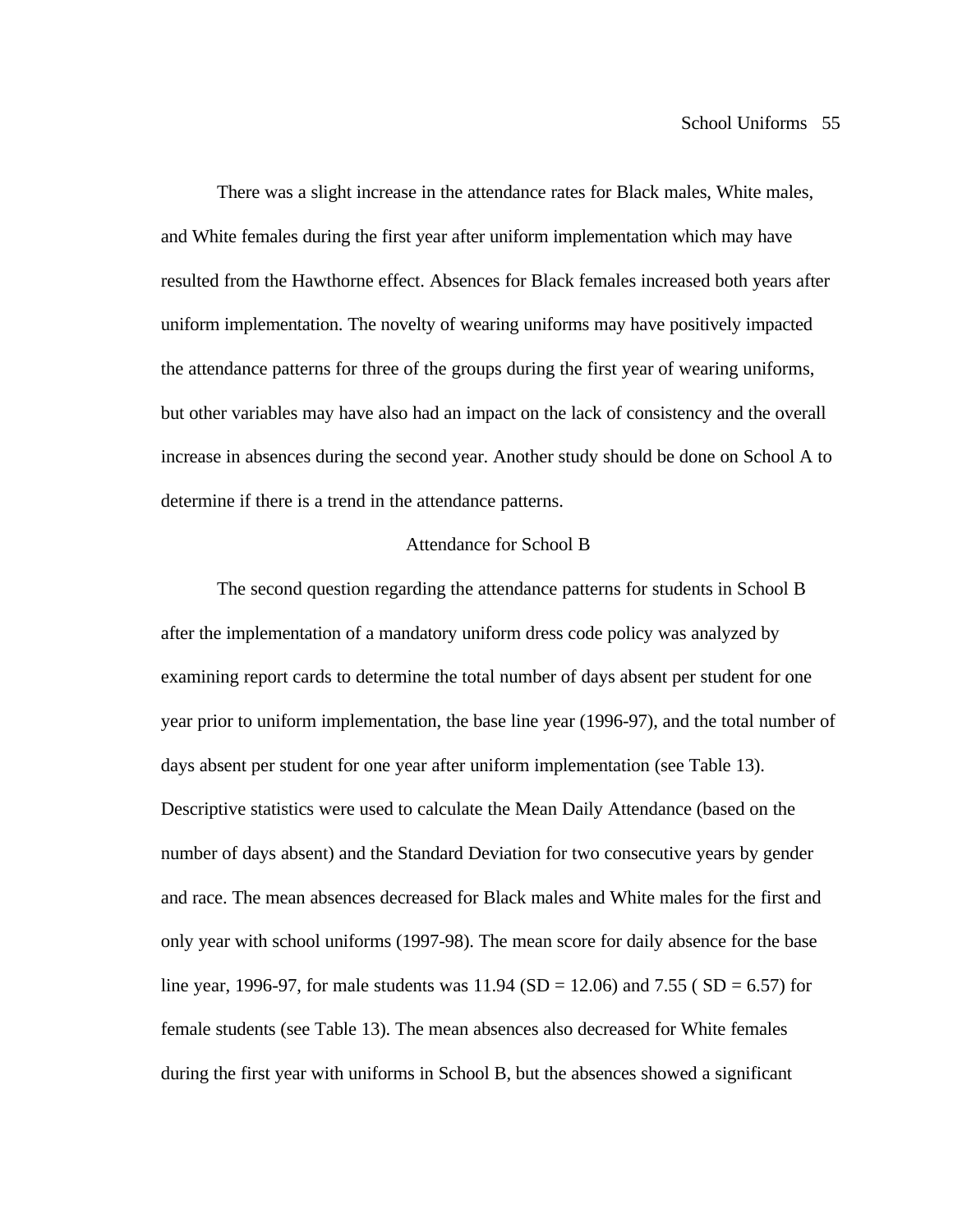There was a slight increase in the attendance rates for Black males, White males, and White females during the first year after uniform implementation which may have resulted from the Hawthorne effect. Absences for Black females increased both years after uniform implementation. The novelty of wearing uniforms may have positively impacted the attendance patterns for three of the groups during the first year of wearing uniforms, but other variables may have also had an impact on the lack of consistency and the overall increase in absences during the second year. Another study should be done on School A to determine if there is a trend in the attendance patterns.

## Attendance for School B

The second question regarding the attendance patterns for students in School B after the implementation of a mandatory uniform dress code policy was analyzed by examining report cards to determine the total number of days absent per student for one year prior to uniform implementation, the base line year (1996-97), and the total number of days absent per student for one year after uniform implementation (see Table 13). Descriptive statistics were used to calculate the Mean Daily Attendance (based on the number of days absent) and the Standard Deviation for two consecutive years by gender and race. The mean absences decreased for Black males and White males for the first and only year with school uniforms (1997-98). The mean score for daily absence for the base line year, 1996-97, for male students was 11.94 (SD = 12.06) and 7.55 ( SD = 6.57) for female students (see Table 13). The mean absences also decreased for White females during the first year with uniforms in School B, but the absences showed a significant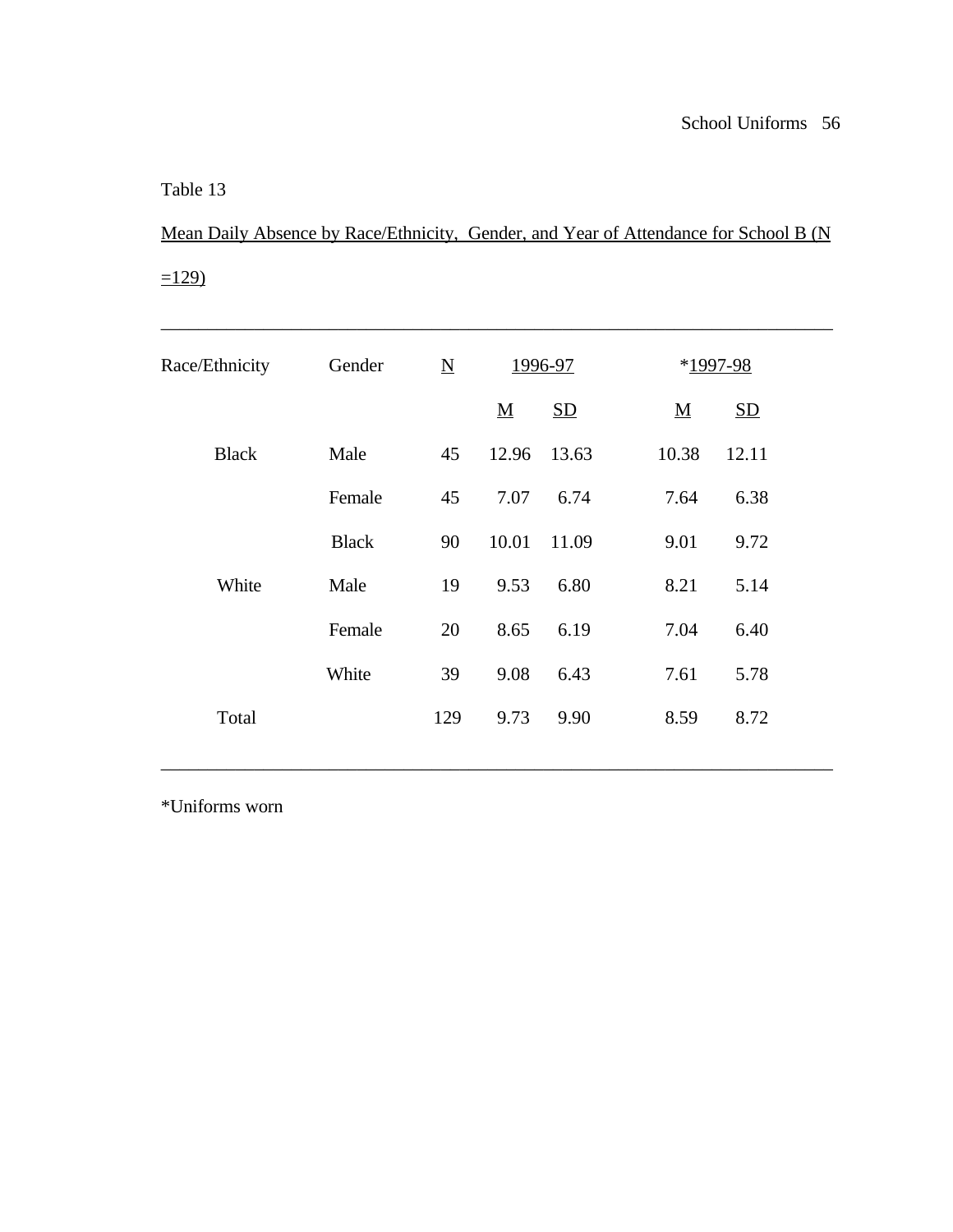Table 13

Mean Daily Absence by Race/Ethnicity, Gender, and Year of Attendance for School B (N =129)

| Race/Ethnicity | Gender | N | 1996-97 | | *1997-98 | |
|---|---|---|---|---|---|---|
| | | | M | SD | M | SD |
| Black | Male | 45 | 12.96 | 13.63 | 10.38 | 12.11 |
| | Female | 45 | 7.07 | 6.74 | 7.64 | 6.38 |
| | Black | 90 | 10.01 | 11.09 | 9.01 | 9.72 |
| White | Male | 19 | 9.53 | 6.80 | 8.21 | 5.14 |
| | Female | 20 | 8.65 | 6.19 | 7.04 | 6.40 |
| | White | 39 | 9.08 | 6.43 | 7.61 | 5.78 |
| Total | | 129 | 9.73 | 9.90 | 8.59 | 8.72 |

*Uniforms worn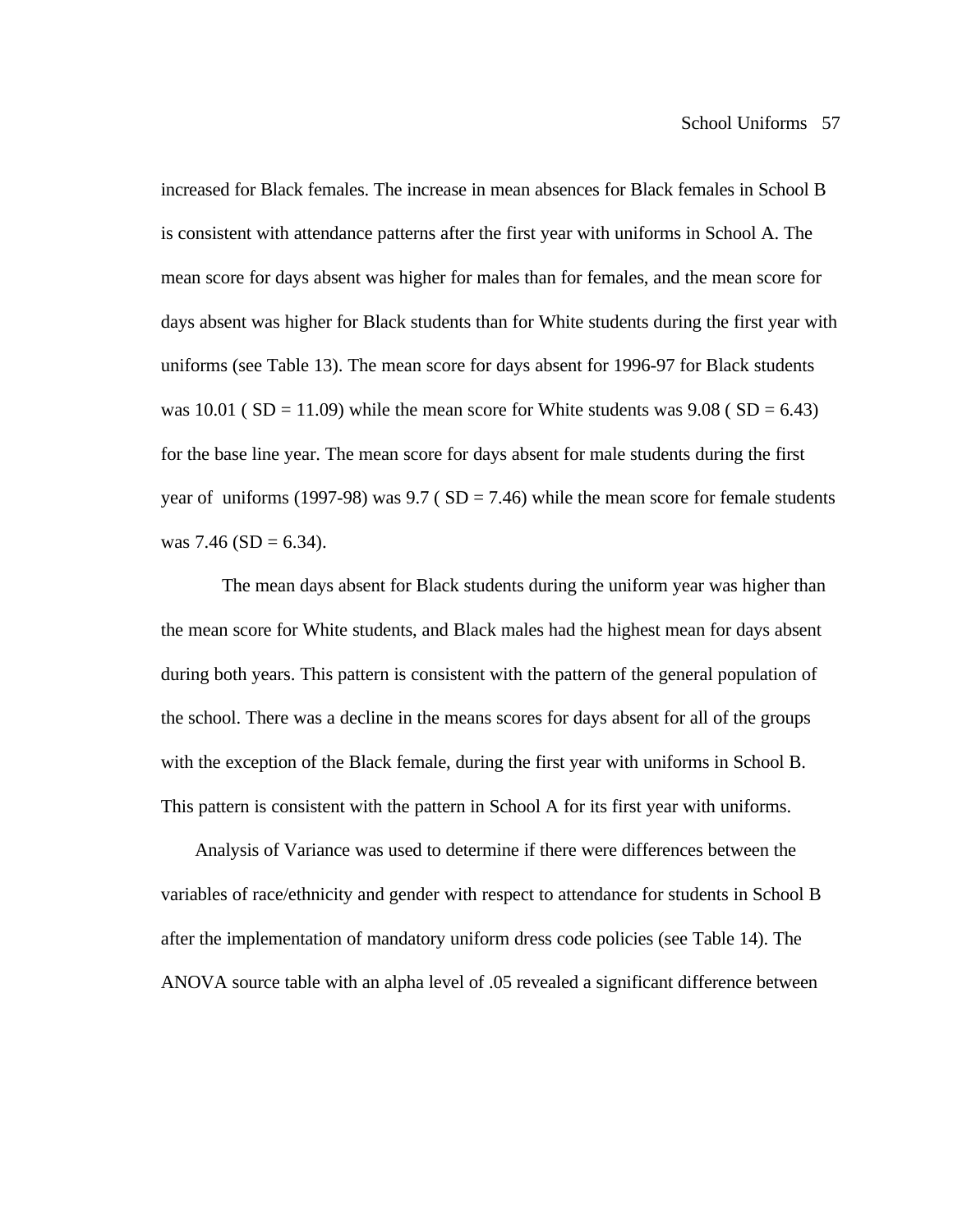increased for Black females. The increase in mean absences for Black females in School B is consistent with attendance patterns after the first year with uniforms in School A. The mean score for days absent was higher for males than for females, and the mean score for days absent was higher for Black students than for White students during the first year with uniforms (see Table 13). The mean score for days absent for 1996-97 for Black students was 10.01 ( SD = 11.09) while the mean score for White students was 9.08 ( SD = 6.43) for the base line year. The mean score for days absent for male students during the first year of  uniforms (1997-98) was 9.7 ( SD = 7.46) while the mean score for female students was 7.46 (SD = 6.34).

The mean days absent for Black students during the uniform year was higher than the mean score for White students, and Black males had the highest mean for days absent during both years. This pattern is consistent with the pattern of the general population of the school. There was a decline in the means scores for days absent for all of the groups with the exception of the Black female, during the first year with uniforms in School B. This pattern is consistent with the pattern in School A for its first year with uniforms.

Analysis of Variance was used to determine if there were differences between the variables of race/ethnicity and gender with respect to attendance for students in School B after the implementation of mandatory uniform dress code policies (see Table 14). The ANOVA source table with an alpha level of .05 revealed a significant difference between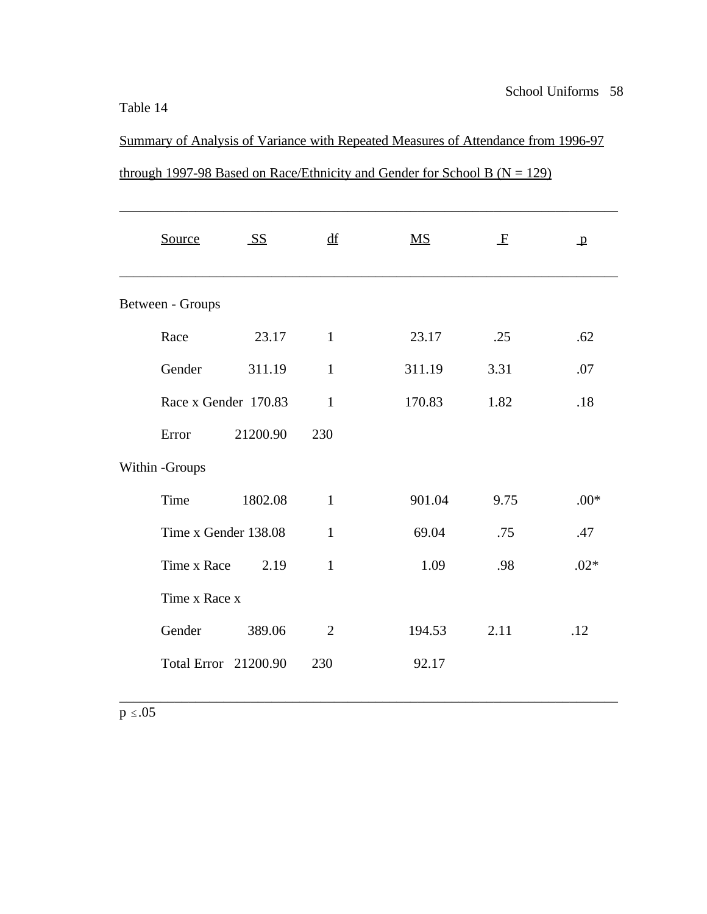Table 14

Summary of Analysis of Variance with Repeated Measures of Attendance from 1996-97 through 1997-98 Based on Race/Ethnicity and Gender for School B (N = 129)

| Source | SS | df | MS | F | p |
|---|---|---|---|---|---|
| Between - Groups | | | | | |
| Race | 23.17 | 1 | 23.17 | .25 | .62 |
| Gender | 311.19 | 1 | 311.19 | 3.31 | .07 |
| Race x Gender | 170.83 | 1 | 170.83 | 1.82 | .18 |
| Error | 21200.90 | 230 | | | |
| Within -Groups | | | | | |
| Time | 1802.08 | 1 | 901.04 | 9.75 | .00* |
| Time x Gender | 138.08 | 1 | 69.04 | .75 | .47 |
| Time x Race | 2.19 | 1 | 1.09 | .98 | .02* |
| Time x Race x Gender | 389.06 | 2 | 194.53 | 2.11 | .12 |
| Total Error | 21200.90 | 230 | 92.17 | | |

$p \leq .05$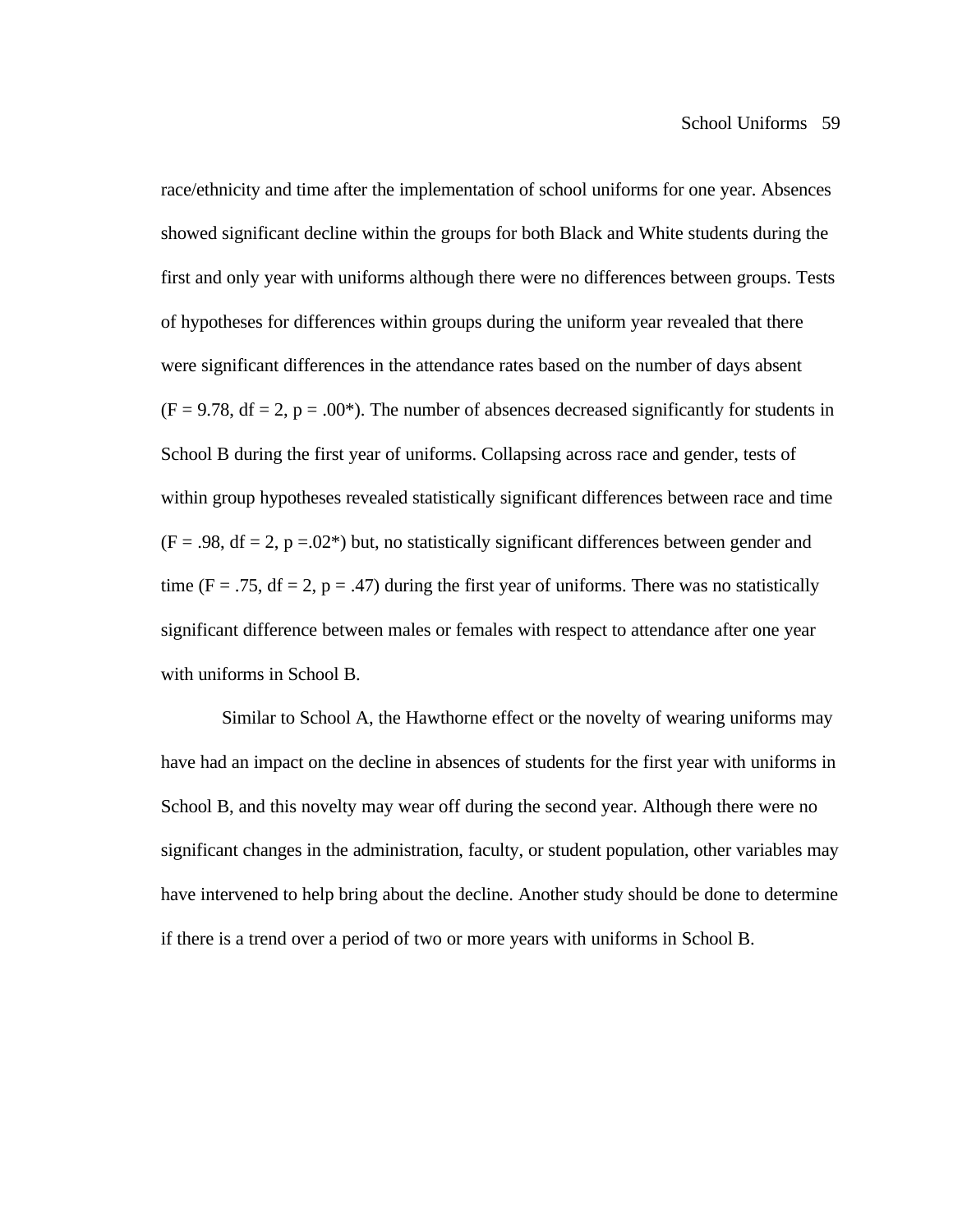race/ethnicity and time after the implementation of school uniforms for one year. Absences showed significant decline within the groups for both Black and White students during the first and only year with uniforms although there were no differences between groups. Tests of hypotheses for differences within groups during the uniform year revealed that there were significant differences in the attendance rates based on the number of days absent ($F = 9.78$, $df = 2$, $p = .00$*). The number of absences decreased significantly for students in School B during the first year of uniforms. Collapsing across race and gender, tests of within group hypotheses revealed statistically significant differences between race and time ($F = .98$, $df = 2$, $p = .02$*) but, no statistically significant differences between gender and time ($F = .75$, $df = 2$, $p = .47$) during the first year of uniforms. There was no statistically significant difference between males or females with respect to attendance after one year with uniforms in School B.

Similar to School A, the Hawthorne effect or the novelty of wearing uniforms may have had an impact on the decline in absences of students for the first year with uniforms in School B, and this novelty may wear off during the second year. Although there were no significant changes in the administration, faculty, or student population, other variables may have intervened to help bring about the decline. Another study should be done to determine if there is a trend over a period of two or more years with uniforms in School B.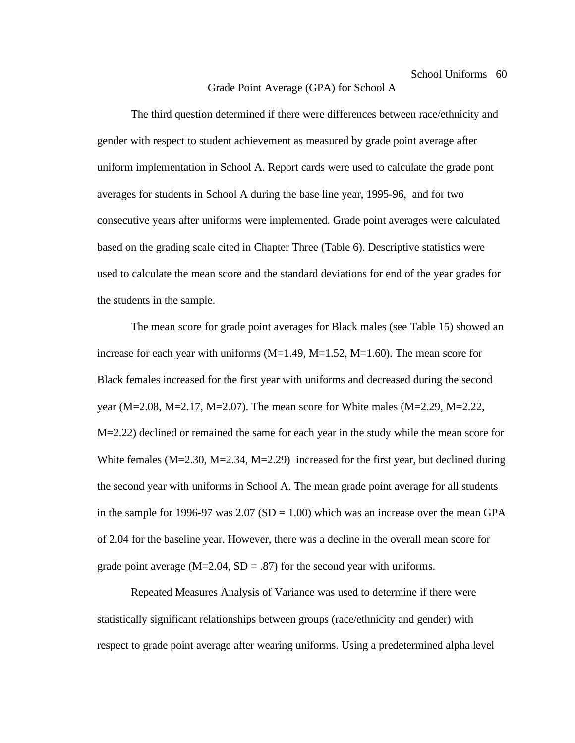## Grade Point Average (GPA) for School A

The third question determined if there were differences between race/ethnicity and gender with respect to student achievement as measured by grade point average after uniform implementation in School A. Report cards were used to calculate the grade pont averages for students in School A during the base line year, 1995-96, and for two consecutive years after uniforms were implemented. Grade point averages were calculated based on the grading scale cited in Chapter Three (Table 6). Descriptive statistics were used to calculate the mean score and the standard deviations for end of the year grades for the students in the sample.

The mean score for grade point averages for Black males (see Table 15) showed an increase for each year with uniforms (M=1.49, M=1.52, M=1.60). The mean score for Black females increased for the first year with uniforms and decreased during the second year (M=2.08, M=2.17, M=2.07). The mean score for White males (M=2.29, M=2.22, M=2.22) declined or remained the same for each year in the study while the mean score for White females (M=2.30, M=2.34, M=2.29) increased for the first year, but declined during the second year with uniforms in School A. The mean grade point average for all students in the sample for 1996-97 was 2.07 (SD = 1.00) which was an increase over the mean GPA of 2.04 for the baseline year. However, there was a decline in the overall mean score for grade point average (M=2.04, SD = .87) for the second year with uniforms.

Repeated Measures Analysis of Variance was used to determine if there were statistically significant relationships between groups (race/ethnicity and gender) with respect to grade point average after wearing uniforms. Using a predetermined alpha level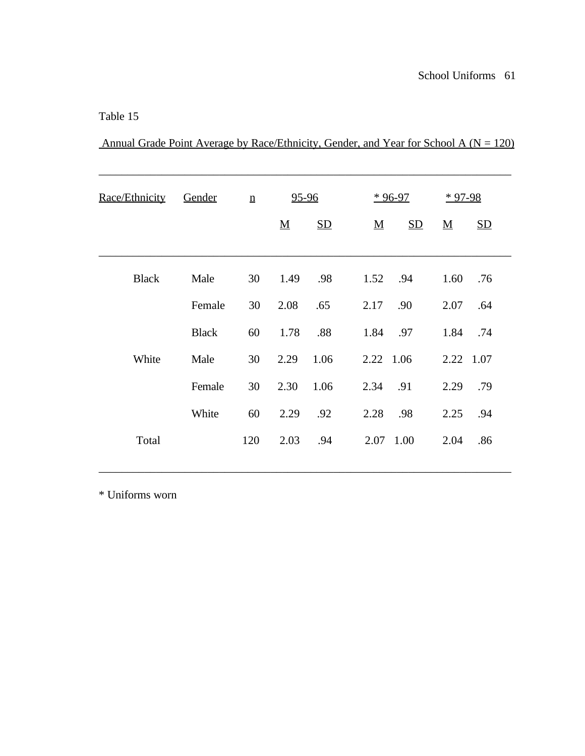Table 15

Annual Grade Point Average by Race/Ethnicity, Gender, and Year for School A (N = 120)

| Race/Ethnicity | Gender | n | 95-96 | | * 96-97 | | * 97-98 | |
|---|---|---|---|---|---|---|---|---|
| | | | M | SD | M | SD | M | SD |
| Black | Male | 30 | 1.49 | .98 | 1.52 | .94 | 1.60 | .76 |
| | Female | 30 | 2.08 | .65 | 2.17 | .90 | 2.07 | .64 |
| | Black | 60 | 1.78 | .88 | 1.84 | .97 | 1.84 | .74 |
| White | Male | 30 | 2.29 | 1.06 | 2.22 | 1.06 | 2.22 | 1.07 |
| | Female | 30 | 2.30 | 1.06 | 2.34 | .91 | 2.29 | .79 |
| | White | 60 | 2.29 | .92 | 2.28 | .98 | 2.25 | .94 |
| Total | | 120 | 2.03 | .94 | 2.07 | 1.00 | 2.04 | .86 |

* Uniforms worn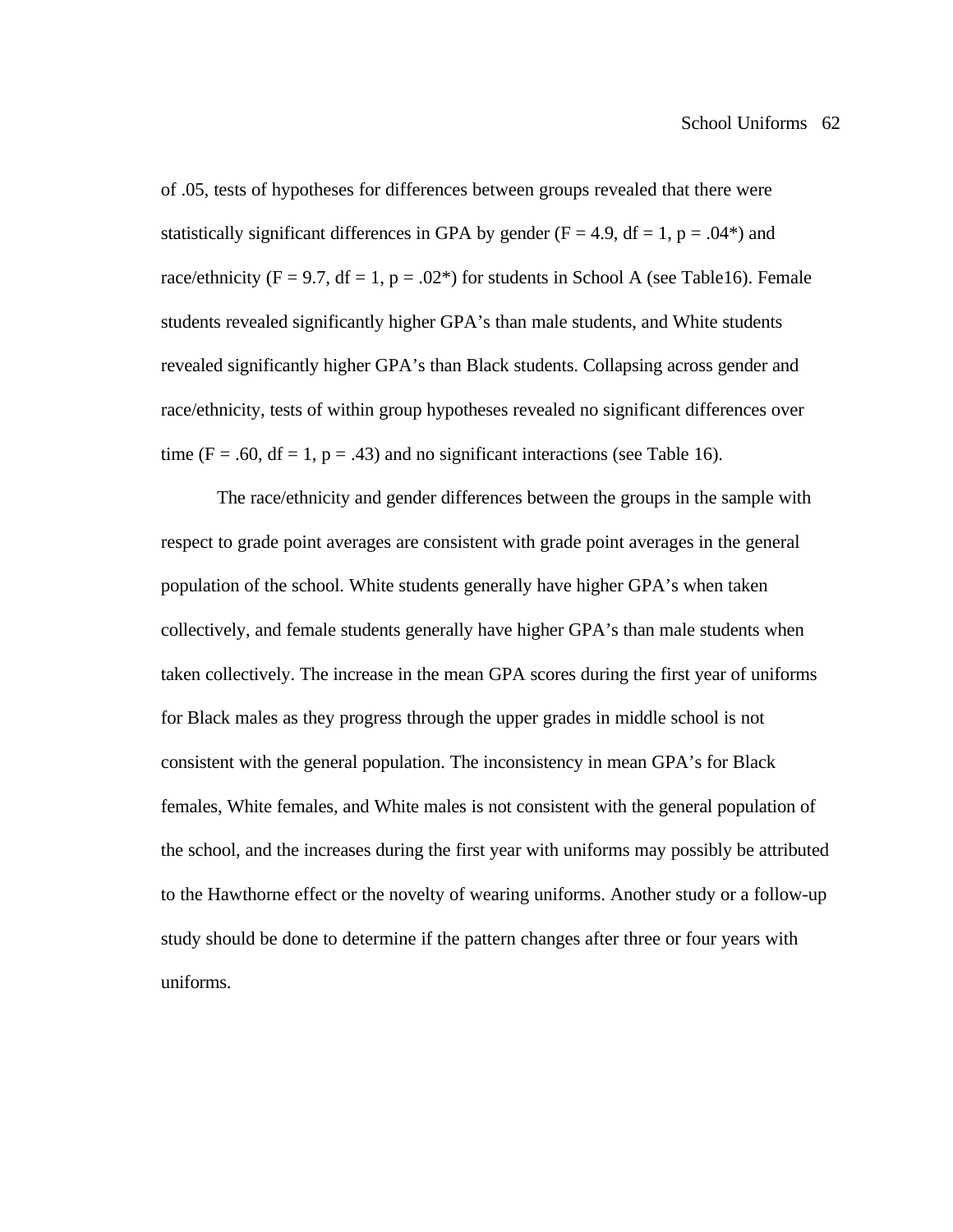of .05, tests of hypotheses for differences between groups revealed that there were statistically significant differences in GPA by gender ($F = 4.9$, $df = 1$, $p = .04$*) and race/ethnicity ($F = 9.7$, $df = 1$, $p = .02$*) for students in School A (see Table16). Female students revealed significantly higher GPA's than male students, and White students revealed significantly higher GPA's than Black students. Collapsing across gender and race/ethnicity, tests of within group hypotheses revealed no significant differences over time ($F = .60$, $df = 1$, $p = .43$) and no significant interactions (see Table 16).

The race/ethnicity and gender differences between the groups in the sample with respect to grade point averages are consistent with grade point averages in the general population of the school. White students generally have higher GPA's when taken collectively, and female students generally have higher GPA's than male students when taken collectively. The increase in the mean GPA scores during the first year of uniforms for Black males as they progress through the upper grades in middle school is not consistent with the general population. The inconsistency in mean GPA's for Black females, White females, and White males is not consistent with the general population of the school, and the increases during the first year with uniforms may possibly be attributed to the Hawthorne effect or the novelty of wearing uniforms. Another study or a follow-up study should be done to determine if the pattern changes after three or four years with uniforms.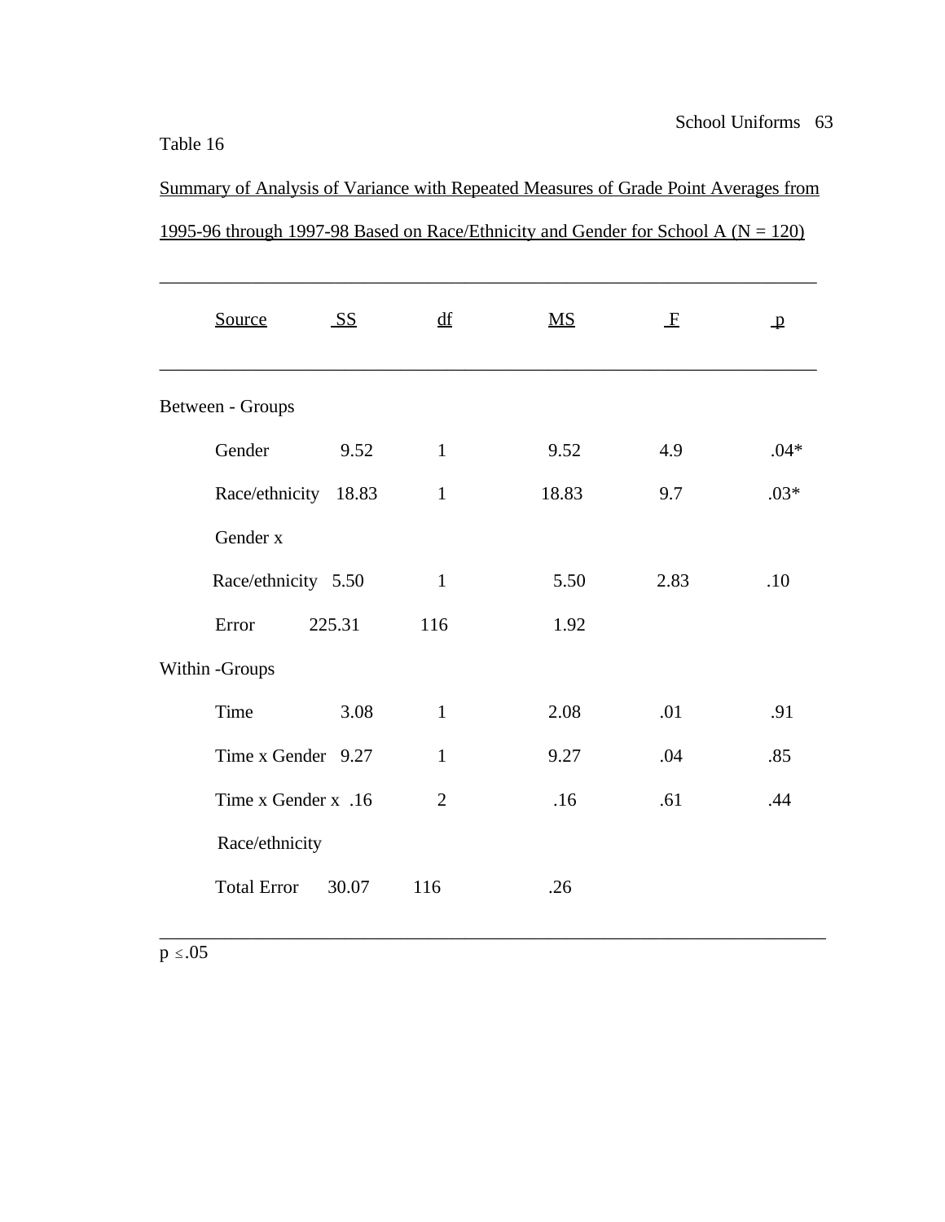Table 16

Summary of Analysis of Variance with Repeated Measures of Grade Point Averages from 1995-96 through 1997-98 Based on Race/Ethnicity and Gender for School A (N = 120)

| Source | SS | df | MS | F | p |
|---|---|---|---|---|---|
| Between - Groups | | | | | |
| Gender | 9.52 | 1 | 9.52 | 4.9 | .04* |
| Race/ethnicity | 18.83 | 1 | 18.83 | 9.7 | .03* |
| Gender x Race/ethnicity | 5.50 | 1 | 5.50 | 2.83 | .10 |
| Error | 225.31 | 116 | 1.92 | | |
| Within -Groups | | | | | |
| Time | 3.08 | 1 | 2.08 | .01 | .91 |
| Time x Gender | 9.27 | 1 | 9.27 | .04 | .85 |
| Time x Gender x Race/ethnicity | .16 | 2 | .16 | .61 | .44 |
| Total Error | 30.07 | 116 | .26 | | |

$p \leq .05$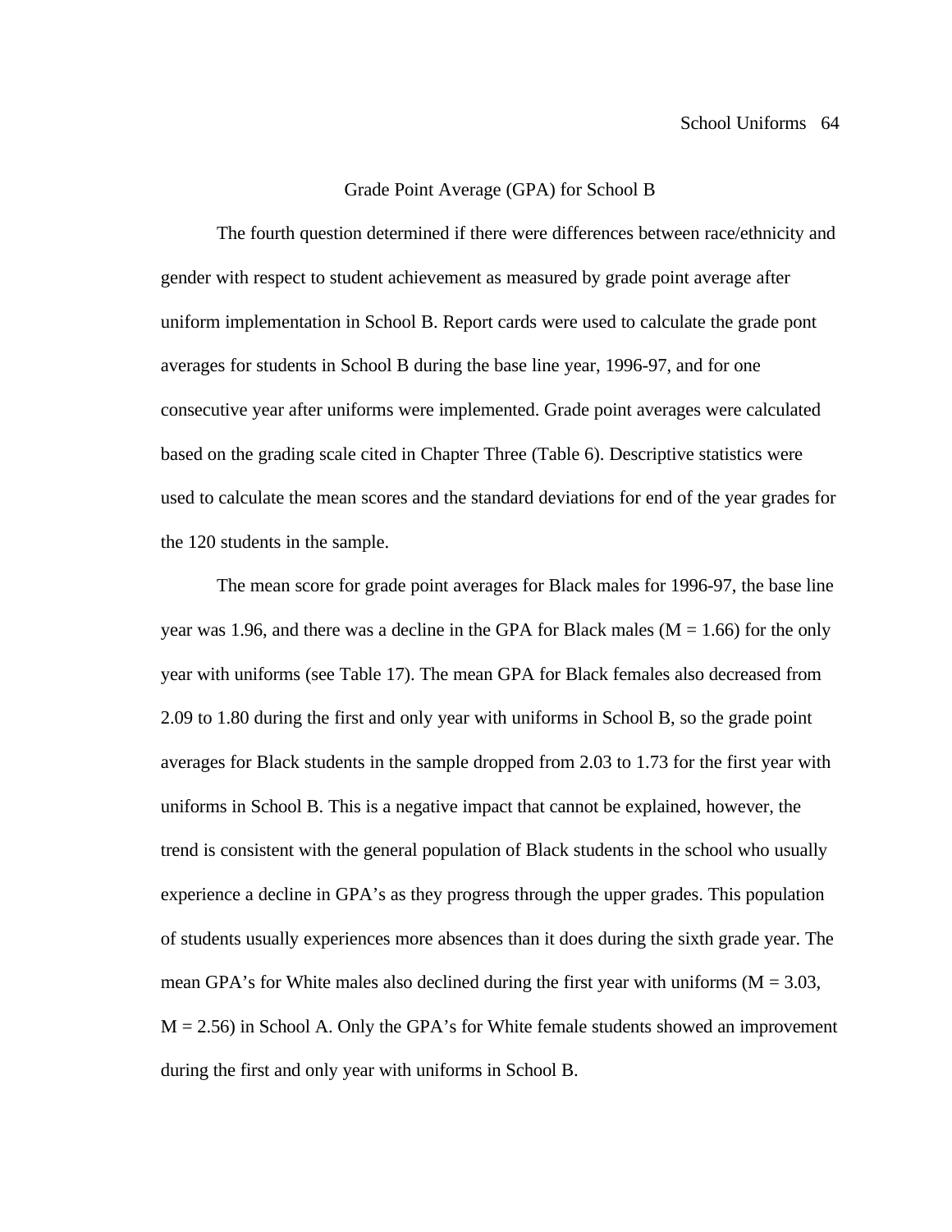## Grade Point Average (GPA) for School B

The fourth question determined if there were differences between race/ethnicity and gender with respect to student achievement as measured by grade point average after uniform implementation in School B. Report cards were used to calculate the grade pont averages for students in School B during the base line year, 1996-97, and for one consecutive year after uniforms were implemented. Grade point averages were calculated based on the grading scale cited in Chapter Three (Table 6). Descriptive statistics were used to calculate the mean scores and the standard deviations for end of the year grades for the 120 students in the sample.

The mean score for grade point averages for Black males for 1996-97, the base line year was 1.96, and there was a decline in the GPA for Black males (M = 1.66) for the only year with uniforms (see Table 17). The mean GPA for Black females also decreased from 2.09 to 1.80 during the first and only year with uniforms in School B, so the grade point averages for Black students in the sample dropped from 2.03 to 1.73 for the first year with uniforms in School B. This is a negative impact that cannot be explained, however, the trend is consistent with the general population of Black students in the school who usually experience a decline in GPA's as they progress through the upper grades. This population of students usually experiences more absences than it does during the sixth grade year. The mean GPA's for White males also declined during the first year with uniforms (M = 3.03, M = 2.56) in School A. Only the GPA's for White female students showed an improvement during the first and only year with uniforms in School B.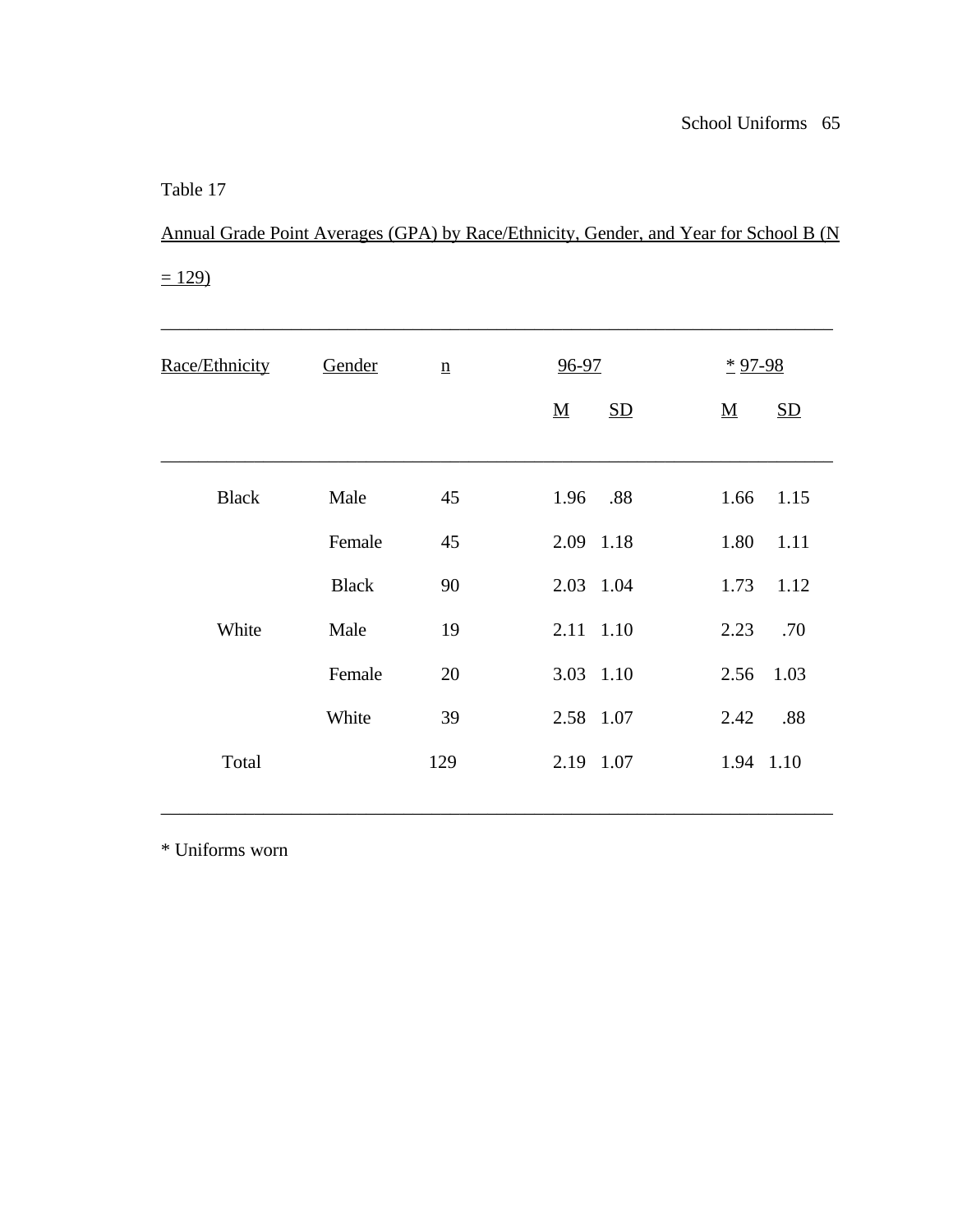Table 17

Annual Grade Point Averages (GPA) by Race/Ethnicity, Gender, and Year for School B (N = 129)

| Race/Ethnicity | Gender | n | 96-97 | | * 97-98 | |
|---|---|---|---|---|---|---|
| | | | M | SD | M | SD |
| Black | Male | 45 | 1.96 | .88 | 1.66 | 1.15 |
| | Female | 45 | 2.09 | 1.18 | 1.80 | 1.11 |
| | Black | 90 | 2.03 | 1.04 | 1.73 | 1.12 |
| White | Male | 19 | 2.11 | 1.10 | 2.23 | .70 |
| | Female | 20 | 3.03 | 1.10 | 2.56 | 1.03 |
| | White | 39 | 2.58 | 1.07 | 2.42 | .88 |
| Total | | 129 | 2.19 | 1.07 | 1.94 | 1.10 |

* Uniforms worn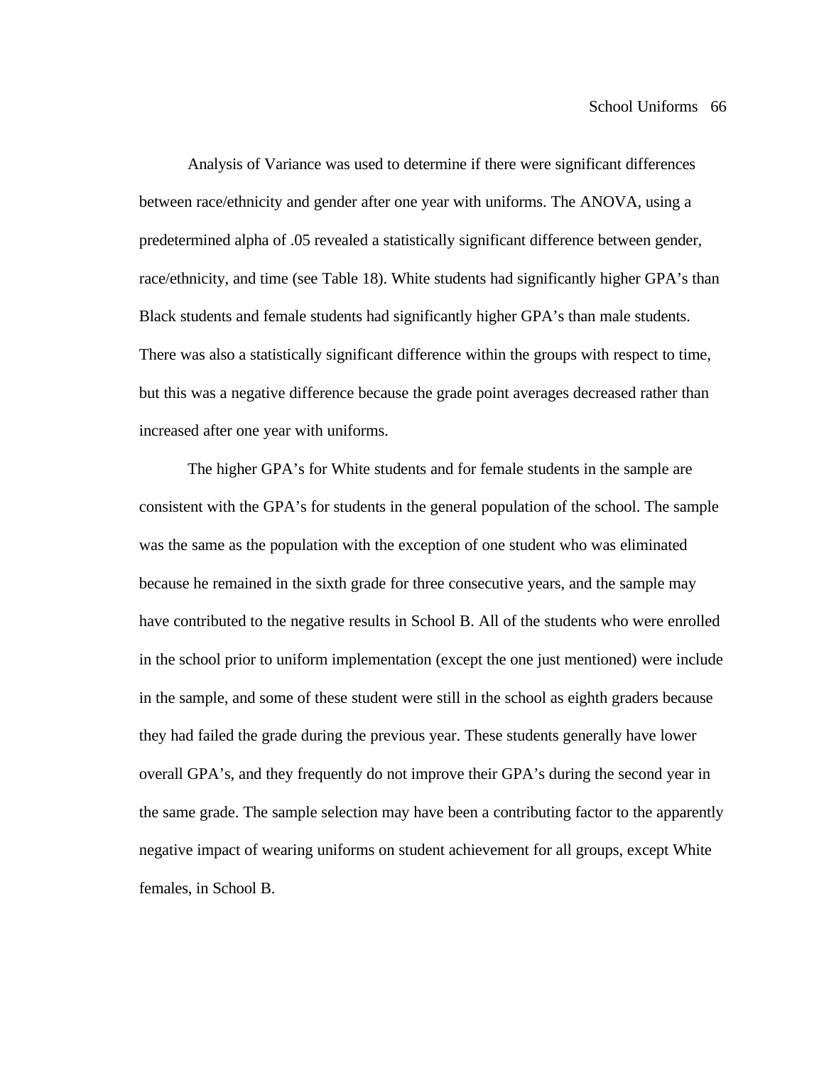Analysis of Variance was used to determine if there were significant differences between race/ethnicity and gender after one year with uniforms. The ANOVA, using a predetermined alpha of .05 revealed a statistically significant difference between gender, race/ethnicity, and time (see Table 18). White students had significantly higher GPA's than Black students and female students had significantly higher GPA's than male students. There was also a statistically significant difference within the groups with respect to time, but this was a negative difference because the grade point averages decreased rather than increased after one year with uniforms.

The higher GPA's for White students and for female students in the sample are consistent with the GPA's for students in the general population of the school. The sample was the same as the population with the exception of one student who was eliminated because he remained in the sixth grade for three consecutive years, and the sample may have contributed to the negative results in School B. All of the students who were enrolled in the school prior to uniform implementation (except the one just mentioned) were include in the sample, and some of these student were still in the school as eighth graders because they had failed the grade during the previous year. These students generally have lower overall GPA's, and they frequently do not improve their GPA's during the second year in the same grade. The sample selection may have been a contributing factor to the apparently negative impact of wearing uniforms on student achievement for all groups, except White females, in School B.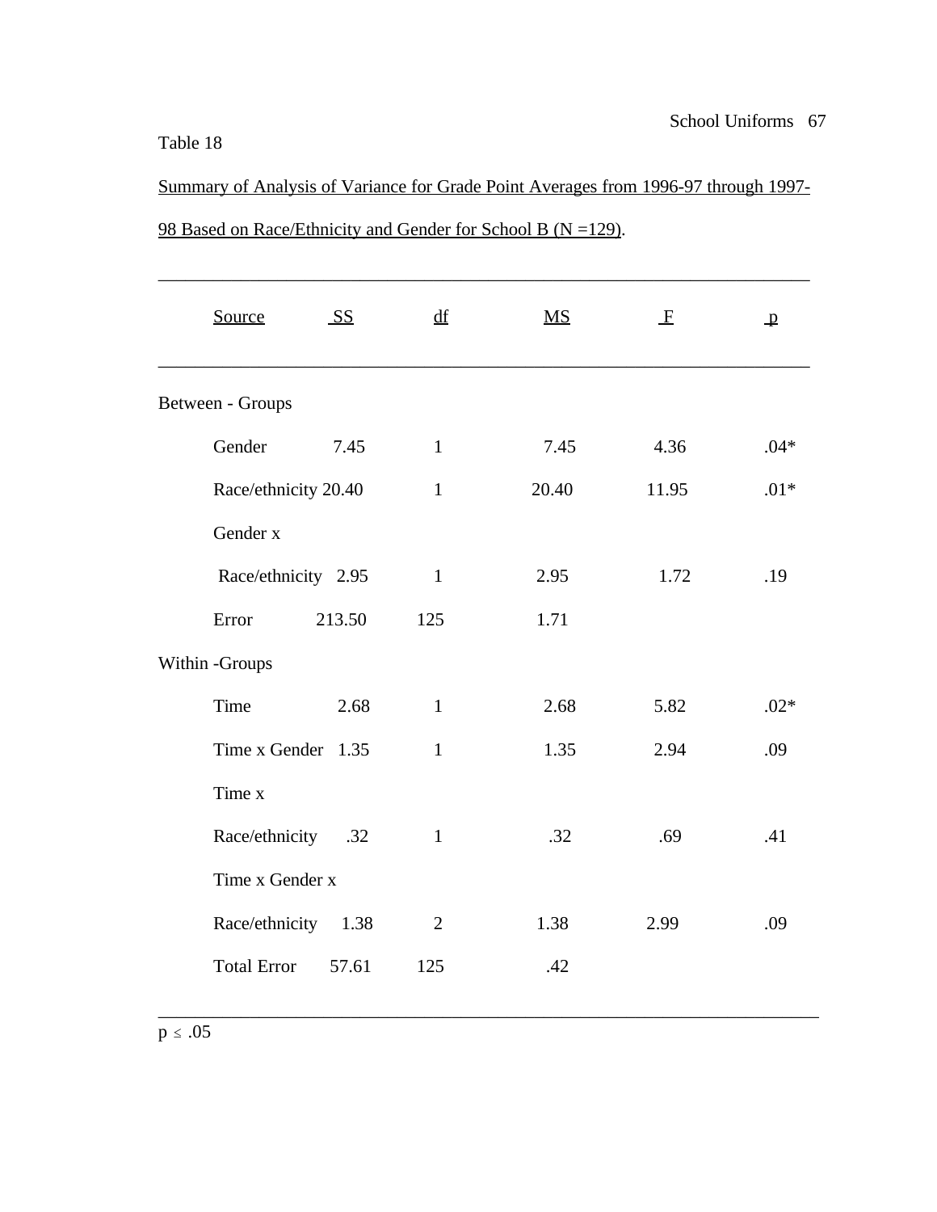Table 18

Summary of Analysis of Variance for Grade Point Averages from 1996-97 through 1997-98 Based on Race/Ethnicity and Gender for School B (N =129).

| Source | SS | df | MS | F | p |
|---|---|---|---|---|---|
| Between - Groups | | | | | |
| Gender | 7.45 | 1 | 7.45 | 4.36 | .04* |
| Race/ethnicity | 20.40 | 1 | 20.40 | 11.95 | .01* |
| Gender x Race/ethnicity | 2.95 | 1 | 2.95 | 1.72 | .19 |
| Error | 213.50 | 125 | 1.71 | | |
| Within -Groups | | | | | |
| Time | 2.68 | 1 | 2.68 | 5.82 | .02* |
| Time x Gender | 1.35 | 1 | 1.35 | 2.94 | .09 |
| Time x Race/ethnicity | .32 | 1 | .32 | .69 | .41 |
| Time x Gender x Race/ethnicity | 1.38 | 2 | 1.38 | 2.99 | .09 |
| Total Error | 57.61 | 125 | .42 | | |

$p \leq .05$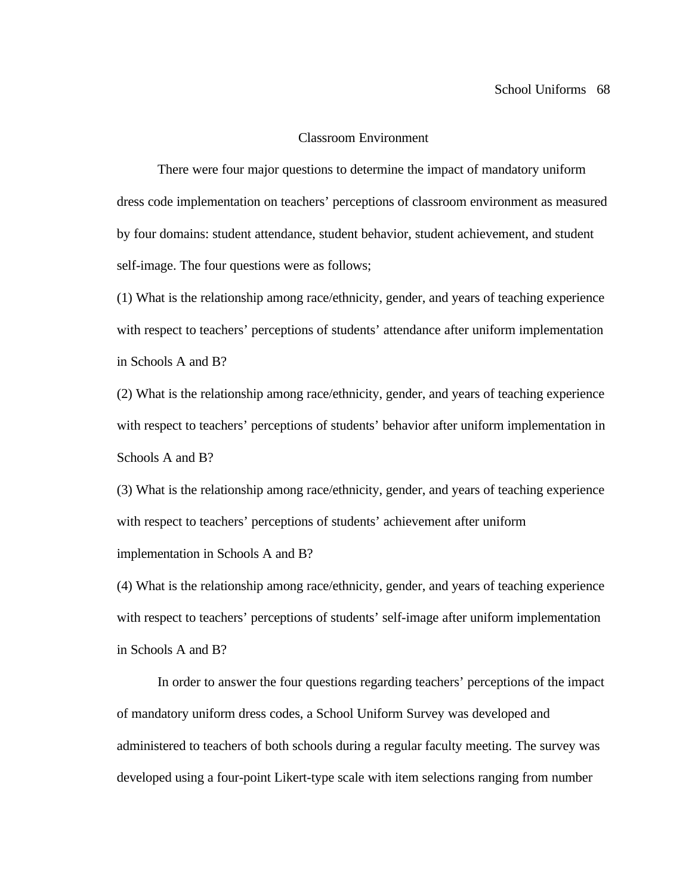## Classroom Environment

There were four major questions to determine the impact of mandatory uniform dress code implementation on teachers' perceptions of classroom environment as measured by four domains: student attendance, student behavior, student achievement, and student self-image. The four questions were as follows;

(1) What is the relationship among race/ethnicity, gender, and years of teaching experience with respect to teachers' perceptions of students' attendance after uniform implementation in Schools A and B?

(2) What is the relationship among race/ethnicity, gender, and years of teaching experience with respect to teachers' perceptions of students' behavior after uniform implementation in Schools A and B?

(3) What is the relationship among race/ethnicity, gender, and years of teaching experience with respect to teachers' perceptions of students' achievement after uniform implementation in Schools A and B?

(4) What is the relationship among race/ethnicity, gender, and years of teaching experience with respect to teachers' perceptions of students' self-image after uniform implementation in Schools A and B?

In order to answer the four questions regarding teachers' perceptions of the impact of mandatory uniform dress codes, a School Uniform Survey was developed and administered to teachers of both schools during a regular faculty meeting. The survey was developed using a four-point Likert-type scale with item selections ranging from number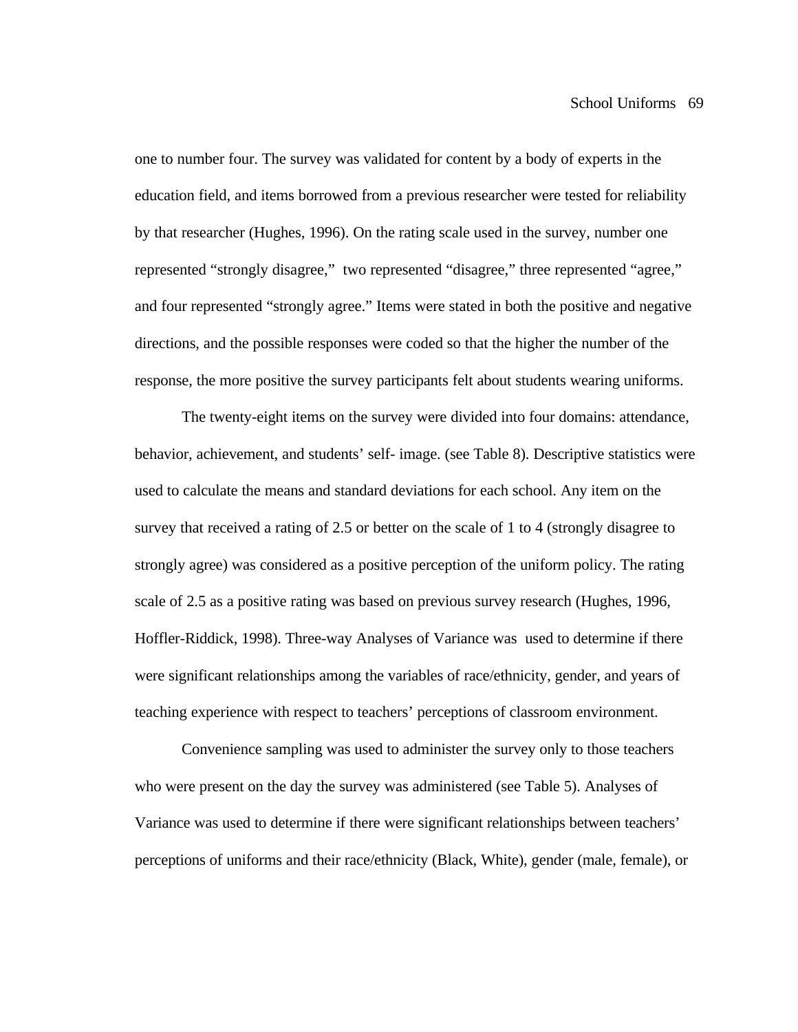one to number four. The survey was validated for content by a body of experts in the education field, and items borrowed from a previous researcher were tested for reliability by that researcher (Hughes, 1996). On the rating scale used in the survey, number one represented "strongly disagree," two represented "disagree," three represented "agree," and four represented "strongly agree." Items were stated in both the positive and negative directions, and the possible responses were coded so that the higher the number of the response, the more positive the survey participants felt about students wearing uniforms.

The twenty-eight items on the survey were divided into four domains: attendance, behavior, achievement, and students' self- image. (see Table 8). Descriptive statistics were used to calculate the means and standard deviations for each school. Any item on the survey that received a rating of 2.5 or better on the scale of 1 to 4 (strongly disagree to strongly agree) was considered as a positive perception of the uniform policy. The rating scale of 2.5 as a positive rating was based on previous survey research (Hughes, 1996, Hoffler-Riddick, 1998). Three-way Analyses of Variance was used to determine if there were significant relationships among the variables of race/ethnicity, gender, and years of teaching experience with respect to teachers' perceptions of classroom environment.

Convenience sampling was used to administer the survey only to those teachers who were present on the day the survey was administered (see Table 5). Analyses of Variance was used to determine if there were significant relationships between teachers' perceptions of uniforms and their race/ethnicity (Black, White), gender (male, female), or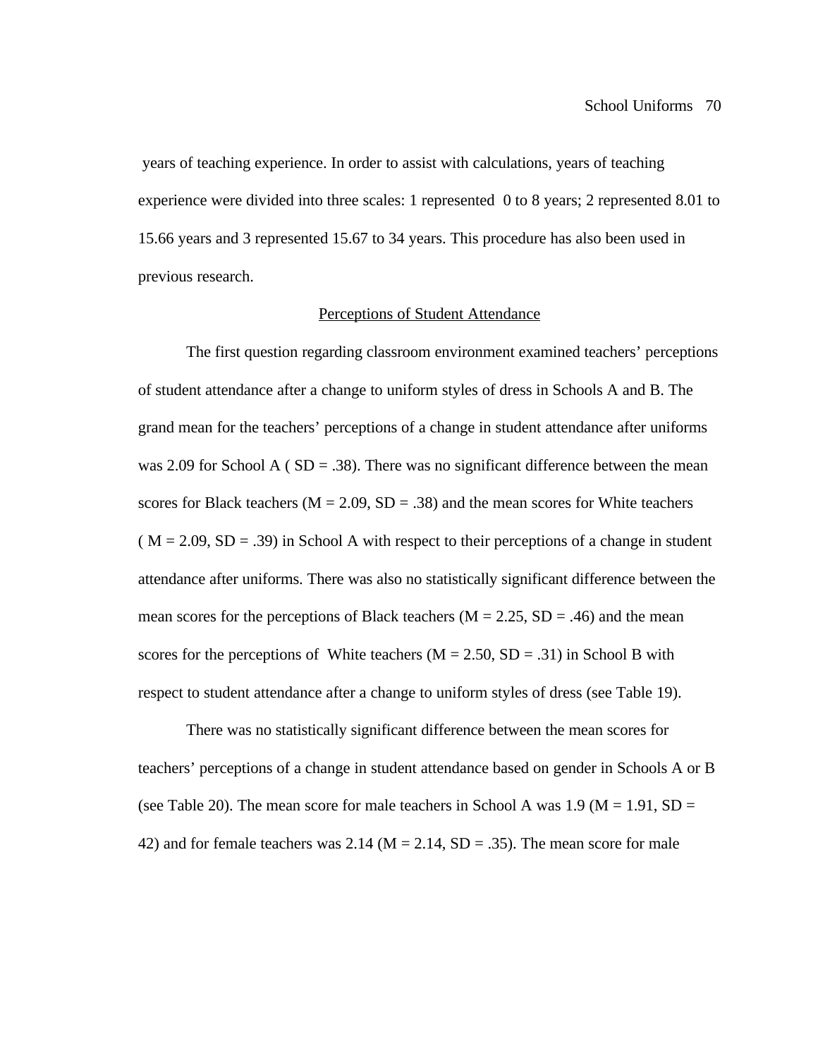years of teaching experience. In order to assist with calculations, years of teaching experience were divided into three scales: 1 represented 0 to 8 years; 2 represented 8.01 to 15.66 years and 3 represented 15.67 to 34 years. This procedure has also been used in previous research.

## Perceptions of Student Attendance

The first question regarding classroom environment examined teachers' perceptions of student attendance after a change to uniform styles of dress in Schools A and B. The grand mean for the teachers' perceptions of a change in student attendance after uniforms was 2.09 for School A ( SD = .38). There was no significant difference between the mean scores for Black teachers (M = 2.09, SD = .38) and the mean scores for White teachers ( M = 2.09, SD = .39) in School A with respect to their perceptions of a change in student attendance after uniforms. There was also no statistically significant difference between the mean scores for the perceptions of Black teachers (M = 2.25, SD = .46) and the mean scores for the perceptions of White teachers (M = 2.50, SD = .31) in School B with respect to student attendance after a change to uniform styles of dress (see Table 19).

There was no statistically significant difference between the mean scores for teachers' perceptions of a change in student attendance based on gender in Schools A or B (see Table 20). The mean score for male teachers in School A was 1.9 (M = 1.91, SD = 42) and for female teachers was 2.14 (M = 2.14, SD = .35). The mean score for male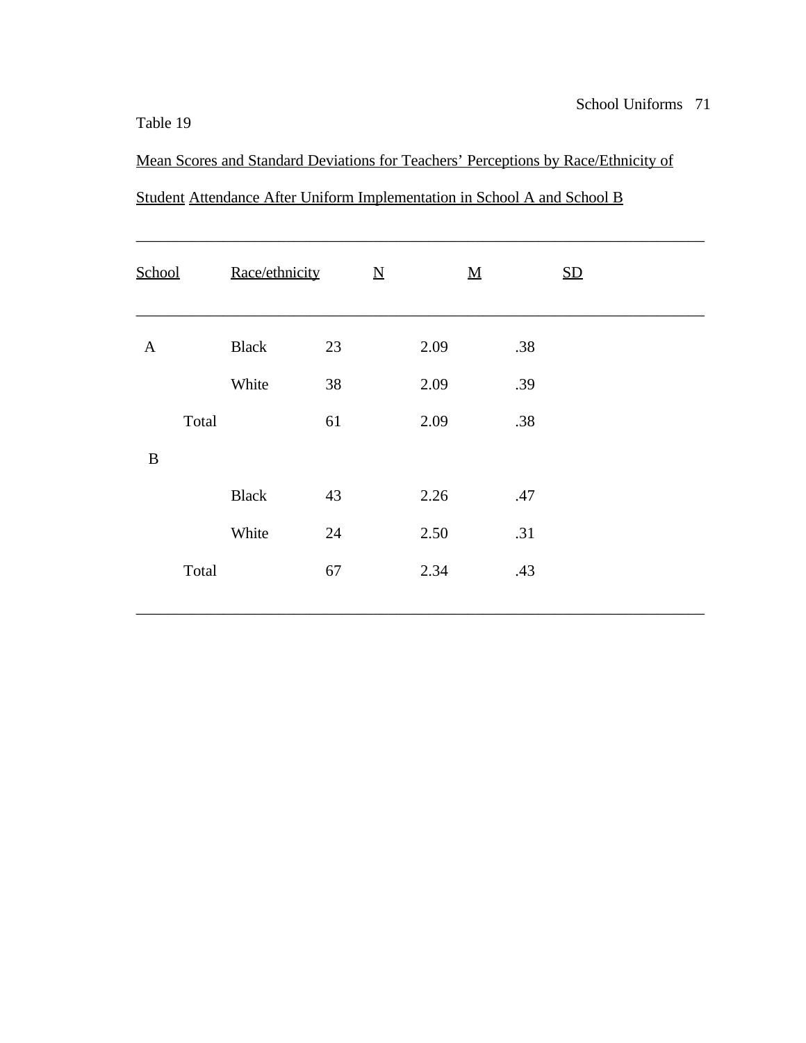Table 19

Mean Scores and Standard Deviations for Teachers' Perceptions by Race/Ethnicity of Student Attendance After Uniform Implementation in School A and School B

| School | Race/ethnicity | N | M | SD |
|---|---|---|---|---|
| A | Black | 23 | 2.09 | .38 |
| | White | 38 | 2.09 | .39 |
| Total | | 61 | 2.09 | .38 |
| B | | | | |
| | Black | 43 | 2.26 | .47 |
| | White | 24 | 2.50 | .31 |
| Total | | 67 | 2.34 | .43 |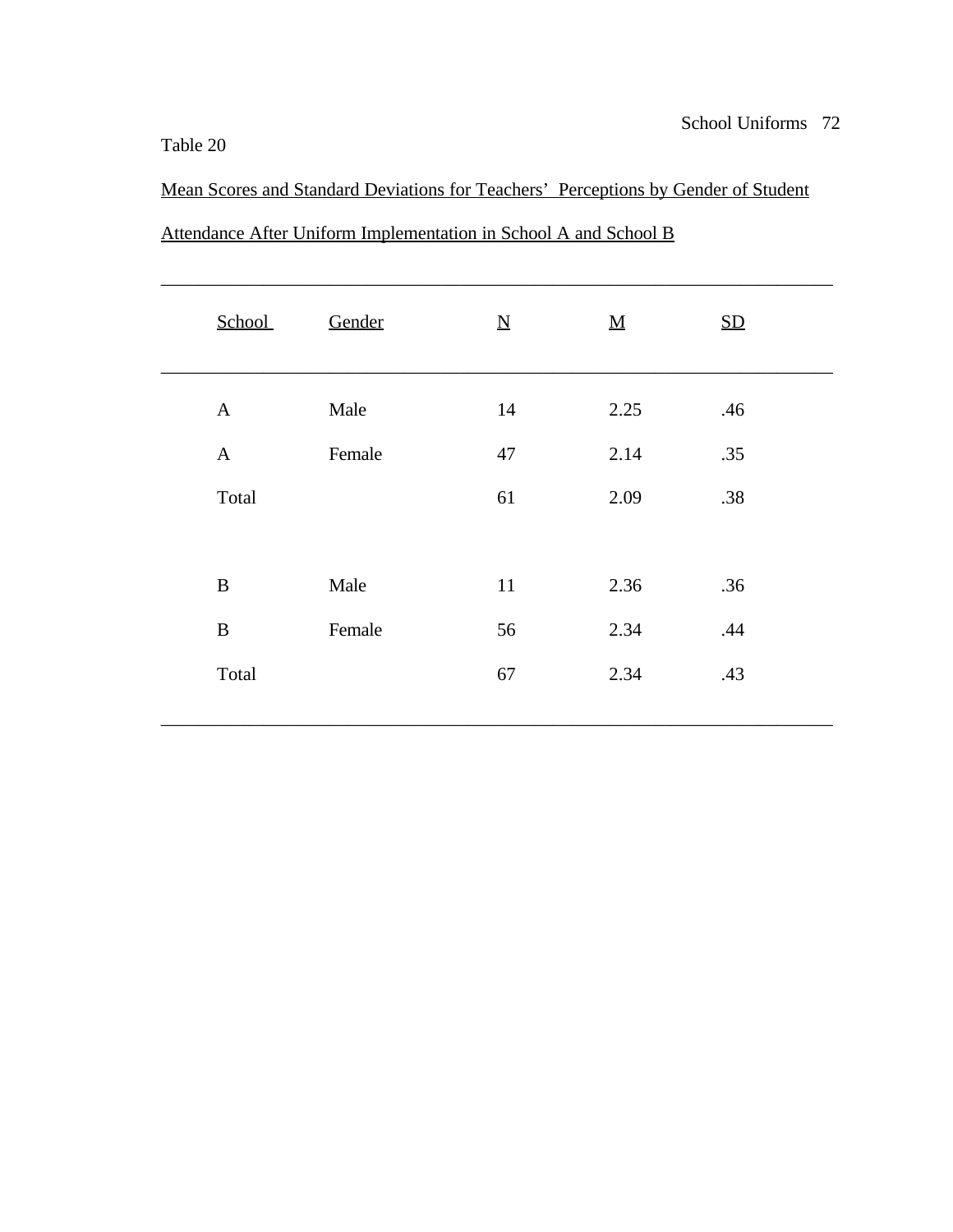Table 20

Mean Scores and Standard Deviations for Teachers' Perceptions by Gender of Student Attendance After Uniform Implementation in School A and School B

| School | Gender | N | M | SD |
|---|---|---|---|---|
| A | Male | 14 | 2.25 | .46 |
| A | Female | 47 | 2.14 | .35 |
| Total | | 61 | 2.09 | .38 |
| | | | | |
| B | Male | 11 | 2.36 | .36 |
| B | Female | 56 | 2.34 | .44 |
| Total | | 67 | 2.34 | .43 |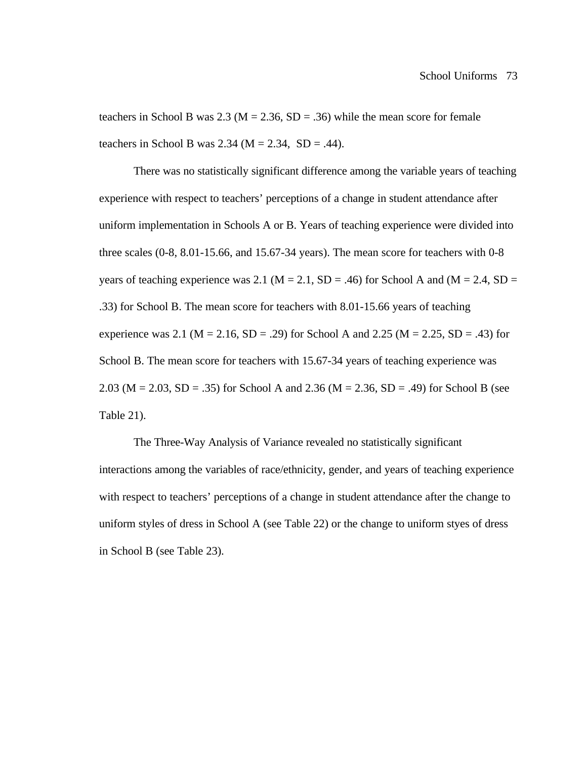teachers in School B was 2.3 ($M = 2.36$, $SD = .36$) while the mean score for female teachers in School B was 2.34 ($M = 2.34$, $SD = .44$).

There was no statistically significant difference among the variable years of teaching experience with respect to teachers' perceptions of a change in student attendance after uniform implementation in Schools A or B. Years of teaching experience were divided into three scales (0-8, 8.01-15.66, and 15.67-34 years). The mean score for teachers with 0-8 years of teaching experience was 2.1 ($M = 2.1$, $SD = .46$) for School A and ($M = 2.4$, $SD = .33$) for School B. The mean score for teachers with 8.01-15.66 years of teaching experience was 2.1 ($M = 2.16$, $SD = .29$) for School A and 2.25 ($M = 2.25$, $SD = .43$) for School B. The mean score for teachers with 15.67-34 years of teaching experience was 2.03 ($M = 2.03$, $SD = .35$) for School A and 2.36 ($M = 2.36$, $SD = .49$) for School B (see Table 21).

The Three-Way Analysis of Variance revealed no statistically significant interactions among the variables of race/ethnicity, gender, and years of teaching experience with respect to teachers' perceptions of a change in student attendance after the change to uniform styles of dress in School A (see Table 22) or the change to uniform styes of dress in School B (see Table 23).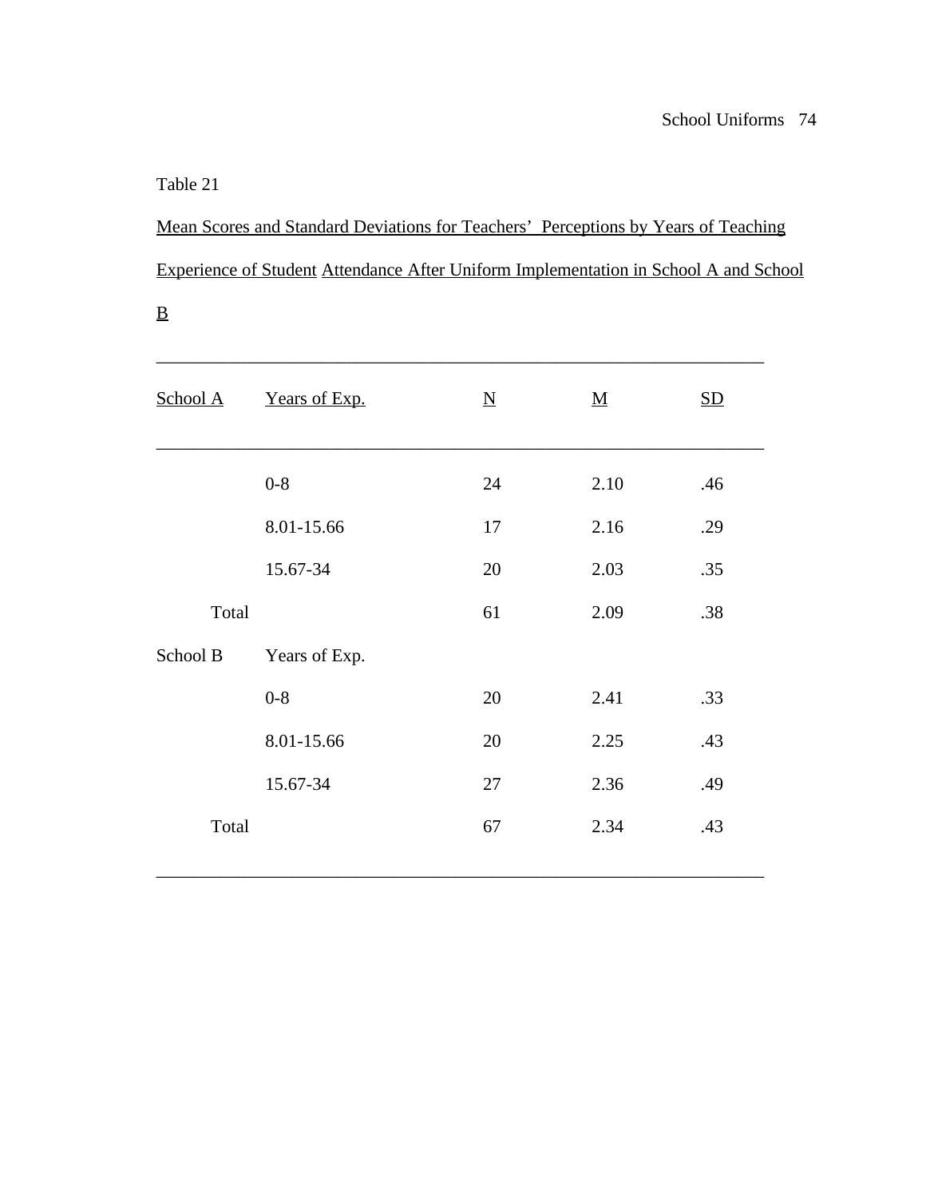Table 21

Mean Scores and Standard Deviations for Teachers' Perceptions by Years of Teaching Experience of Student Attendance After Uniform Implementation in School A and School B

| School A | Years of Exp. | N | M | SD |
|---|---|---|---|---|
| | 0-8 | 24 | 2.10 | .46 |
| | 8.01-15.66 | 17 | 2.16 | .29 |
| | 15.67-34 | 20 | 2.03 | .35 |
| Total | | 61 | 2.09 | .38 |
| School B | Years of Exp. | | | |
| | 0-8 | 20 | 2.41 | .33 |
| | 8.01-15.66 | 20 | 2.25 | .43 |
| | 15.67-34 | 27 | 2.36 | .49 |
| Total | | 67 | 2.34 | .43 |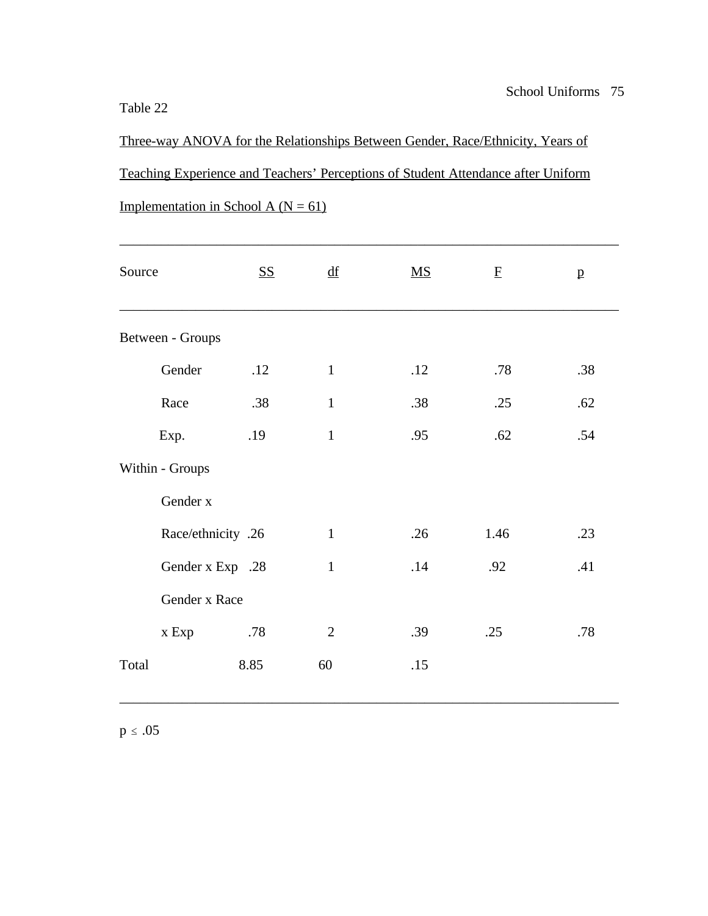Table 22

Three-way ANOVA for the Relationships Between Gender, Race/Ethnicity, Years of Teaching Experience and Teachers' Perceptions of Student Attendance after Uniform Implementation in School A (N = 61)

| Source | SS | df | MS | F | p |
|---|---|---|---|---|---|
| Between - Groups | | | | | |
| Gender | .12 | 1 | .12 | .78 | .38 |
| Race | .38 | 1 | .38 | .25 | .62 |
| Exp. | .19 | 1 | .95 | .62 | .54 |
| Within - Groups | | | | | |
| Gender x Race/ethnicity | .26 | 1 | .26 | 1.46 | .23 |
| Gender x Exp | .28 | 1 | .14 | .92 | .41 |
| Gender x Race x Exp | .78 | 2 | .39 | .25 | .78 |
| Total | 8.85 | 60 | .15 | | |

$p \leq .05$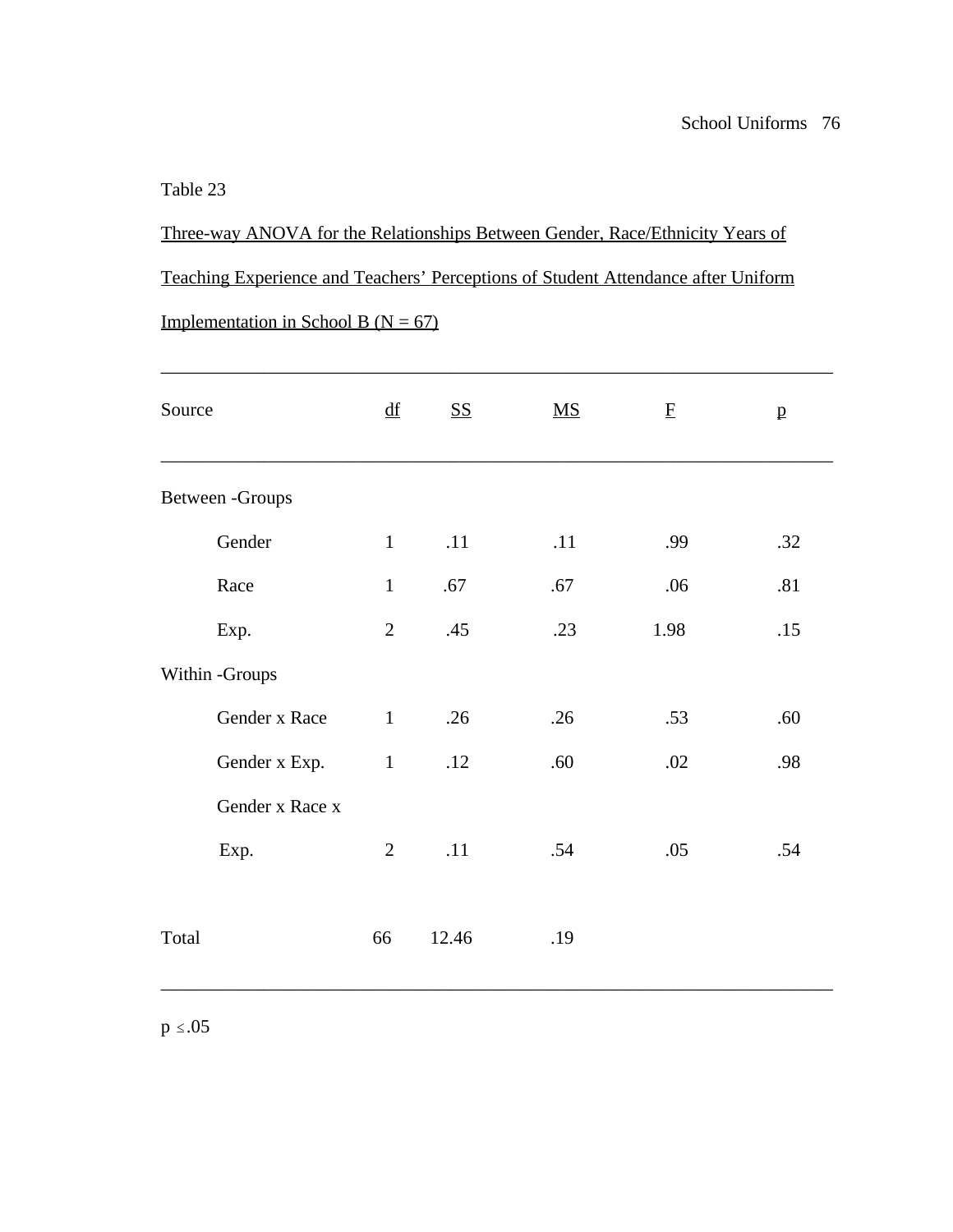Table 23

Three-way ANOVA for the Relationships Between Gender, Race/Ethnicity Years of Teaching Experience and Teachers' Perceptions of Student Attendance after Uniform Implementation in School B (N = 67)

| Source | df | SS | MS | F | p |
|---|---|---|---|---|---|
| Between -Groups | | | | | |
| Gender | 1 | .11 | .11 | .99 | .32 |
| Race | 1 | .67 | .67 | .06 | .81 |
| Exp. | 2 | .45 | .23 | 1.98 | .15 |
| Within -Groups | | | | | |
| Gender x Race | 1 | .26 | .26 | .53 | .60 |
| Gender x Exp. | 1 | .12 | .60 | .02 | .98 |
| Gender x Race x Exp. | 2 | .11 | .54 | .05 | .54 |
| Total | 66 | 12.46 | .19 | | |

$p \leq .05$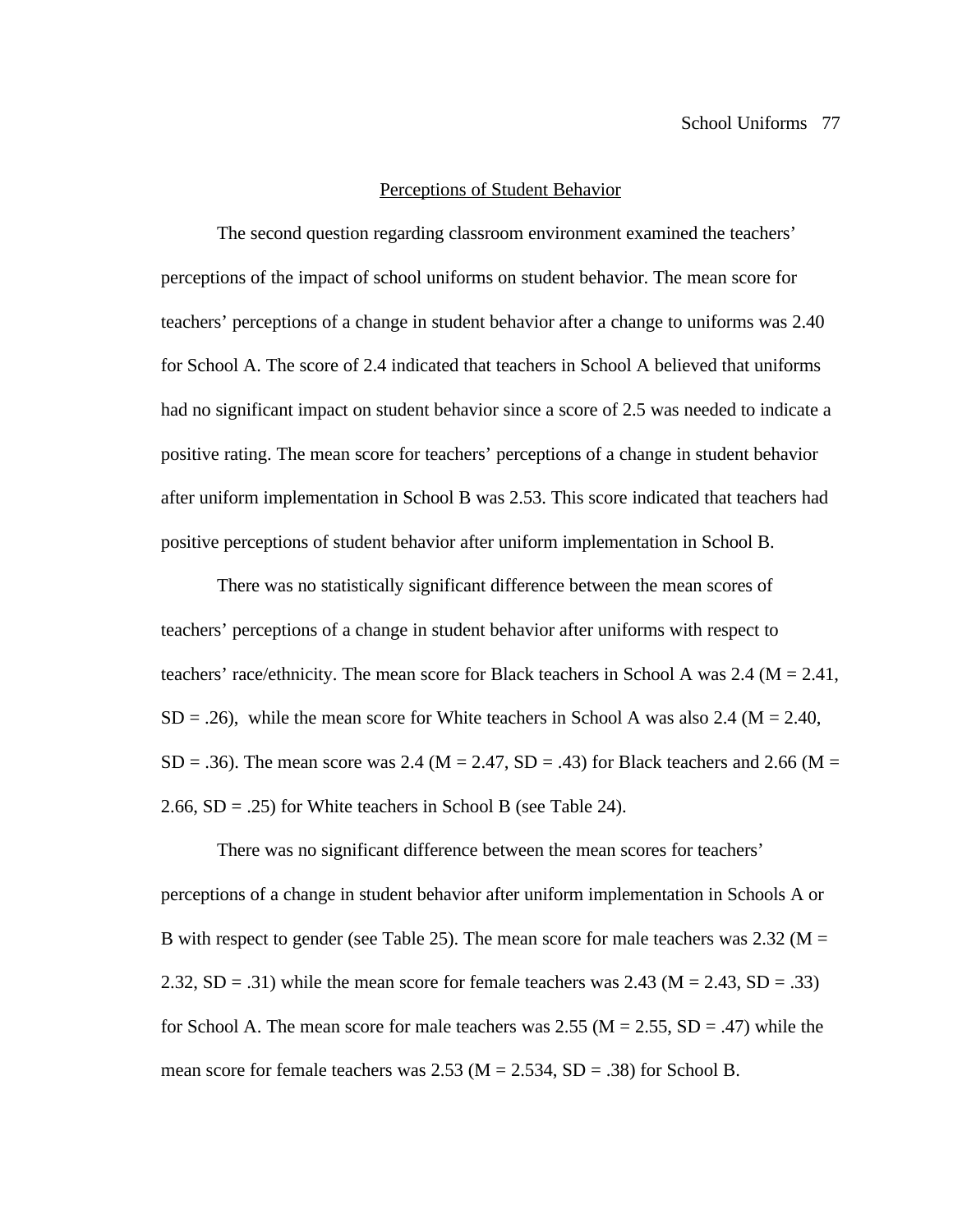## Perceptions of Student Behavior

The second question regarding classroom environment examined the teachers' perceptions of the impact of school uniforms on student behavior. The mean score for teachers' perceptions of a change in student behavior after a change to uniforms was 2.40 for School A. The score of 2.4 indicated that teachers in School A believed that uniforms had no significant impact on student behavior since a score of 2.5 was needed to indicate a positive rating. The mean score for teachers' perceptions of a change in student behavior after uniform implementation in School B was 2.53. This score indicated that teachers had positive perceptions of student behavior after uniform implementation in School B.

There was no statistically significant difference between the mean scores of teachers' perceptions of a change in student behavior after uniforms with respect to teachers' race/ethnicity. The mean score for Black teachers in School A was 2.4 ($M = 2.41$, $SD = .26$), while the mean score for White teachers in School A was also 2.4 ($M = 2.40$, $SD = .36$). The mean score was 2.4 ($M = 2.47$, $SD = .43$) for Black teachers and 2.66 ($M = 2.66$, $SD = .25$) for White teachers in School B (see Table 24).

There was no significant difference between the mean scores for teachers' perceptions of a change in student behavior after uniform implementation in Schools A or B with respect to gender (see Table 25). The mean score for male teachers was 2.32 ($M = 2.32$, $SD = .31$) while the mean score for female teachers was 2.43 ($M = 2.43$, $SD = .33$) for School A. The mean score for male teachers was 2.55 ($M = 2.55$, $SD = .47$) while the mean score for female teachers was 2.53 ($M = 2.534$, $SD = .38$) for School B.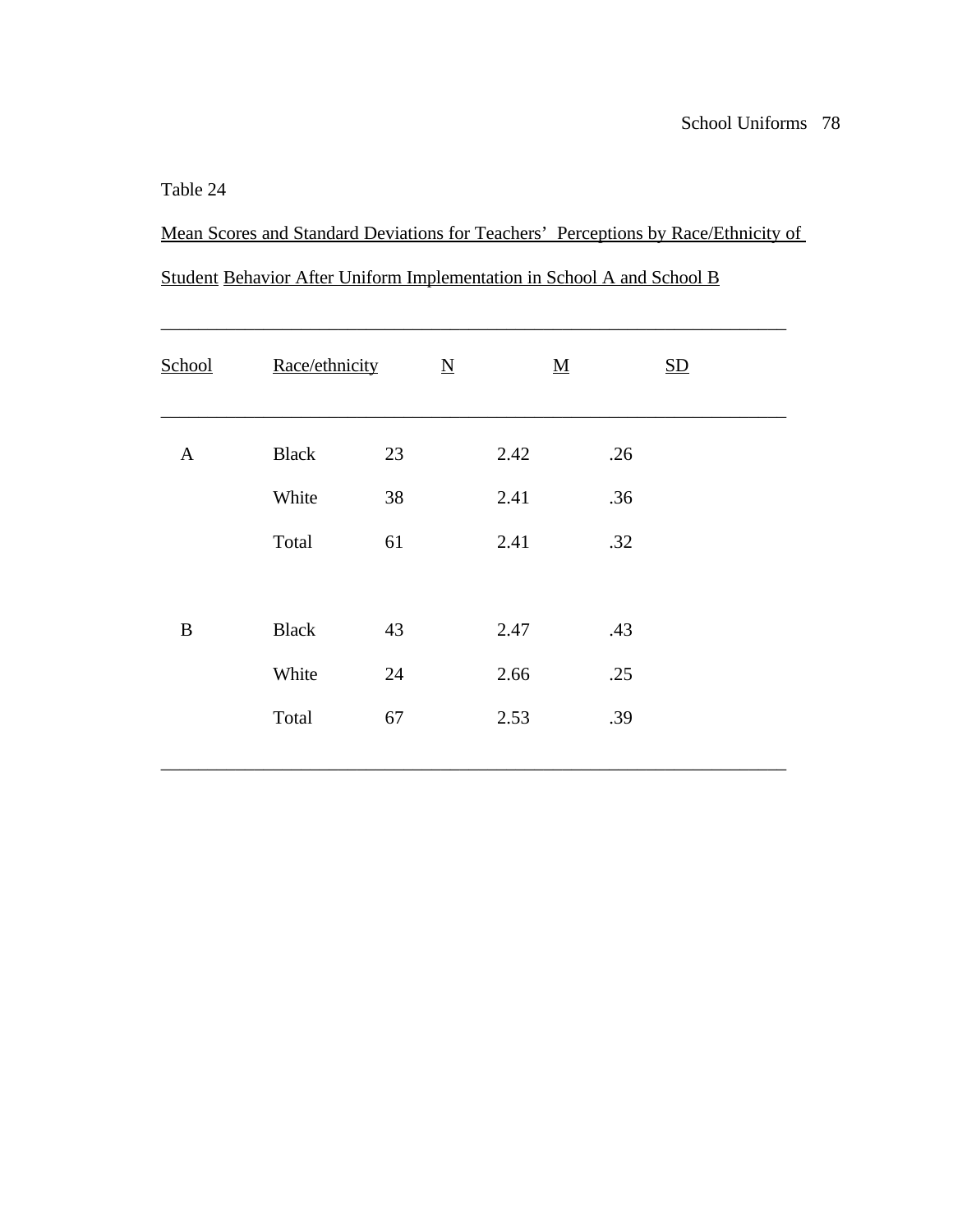Table 24

Mean Scores and Standard Deviations for Teachers' Perceptions by Race/Ethnicity of Student Behavior After Uniform Implementation in School A and School B

| School | Race/ethnicity | N | M | SD |
|---|---|---|---|---|
| A | Black | 23 | 2.42 | .26 |
| | White | 38 | 2.41 | .36 |
| | Total | 61 | 2.41 | .32 |
| B | Black | 43 | 2.47 | .43 |
| | White | 24 | 2.66 | .25 |
| | Total | 67 | 2.53 | .39 |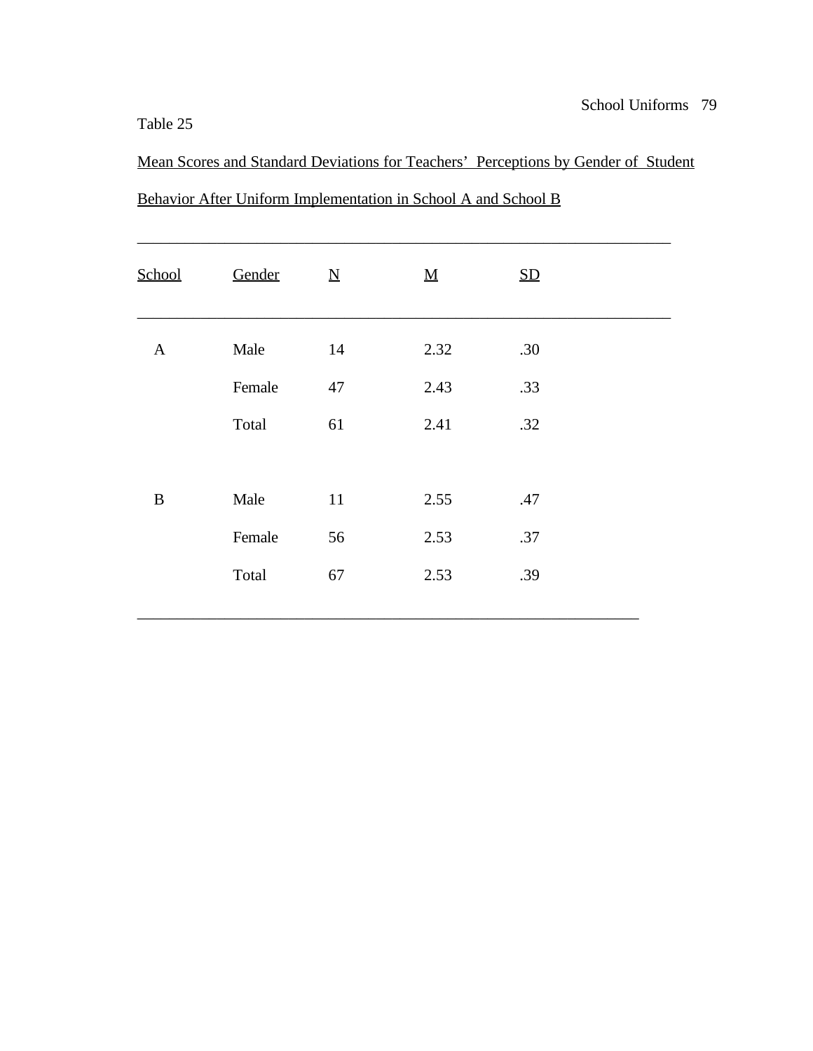Table 25

Mean Scores and Standard Deviations for Teachers' Perceptions by Gender of Student Behavior After Uniform Implementation in School A and School B

| School | Gender | N | M | SD |
|---|---|---|---|---|
| A | Male | 14 | 2.32 | .30 |
| | Female | 47 | 2.43 | .33 |
| | Total | 61 | 2.41 | .32 |
| B | Male | 11 | 2.55 | .47 |
| | Female | 56 | 2.53 | .37 |
| | Total | 67 | 2.53 | .39 |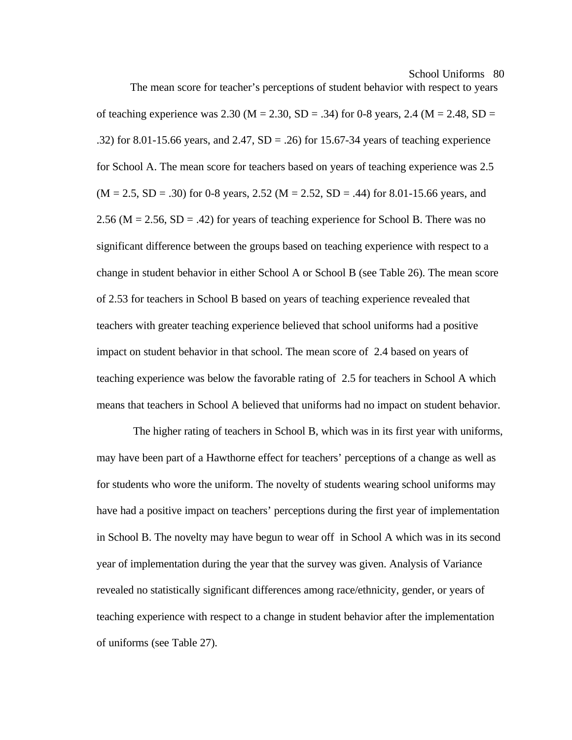The mean score for teacher's perceptions of student behavior with respect to years of teaching experience was 2.30 ($M = 2.30$, $SD = .34$) for 0-8 years, 2.4 ($M = 2.48$, $SD = .32$) for 8.01-15.66 years, and 2.47, $SD = .26$) for 15.67-34 years of teaching experience for School A. The mean score for teachers based on years of teaching experience was 2.5 ($M = 2.5$, $SD = .30$) for 0-8 years, 2.52 ($M = 2.52$, $SD = .44$) for 8.01-15.66 years, and 2.56 ($M = 2.56$, $SD = .42$) for years of teaching experience for School B. There was no significant difference between the groups based on teaching experience with respect to a change in student behavior in either School A or School B (see Table 26). The mean score of 2.53 for teachers in School B based on years of teaching experience revealed that teachers with greater teaching experience believed that school uniforms had a positive impact on student behavior in that school. The mean score of 2.4 based on years of teaching experience was below the favorable rating of 2.5 for teachers in School A which means that teachers in School A believed that uniforms had no impact on student behavior.

The higher rating of teachers in School B, which was in its first year with uniforms, may have been part of a Hawthorne effect for teachers' perceptions of a change as well as for students who wore the uniform. The novelty of students wearing school uniforms may have had a positive impact on teachers' perceptions during the first year of implementation in School B. The novelty may have begun to wear off in School A which was in its second year of implementation during the year that the survey was given. Analysis of Variance revealed no statistically significant differences among race/ethnicity, gender, or years of teaching experience with respect to a change in student behavior after the implementation of uniforms (see Table 27).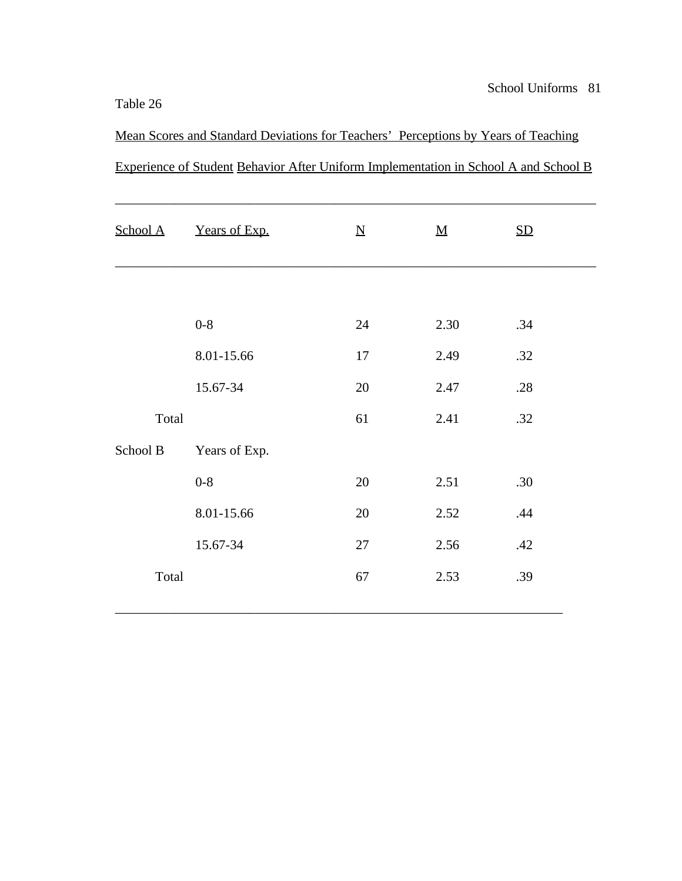Table 26

Mean Scores and Standard Deviations for Teachers' Perceptions by Years of Teaching Experience of Student Behavior After Uniform Implementation in School A and School B

| School A | Years of Exp. | N | M | SD |
|---|---|---|---|---|
| | 0-8 | 24 | 2.30 | .34 |
| | 8.01-15.66 | 17 | 2.49 | .32 |
| | 15.67-34 | 20 | 2.47 | .28 |
| Total | | 61 | 2.41 | .32 |
| School B | Years of Exp. | | | |
| | 0-8 | 20 | 2.51 | .30 |
| | 8.01-15.66 | 20 | 2.52 | .44 |
| | 15.67-34 | 27 | 2.56 | .42 |
| Total | | 67 | 2.53 | .39 |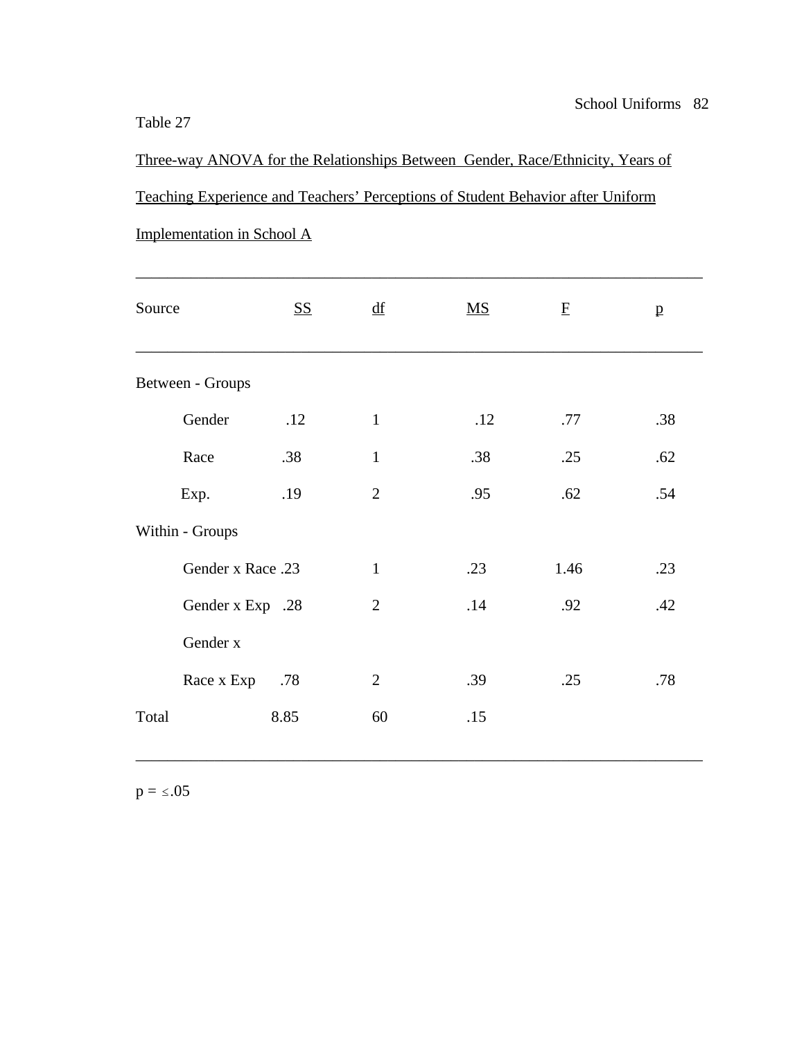Table 27

Three-way ANOVA for the Relationships Between Gender, Race/Ethnicity, Years of Teaching Experience and Teachers' Perceptions of Student Behavior after Uniform Implementation in School A

| Source | SS | df | MS | F | p |
|---|---|---|---|---|---|
| Between - Groups | | | | | |
| Gender | .12 | 1 | .12 | .77 | .38 |
| Race | .38 | 1 | .38 | .25 | .62 |
| Exp. | .19 | 2 | .95 | .62 | .54 |
| Within - Groups | | | | | |
| Gender x Race | .23 | 1 | .23 | 1.46 | .23 |
| Gender x Exp | .28 | 2 | .14 | .92 | .42 |
| Gender x Race x Exp | .78 | 2 | .39 | .25 | .78 |
| Total | 8.85 | 60 | .15 | | |

$p = \leq .05$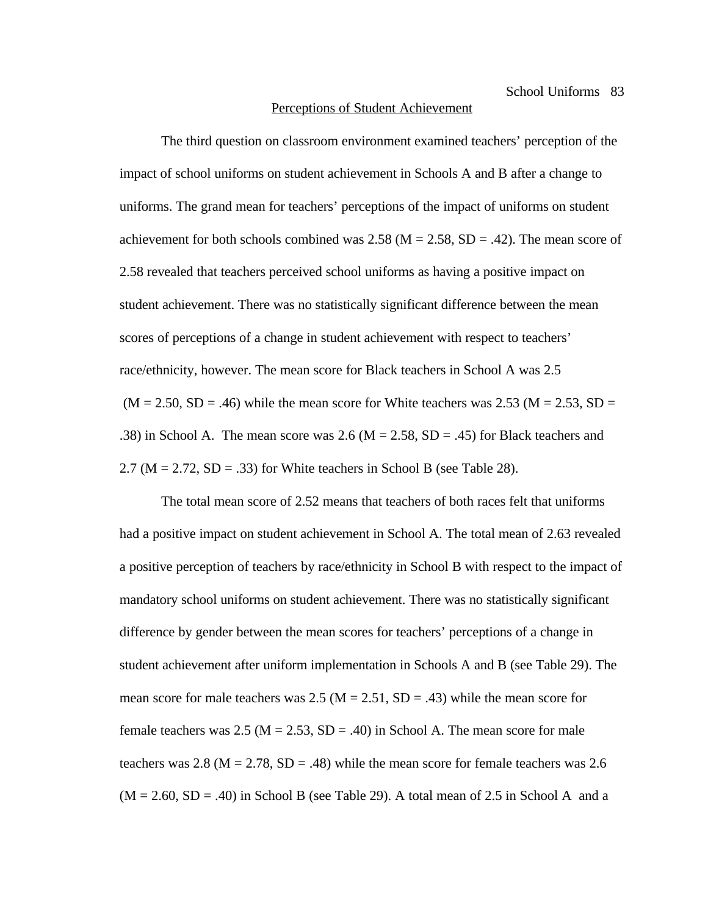## Perceptions of Student Achievement

The third question on classroom environment examined teachers' perception of the impact of school uniforms on student achievement in Schools A and B after a change to uniforms. The grand mean for teachers' perceptions of the impact of uniforms on student achievement for both schools combined was 2.58 ($M = 2.58$, $SD = .42$). The mean score of 2.58 revealed that teachers perceived school uniforms as having a positive impact on student achievement. There was no statistically significant difference between the mean scores of perceptions of a change in student achievement with respect to teachers' race/ethnicity, however. The mean score for Black teachers in School A was 2.5 ($M = 2.50$, $SD = .46$) while the mean score for White teachers was 2.53 ($M = 2.53$, $SD = .38$) in School A. The mean score was 2.6 ($M = 2.58$, $SD = .45$) for Black teachers and 2.7 ($M = 2.72$, $SD = .33$) for White teachers in School B (see Table 28).

The total mean score of 2.52 means that teachers of both races felt that uniforms had a positive impact on student achievement in School A. The total mean of 2.63 revealed a positive perception of teachers by race/ethnicity in School B with respect to the impact of mandatory school uniforms on student achievement. There was no statistically significant difference by gender between the mean scores for teachers' perceptions of a change in student achievement after uniform implementation in Schools A and B (see Table 29). The mean score for male teachers was 2.5 ($M = 2.51$, $SD = .43$) while the mean score for female teachers was 2.5 ($M = 2.53$, $SD = .40$) in School A. The mean score for male teachers was 2.8 ($M = 2.78$, $SD = .48$) while the mean score for female teachers was 2.6 ($M = 2.60$, $SD = .40$) in School B (see Table 29). A total mean of 2.5 in School A and a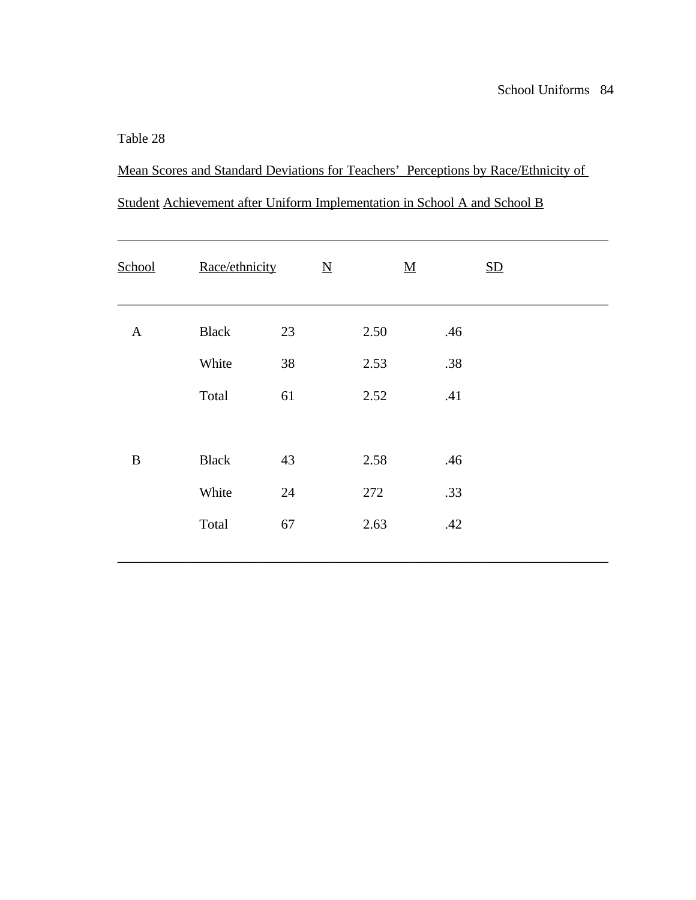Table 28

Mean Scores and Standard Deviations for Teachers' Perceptions by Race/Ethnicity of Student Achievement after Uniform Implementation in School A and School B

| School | Race/ethnicity | N | M | SD |
|---|---|---|---|---|
| A | Black | 23 | 2.50 | .46 |
| | White | 38 | 2.53 | .38 |
| | Total | 61 | 2.52 | .41 |
| B | Black | 43 | 2.58 | .46 |
| | White | 24 | 272 | .33 |
| | Total | 67 | 2.63 | .42 |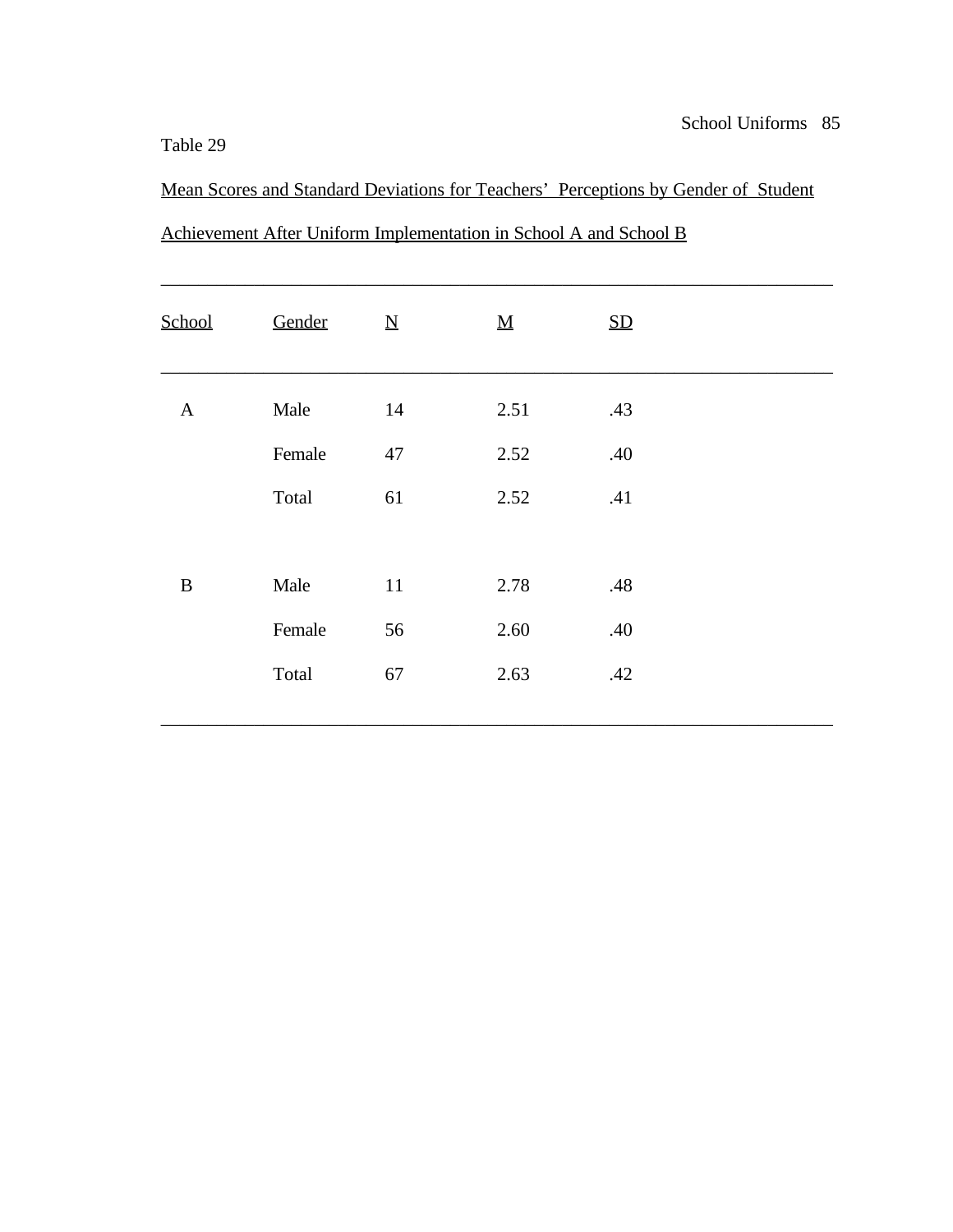Table 29

Mean Scores and Standard Deviations for Teachers'  Perceptions by Gender of  Student Achievement After Uniform Implementation in School A and School B

| School | Gender | N | M | SD |
|---|---|---|---|---|
| A | Male | 14 | 2.51 | .43 |
| | Female | 47 | 2.52 | .40 |
| | Total | 61 | 2.52 | .41 |
| B | Male | 11 | 2.78 | .48 |
| | Female | 56 | 2.60 | .40 |
| | Total | 67 | 2.63 | .42 |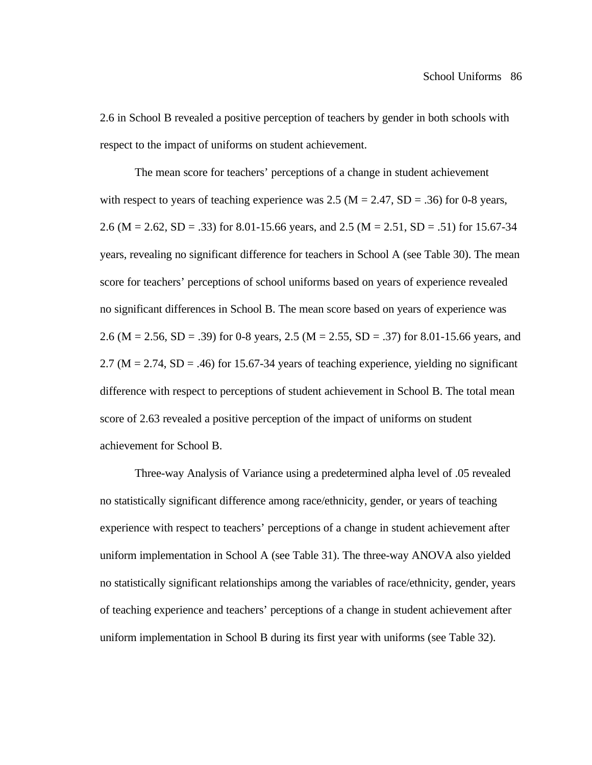2.6 in School B revealed a positive perception of teachers by gender in both schools with respect to the impact of uniforms on student achievement.

The mean score for teachers' perceptions of a change in student achievement with respect to years of teaching experience was 2.5 ($M = 2.47$, $SD = .36$) for 0-8 years, 2.6 ($M = 2.62$, $SD = .33$) for 8.01-15.66 years, and 2.5 ($M = 2.51$, $SD = .51$) for 15.67-34 years, revealing no significant difference for teachers in School A (see Table 30). The mean score for teachers' perceptions of school uniforms based on years of experience revealed no significant differences in School B. The mean score based on years of experience was 2.6 ($M = 2.56$, $SD = .39$) for 0-8 years, 2.5 ($M = 2.55$, $SD = .37$) for 8.01-15.66 years, and 2.7 ($M = 2.74$, $SD = .46$) for 15.67-34 years of teaching experience, yielding no significant difference with respect to perceptions of student achievement in School B. The total mean score of 2.63 revealed a positive perception of the impact of uniforms on student achievement for School B.

Three-way Analysis of Variance using a predetermined alpha level of .05 revealed no statistically significant difference among race/ethnicity, gender, or years of teaching experience with respect to teachers' perceptions of a change in student achievement after uniform implementation in School A (see Table 31). The three-way ANOVA also yielded no statistically significant relationships among the variables of race/ethnicity, gender, years of teaching experience and teachers' perceptions of a change in student achievement after uniform implementation in School B during its first year with uniforms (see Table 32).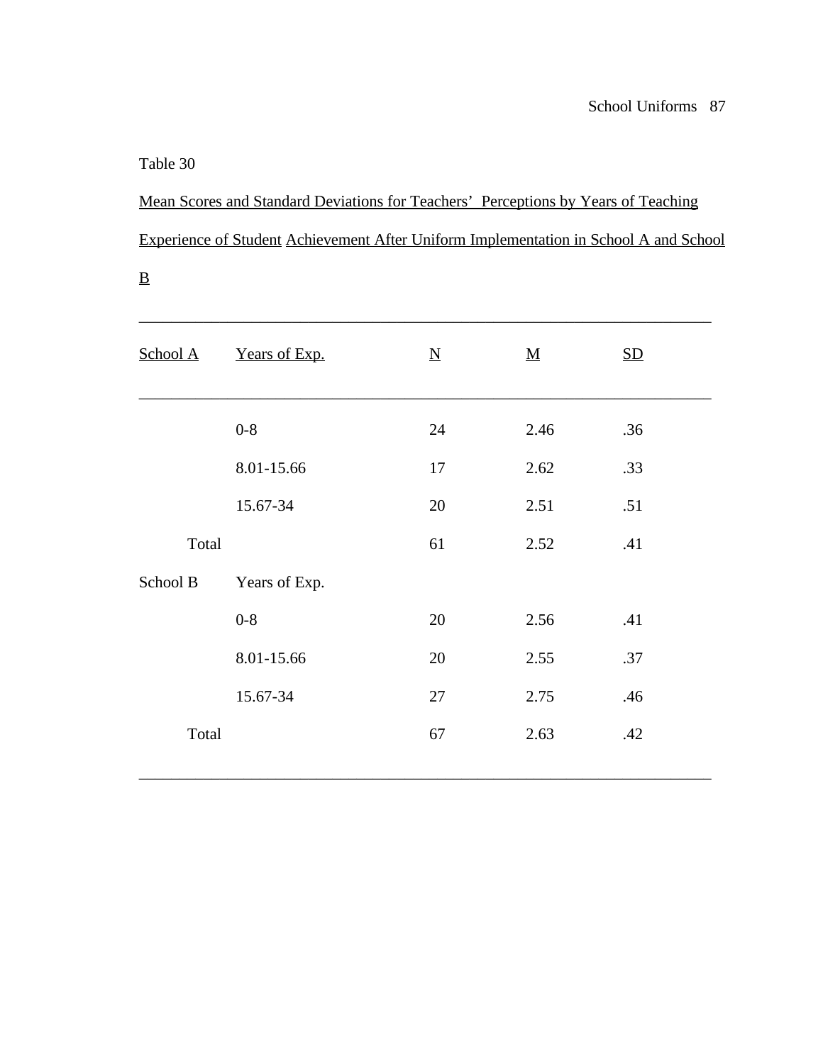Table 30

Mean Scores and Standard Deviations for Teachers' Perceptions by Years of Teaching Experience of Student Achievement After Uniform Implementation in School A and School B

| School A | Years of Exp. | N | M | SD |
|---|---|---|---|---|
| | 0-8 | 24 | 2.46 | .36 |
| | 8.01-15.66 | 17 | 2.62 | .33 |
| | 15.67-34 | 20 | 2.51 | .51 |
| Total | | 61 | 2.52 | .41 |
| School B | Years of Exp. | | | |
| | 0-8 | 20 | 2.56 | .41 |
| | 8.01-15.66 | 20 | 2.55 | .37 |
| | 15.67-34 | 27 | 2.75 | .46 |
| Total | | 67 | 2.63 | .42 |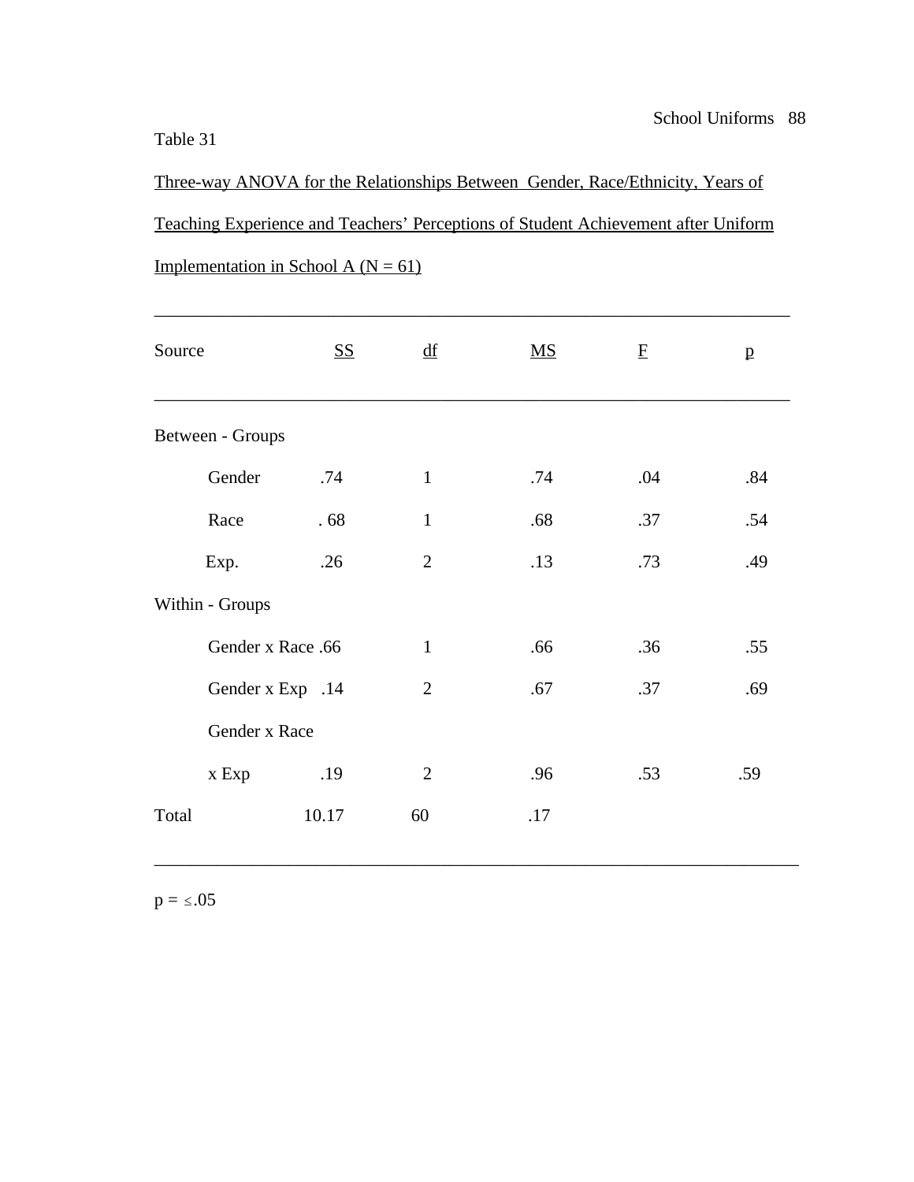Table 31

Three-way ANOVA for the Relationships Between Gender, Race/Ethnicity, Years of Teaching Experience and Teachers' Perceptions of Student Achievement after Uniform Implementation in School A (N = 61)

| Source | SS | df | MS | F | p |
|---|---|---|---|---|---|
| Between - Groups | | | | | |
| Gender | .74 | 1 | .74 | .04 | .84 |
| Race | . 68 | 1 | .68 | .37 | .54 |
| Exp. | .26 | 2 | .13 | .73 | .49 |
| Within - Groups | | | | | |
| Gender x Race | .66 | 1 | .66 | .36 | .55 |
| Gender x Exp | .14 | 2 | .67 | .37 | .69 |
| Gender x Race x Exp | .19 | 2 | .96 | .53 | .59 |
| Total | 10.17 | 60 | .17 | | |

$p = \leq .05$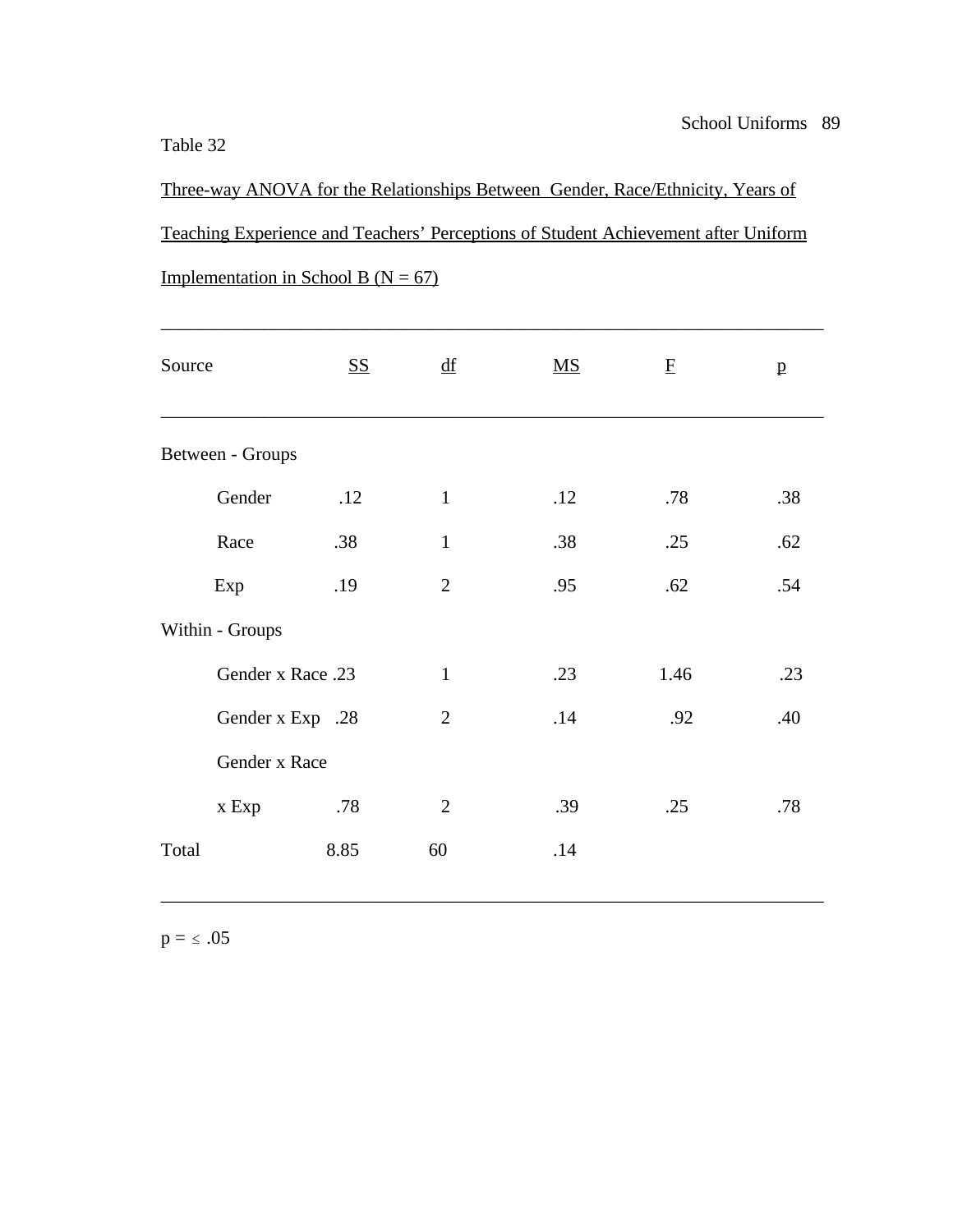Table 32

Three-way ANOVA for the Relationships Between Gender, Race/Ethnicity, Years of Teaching Experience and Teachers' Perceptions of Student Achievement after Uniform Implementation in School B (N = 67)

| Source | SS | df | MS | F | p |
|---|---|---|---|---|---|
| Between - Groups | | | | | |
| Gender | .12 | 1 | .12 | .78 | .38 |
| Race | .38 | 1 | .38 | .25 | .62 |
| Exp | .19 | 2 | .95 | .62 | .54 |
| Within - Groups | | | | | |
| Gender x Race | .23 | 1 | .23 | 1.46 | .23 |
| Gender x Exp | .28 | 2 | .14 | .92 | .40 |
| Gender x Race x Exp | .78 | 2 | .39 | .25 | .78 |
| Total | 8.85 | 60 | .14 | | |

$p = \leq .05$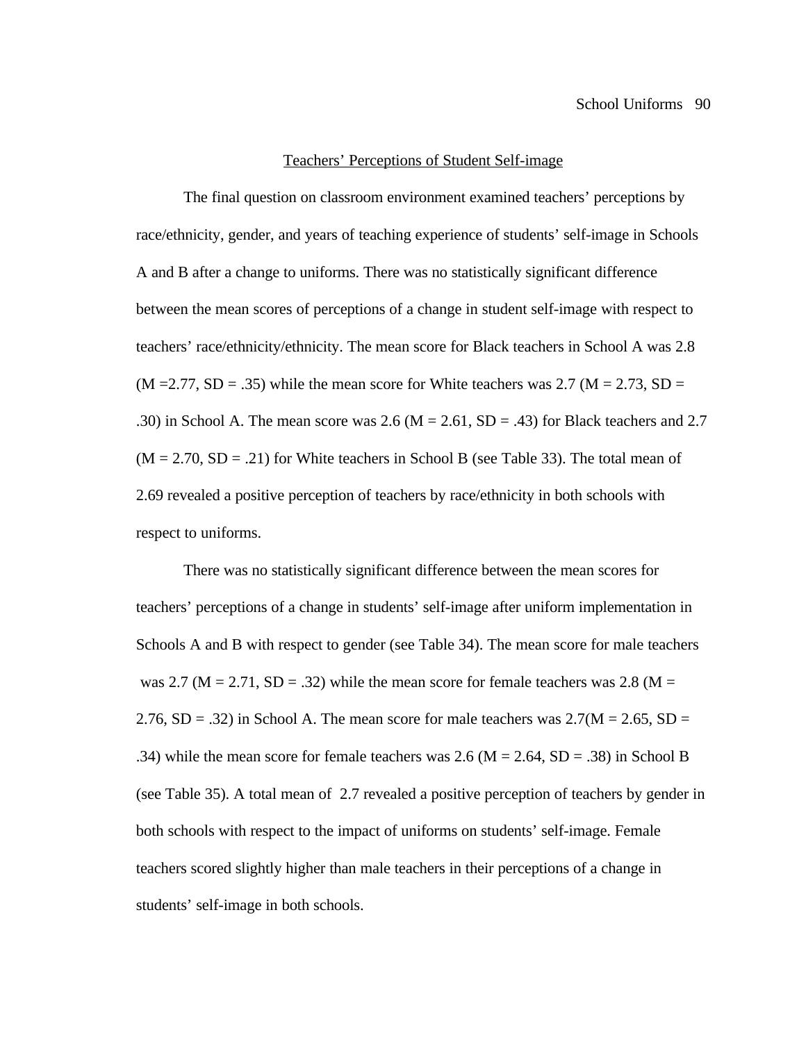## Teachers' Perceptions of Student Self-image

The final question on classroom environment examined teachers' perceptions by race/ethnicity, gender, and years of teaching experience of students' self-image in Schools A and B after a change to uniforms. There was no statistically significant difference between the mean scores of perceptions of a change in student self-image with respect to teachers' race/ethnicity/ethnicity. The mean score for Black teachers in School A was 2.8 (M =2.77, SD = .35) while the mean score for White teachers was 2.7 (M = 2.73, SD = .30) in School A. The mean score was 2.6 (M = 2.61, SD = .43) for Black teachers and 2.7 (M = 2.70, SD = .21) for White teachers in School B (see Table 33). The total mean of 2.69 revealed a positive perception of teachers by race/ethnicity in both schools with respect to uniforms.

There was no statistically significant difference between the mean scores for teachers' perceptions of a change in students' self-image after uniform implementation in Schools A and B with respect to gender (see Table 34). The mean score for male teachers was 2.7 (M = 2.71, SD = .32) while the mean score for female teachers was 2.8 (M = 2.76, SD = .32) in School A. The mean score for male teachers was 2.7(M = 2.65, SD = .34) while the mean score for female teachers was 2.6 (M = 2.64, SD = .38) in School B (see Table 35). A total mean of 2.7 revealed a positive perception of teachers by gender in both schools with respect to the impact of uniforms on students' self-image. Female teachers scored slightly higher than male teachers in their perceptions of a change in students' self-image in both schools.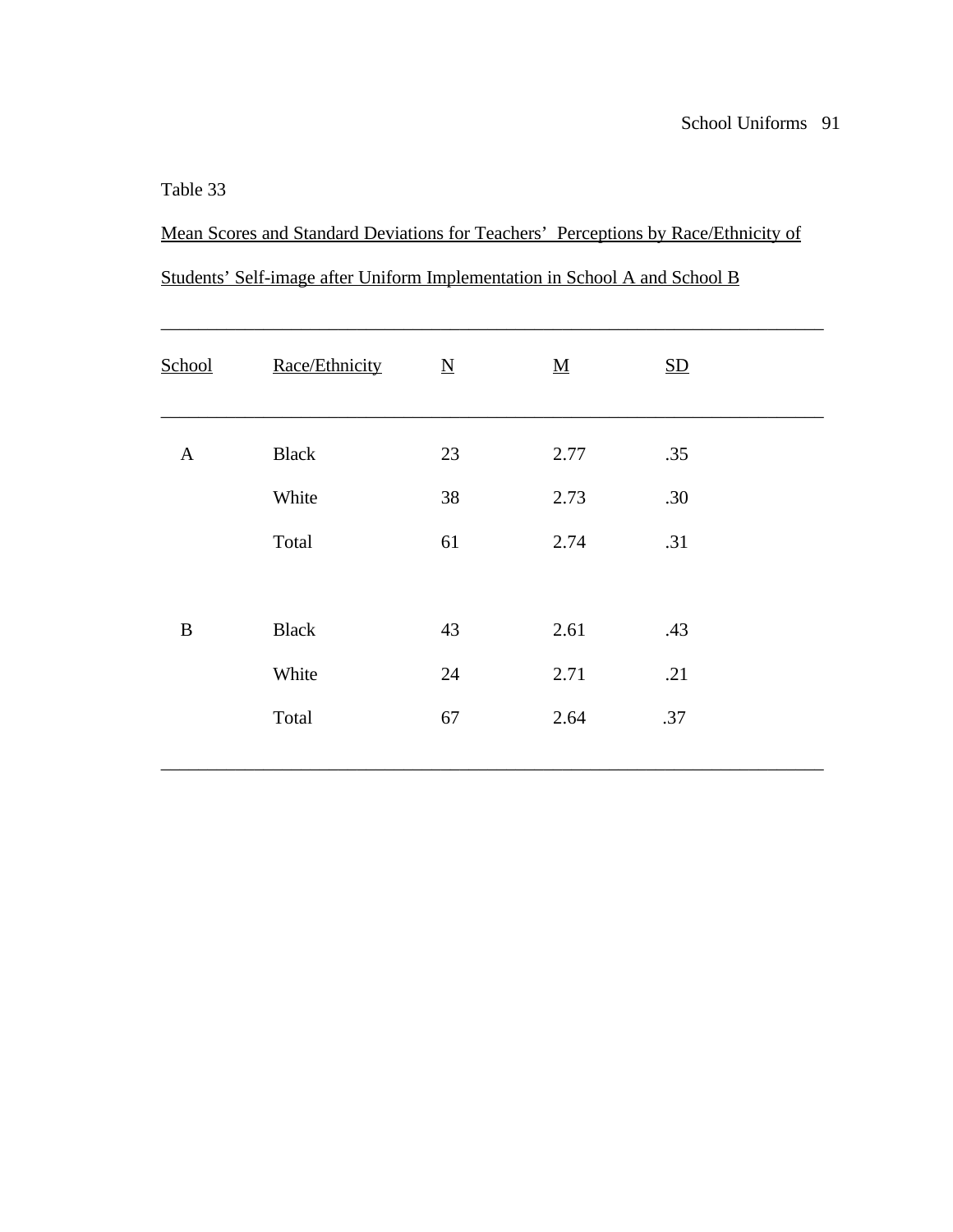Table 33

Mean Scores and Standard Deviations for Teachers' Perceptions by Race/Ethnicity of Students' Self-image after Uniform Implementation in School A and School B

| School | Race/Ethnicity | N | M | SD |
|---|---|---|---|---|
| A | Black | 23 | 2.77 | .35 |
| | White | 38 | 2.73 | .30 |
| | Total | 61 | 2.74 | .31 |
| B | Black | 43 | 2.61 | .43 |
| | White | 24 | 2.71 | .21 |
| | Total | 67 | 2.64 | .37 |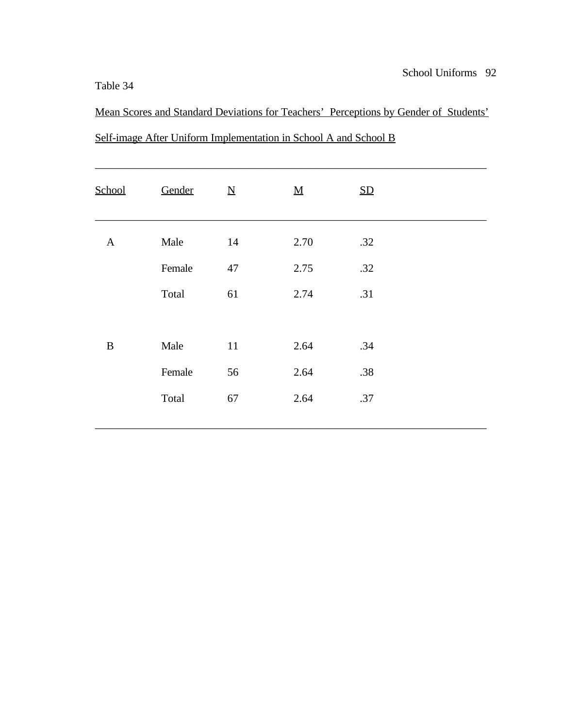Table 34

Mean Scores and Standard Deviations for Teachers' Perceptions by Gender of Students' Self-image After Uniform Implementation in School A and School B

| School | Gender | N | M | SD |
|---|---|---|---|---|
| A | Male | 14 | 2.70 | .32 |
| | Female | 47 | 2.75 | .32 |
| | Total | 61 | 2.74 | .31 |
| B | Male | 11 | 2.64 | .34 |
| | Female | 56 | 2.64 | .38 |
| | Total | 67 | 2.64 | .37 |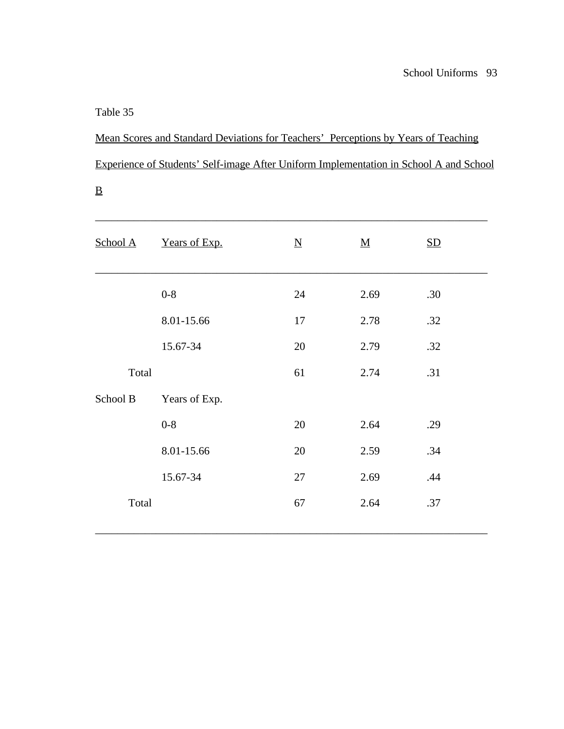Table 35

Mean Scores and Standard Deviations for Teachers' Perceptions by Years of Teaching Experience of Students' Self-image After Uniform Implementation in School A and School B

| School A | Years of Exp. | N | M | SD |
|---|---|---|---|---|
| | 0-8 | 24 | 2.69 | .30 |
| | 8.01-15.66 | 17 | 2.78 | .32 |
| | 15.67-34 | 20 | 2.79 | .32 |
| Total | | 61 | 2.74 | .31 |
| School B | Years of Exp. | | | |
| | 0-8 | 20 | 2.64 | .29 |
| | 8.01-15.66 | 20 | 2.59 | .34 |
| | 15.67-34 | 27 | 2.69 | .44 |
| Total | | 67 | 2.64 | .37 |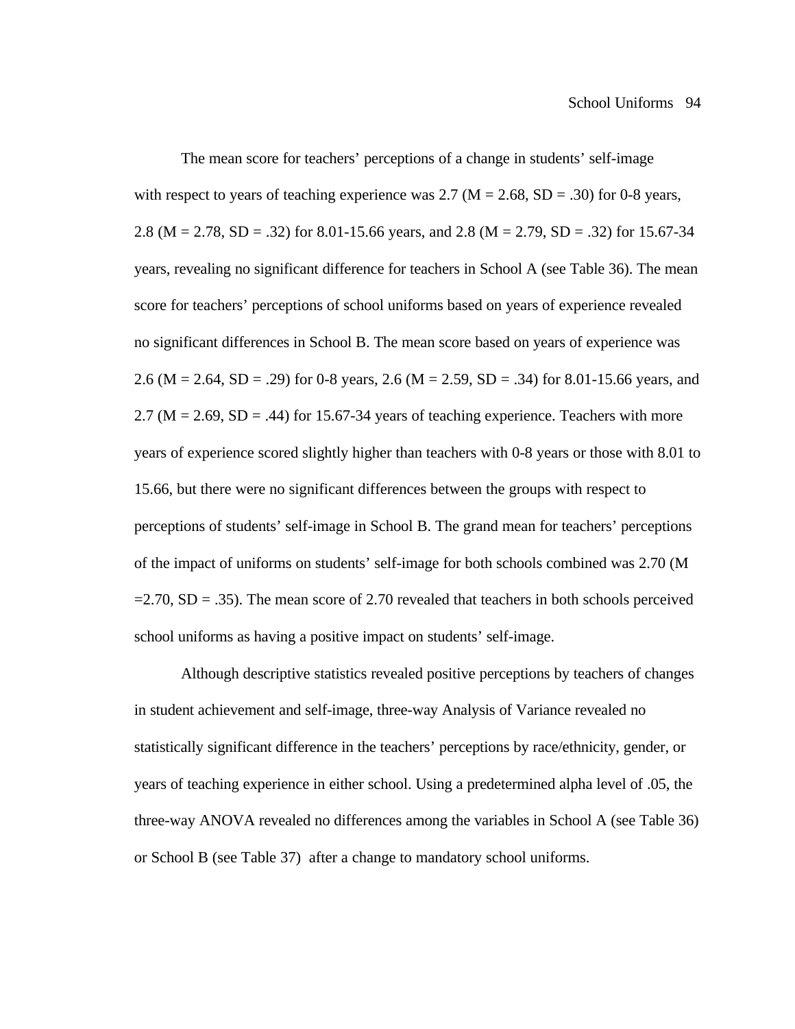The mean score for teachers' perceptions of a change in students' self-image with respect to years of teaching experience was 2.7 (M = 2.68, SD = .30) for 0-8 years, 2.8 (M = 2.78, SD = .32) for 8.01-15.66 years, and 2.8 (M = 2.79, SD = .32) for 15.67-34 years, revealing no significant difference for teachers in School A (see Table 36). The mean score for teachers' perceptions of school uniforms based on years of experience revealed no significant differences in School B. The mean score based on years of experience was 2.6 (M = 2.64, SD = .29) for 0-8 years, 2.6 (M = 2.59, SD = .34) for 8.01-15.66 years, and 2.7 (M = 2.69, SD = .44) for 15.67-34 years of teaching experience. Teachers with more years of experience scored slightly higher than teachers with 0-8 years or those with 8.01 to 15.66, but there were no significant differences between the groups with respect to perceptions of students' self-image in School B. The grand mean for teachers' perceptions of the impact of uniforms on students' self-image for both schools combined was 2.70 (M =2.70, SD = .35). The mean score of 2.70 revealed that teachers in both schools perceived school uniforms as having a positive impact on students' self-image.

Although descriptive statistics revealed positive perceptions by teachers of changes in student achievement and self-image, three-way Analysis of Variance revealed no statistically significant difference in the teachers' perceptions by race/ethnicity, gender, or years of teaching experience in either school. Using a predetermined alpha level of .05, the three-way ANOVA revealed no differences among the variables in School A (see Table 36) or School B (see Table 37) after a change to mandatory school uniforms.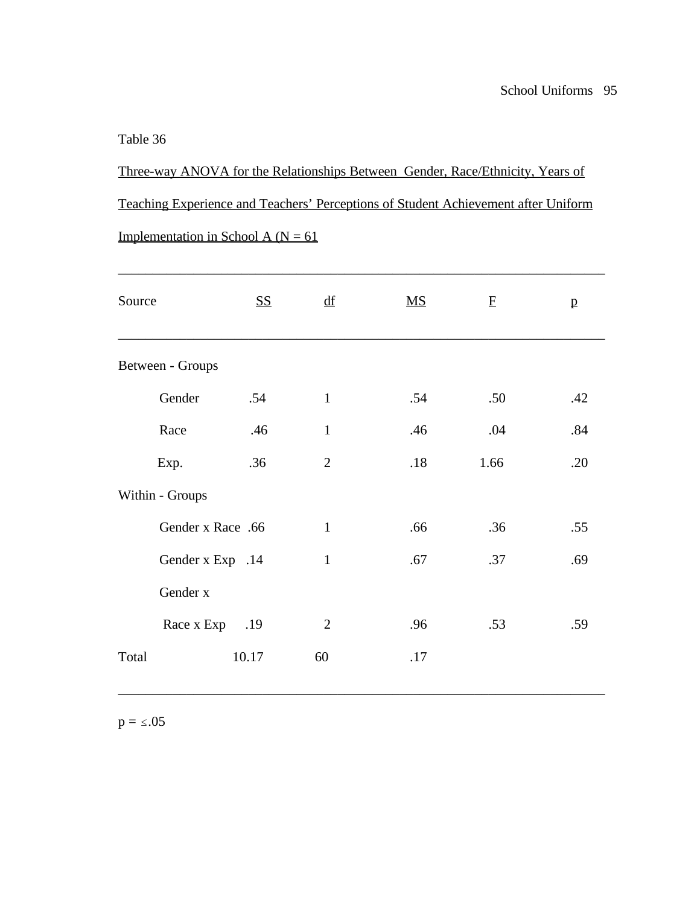Table 36

Three-way ANOVA for the Relationships Between Gender, Race/Ethnicity, Years of Teaching Experience and Teachers' Perceptions of Student Achievement after Uniform Implementation in School A (N = 61

| Source | SS | df | MS | F | p |
|---|---|---|---|---|---|
| Between - Groups | | | | | |
| Gender | .54 | 1 | .54 | .50 | .42 |
| Race | .46 | 1 | .46 | .04 | .84 |
| Exp. | .36 | 2 | .18 | 1.66 | .20 |
| Within - Groups | | | | | |
| Gender x Race | .66 | 1 | .66 | .36 | .55 |
| Gender x Exp | .14 | 1 | .67 | .37 | .69 |
| Gender x Race x Exp | .19 | 2 | .96 | .53 | .59 |
| Total | 10.17 | 60 | .17 | | |

$p = \leq .05$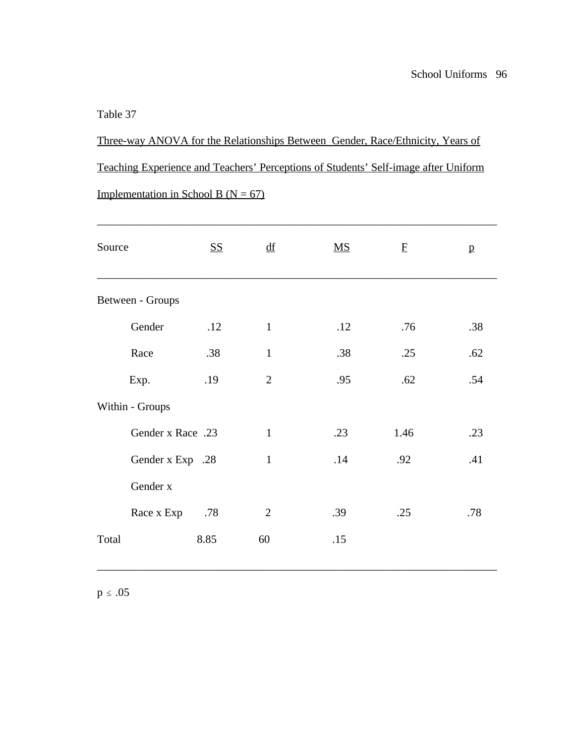Table 37

Three-way ANOVA for the Relationships Between Gender, Race/Ethnicity, Years of Teaching Experience and Teachers' Perceptions of Students' Self-image after Uniform Implementation in School B (N = 67)

| Source | SS | df | MS | F | p |
|---|---|---|---|---|---|
| Between - Groups | | | | | |
| Gender | .12 | 1 | .12 | .76 | .38 |
| Race | .38 | 1 | .38 | .25 | .62 |
| Exp. | .19 | 2 | .95 | .62 | .54 |
| Within - Groups | | | | | |
| Gender x Race | .23 | 1 | .23 | 1.46 | .23 |
| Gender x Exp | .28 | 1 | .14 | .92 | .41 |
| Gender x Race x Exp | .78 | 2 | .39 | .25 | .78 |
| Total | 8.85 | 60 | .15 | | |

$p \leq .05$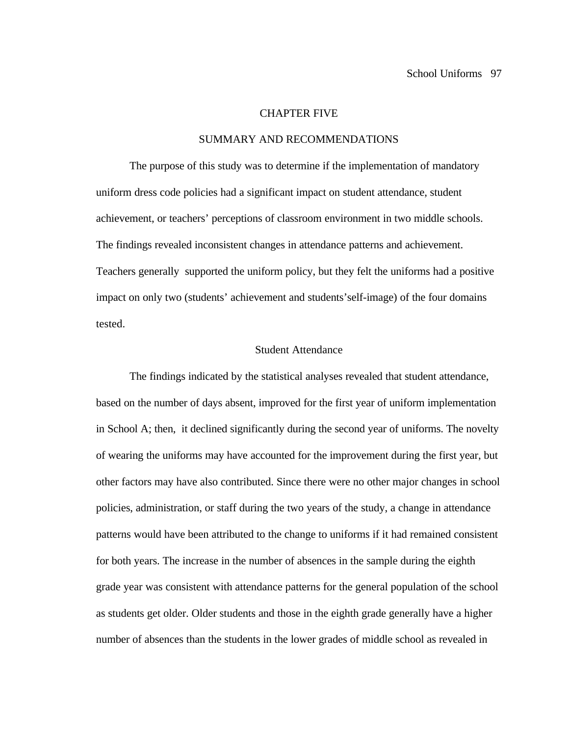# CHAPTER FIVE

## SUMMARY AND RECOMMENDATIONS

The purpose of this study was to determine if the implementation of mandatory uniform dress code policies had a significant impact on student attendance, student achievement, or teachers' perceptions of classroom environment in two middle schools. The findings revealed inconsistent changes in attendance patterns and achievement. Teachers generally supported the uniform policy, but they felt the uniforms had a positive impact on only two (students' achievement and students'self-image) of the four domains tested.

### Student Attendance

The findings indicated by the statistical analyses revealed that student attendance, based on the number of days absent, improved for the first year of uniform implementation in School A; then, it declined significantly during the second year of uniforms. The novelty of wearing the uniforms may have accounted for the improvement during the first year, but other factors may have also contributed. Since there were no other major changes in school policies, administration, or staff during the two years of the study, a change in attendance patterns would have been attributed to the change to uniforms if it had remained consistent for both years. The increase in the number of absences in the sample during the eighth grade year was consistent with attendance patterns for the general population of the school as students get older. Older students and those in the eighth grade generally have a higher number of absences than the students in the lower grades of middle school as revealed in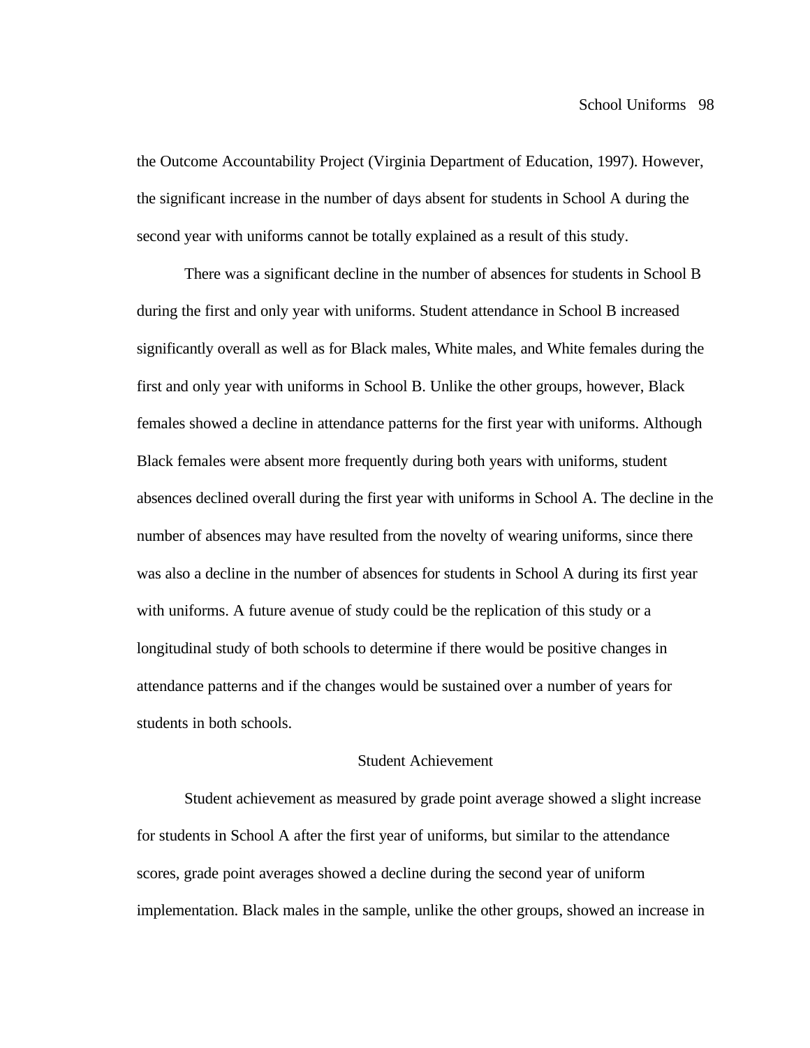the Outcome Accountability Project (Virginia Department of Education, 1997). However, the significant increase in the number of days absent for students in School A during the second year with uniforms cannot be totally explained as a result of this study.

There was a significant decline in the number of absences for students in School B during the first and only year with uniforms. Student attendance in School B increased significantly overall as well as for Black males, White males, and White females during the first and only year with uniforms in School B. Unlike the other groups, however, Black females showed a decline in attendance patterns for the first year with uniforms. Although Black females were absent more frequently during both years with uniforms, student absences declined overall during the first year with uniforms in School A. The decline in the number of absences may have resulted from the novelty of wearing uniforms, since there was also a decline in the number of absences for students in School A during its first year with uniforms. A future avenue of study could be the replication of this study or a longitudinal study of both schools to determine if there would be positive changes in attendance patterns and if the changes would be sustained over a number of years for students in both schools.

## Student Achievement

Student achievement as measured by grade point average showed a slight increase for students in School A after the first year of uniforms, but similar to the attendance scores, grade point averages showed a decline during the second year of uniform implementation. Black males in the sample, unlike the other groups, showed an increase in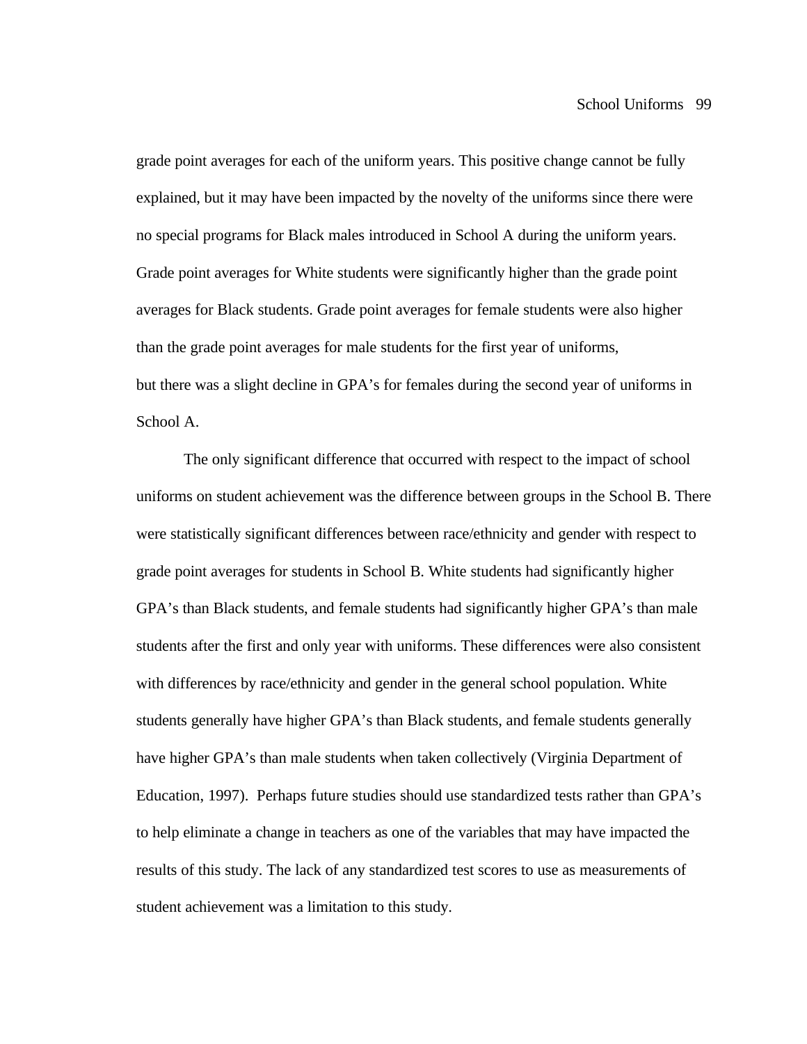grade point averages for each of the uniform years. This positive change cannot be fully explained, but it may have been impacted by the novelty of the uniforms since there were no special programs for Black males introduced in School A during the uniform years. Grade point averages for White students were significantly higher than the grade point averages for Black students. Grade point averages for female students were also higher than the grade point averages for male students for the first year of uniforms, but there was a slight decline in GPA's for females during the second year of uniforms in School A.

The only significant difference that occurred with respect to the impact of school uniforms on student achievement was the difference between groups in the School B. There were statistically significant differences between race/ethnicity and gender with respect to grade point averages for students in School B. White students had significantly higher GPA's than Black students, and female students had significantly higher GPA's than male students after the first and only year with uniforms. These differences were also consistent with differences by race/ethnicity and gender in the general school population. White students generally have higher GPA's than Black students, and female students generally have higher GPA's than male students when taken collectively (Virginia Department of Education, 1997). Perhaps future studies should use standardized tests rather than GPA's to help eliminate a change in teachers as one of the variables that may have impacted the results of this study. The lack of any standardized test scores to use as measurements of student achievement was a limitation to this study.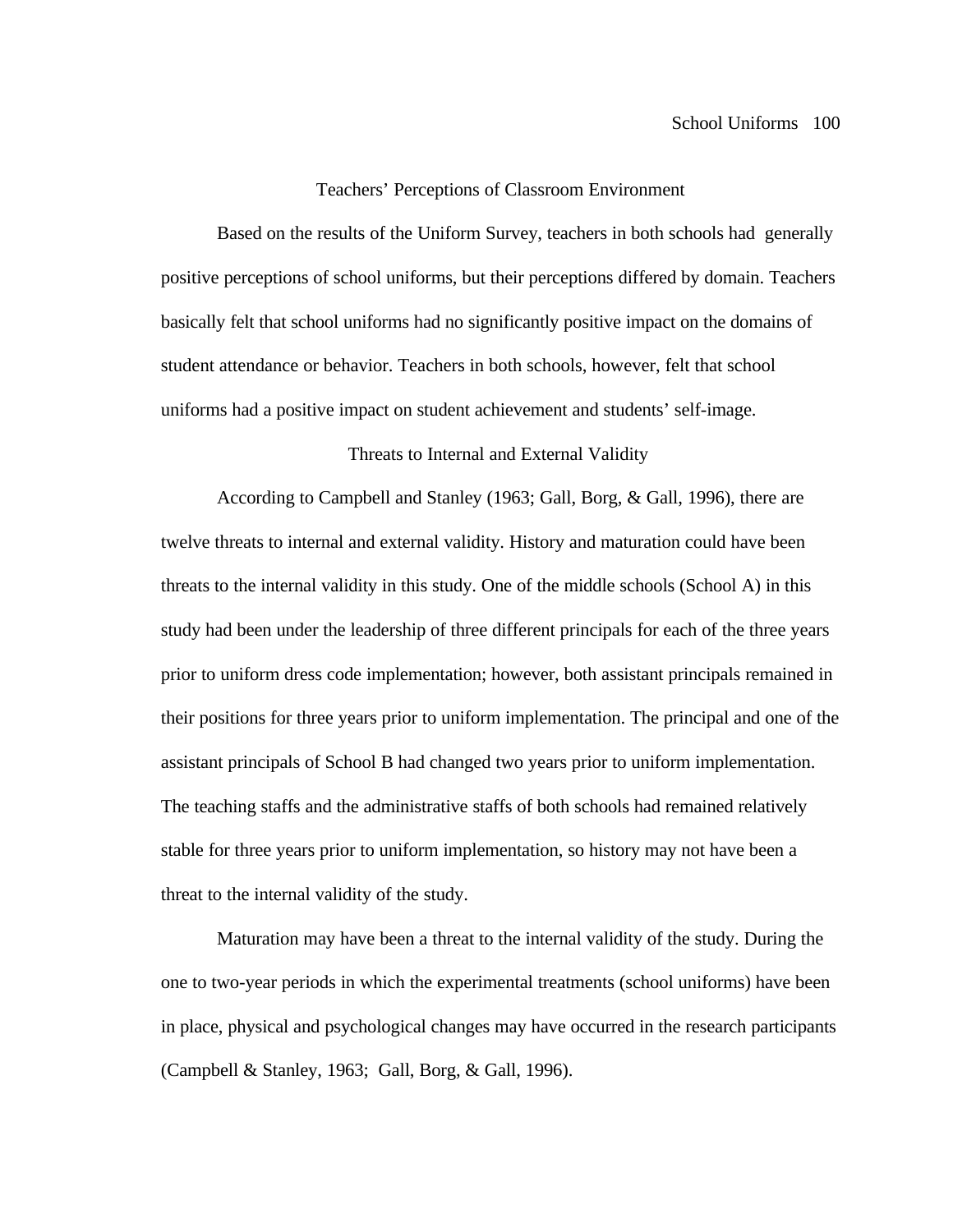## Teachers' Perceptions of Classroom Environment

Based on the results of the Uniform Survey, teachers in both schools had generally positive perceptions of school uniforms, but their perceptions differed by domain. Teachers basically felt that school uniforms had no significantly positive impact on the domains of student attendance or behavior. Teachers in both schools, however, felt that school uniforms had a positive impact on student achievement and students' self-image.

## Threats to Internal and External Validity

According to Campbell and Stanley (1963; Gall, Borg, & Gall, 1996), there are twelve threats to internal and external validity. History and maturation could have been threats to the internal validity in this study. One of the middle schools (School A) in this study had been under the leadership of three different principals for each of the three years prior to uniform dress code implementation; however, both assistant principals remained in their positions for three years prior to uniform implementation. The principal and one of the assistant principals of School B had changed two years prior to uniform implementation. The teaching staffs and the administrative staffs of both schools had remained relatively stable for three years prior to uniform implementation, so history may not have been a threat to the internal validity of the study.

Maturation may have been a threat to the internal validity of the study. During the one to two-year periods in which the experimental treatments (school uniforms) have been in place, physical and psychological changes may have occurred in the research participants (Campbell & Stanley, 1963; Gall, Borg, & Gall, 1996).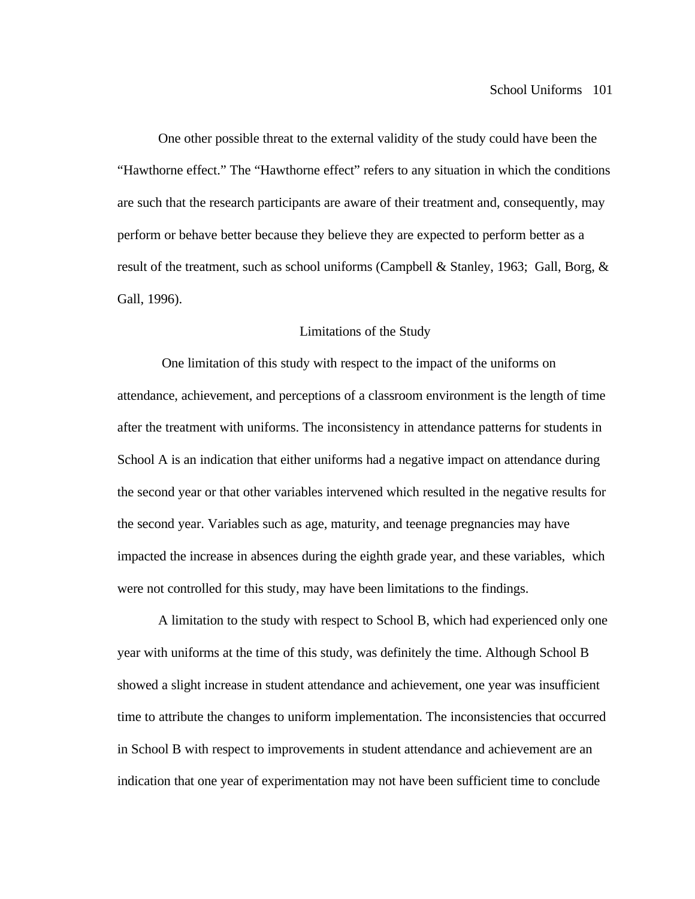One other possible threat to the external validity of the study could have been the "Hawthorne effect." The "Hawthorne effect" refers to any situation in which the conditions are such that the research participants are aware of their treatment and, consequently, may perform or behave better because they believe they are expected to perform better as a result of the treatment, such as school uniforms (Campbell & Stanley, 1963; Gall, Borg, & Gall, 1996).

## Limitations of the Study

One limitation of this study with respect to the impact of the uniforms on attendance, achievement, and perceptions of a classroom environment is the length of time after the treatment with uniforms. The inconsistency in attendance patterns for students in School A is an indication that either uniforms had a negative impact on attendance during the second year or that other variables intervened which resulted in the negative results for the second year. Variables such as age, maturity, and teenage pregnancies may have impacted the increase in absences during the eighth grade year, and these variables, which were not controlled for this study, may have been limitations to the findings.

A limitation to the study with respect to School B, which had experienced only one year with uniforms at the time of this study, was definitely the time. Although School B showed a slight increase in student attendance and achievement, one year was insufficient time to attribute the changes to uniform implementation. The inconsistencies that occurred in School B with respect to improvements in student attendance and achievement are an indication that one year of experimentation may not have been sufficient time to conclude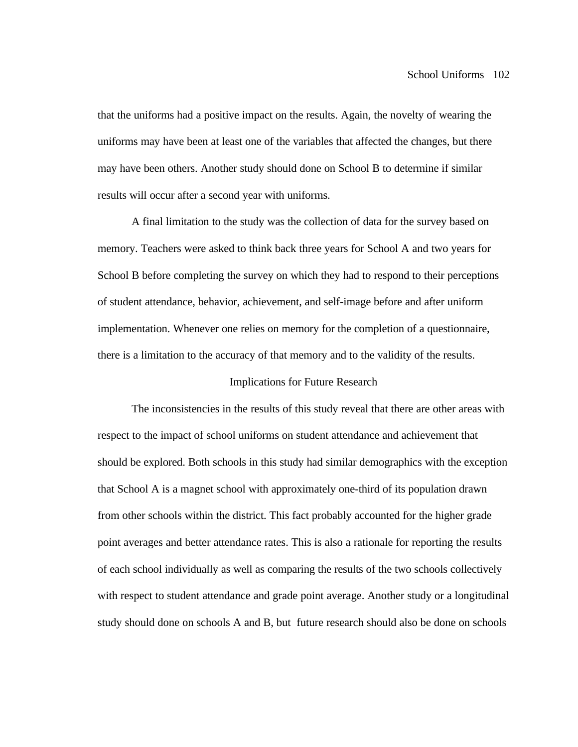that the uniforms had a positive impact on the results. Again, the novelty of wearing the uniforms may have been at least one of the variables that affected the changes, but there may have been others. Another study should done on School B to determine if similar results will occur after a second year with uniforms.

A final limitation to the study was the collection of data for the survey based on memory. Teachers were asked to think back three years for School A and two years for School B before completing the survey on which they had to respond to their perceptions of student attendance, behavior, achievement, and self-image before and after uniform implementation. Whenever one relies on memory for the completion of a questionnaire, there is a limitation to the accuracy of that memory and to the validity of the results.

## Implications for Future Research

The inconsistencies in the results of this study reveal that there are other areas with respect to the impact of school uniforms on student attendance and achievement that should be explored. Both schools in this study had similar demographics with the exception that School A is a magnet school with approximately one-third of its population drawn from other schools within the district. This fact probably accounted for the higher grade point averages and better attendance rates. This is also a rationale for reporting the results of each school individually as well as comparing the results of the two schools collectively with respect to student attendance and grade point average. Another study or a longitudinal study should done on schools A and B, but future research should also be done on schools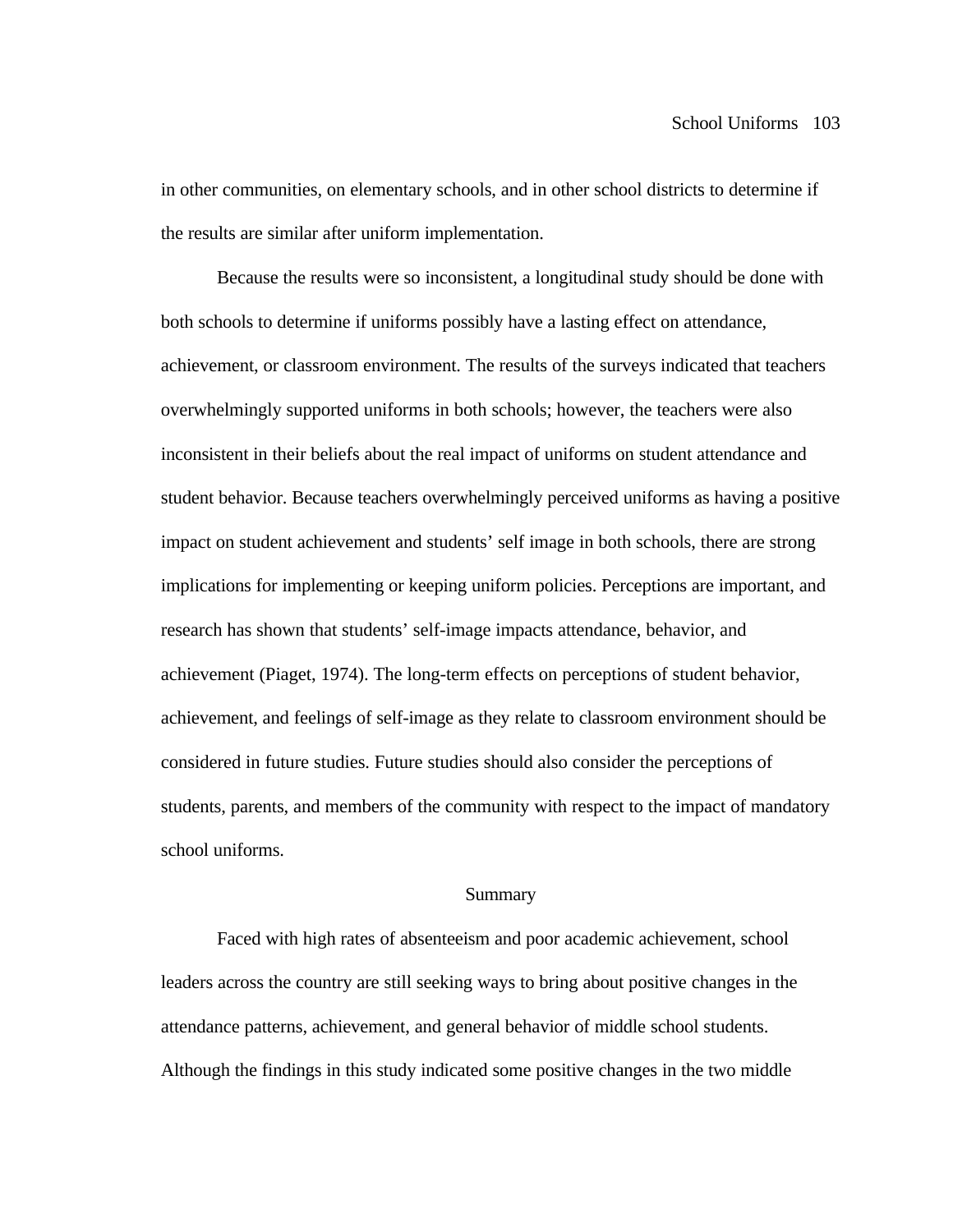in other communities, on elementary schools, and in other school districts to determine if the results are similar after uniform implementation.

Because the results were so inconsistent, a longitudinal study should be done with both schools to determine if uniforms possibly have a lasting effect on attendance, achievement, or classroom environment. The results of the surveys indicated that teachers overwhelmingly supported uniforms in both schools; however, the teachers were also inconsistent in their beliefs about the real impact of uniforms on student attendance and student behavior. Because teachers overwhelmingly perceived uniforms as having a positive impact on student achievement and students' self image in both schools, there are strong implications for implementing or keeping uniform policies. Perceptions are important, and research has shown that students' self-image impacts attendance, behavior, and achievement (Piaget, 1974). The long-term effects on perceptions of student behavior, achievement, and feelings of self-image as they relate to classroom environment should be considered in future studies. Future studies should also consider the perceptions of students, parents, and members of the community with respect to the impact of mandatory school uniforms.

## Summary

Faced with high rates of absenteeism and poor academic achievement, school leaders across the country are still seeking ways to bring about positive changes in the attendance patterns, achievement, and general behavior of middle school students. Although the findings in this study indicated some positive changes in the two middle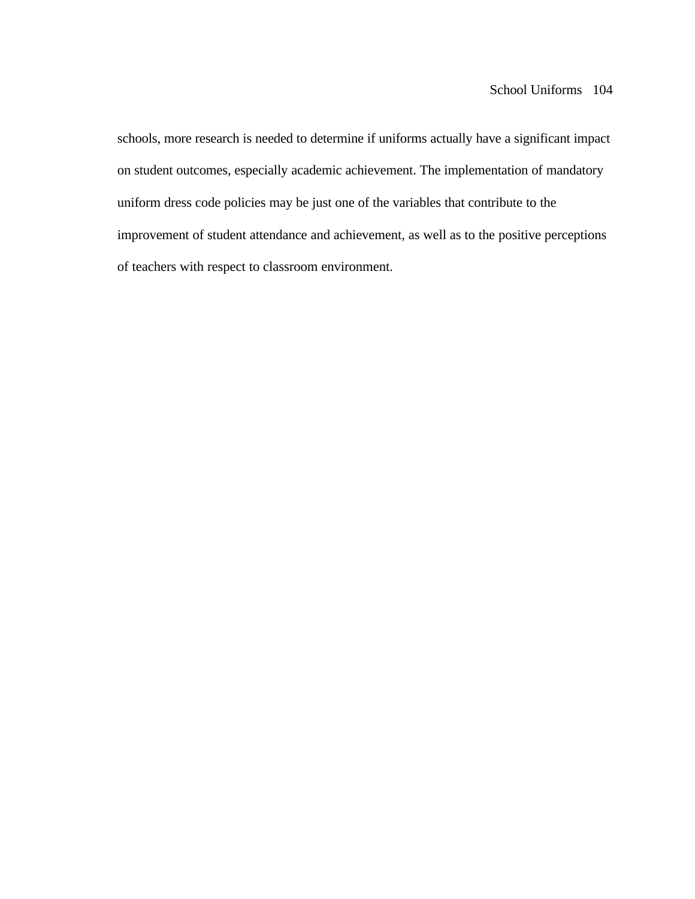schools, more research is needed to determine if uniforms actually have a significant impact on student outcomes, especially academic achievement. The implementation of mandatory uniform dress code policies may be just one of the variables that contribute to the improvement of student attendance and achievement, as well as to the positive perceptions of teachers with respect to classroom environment.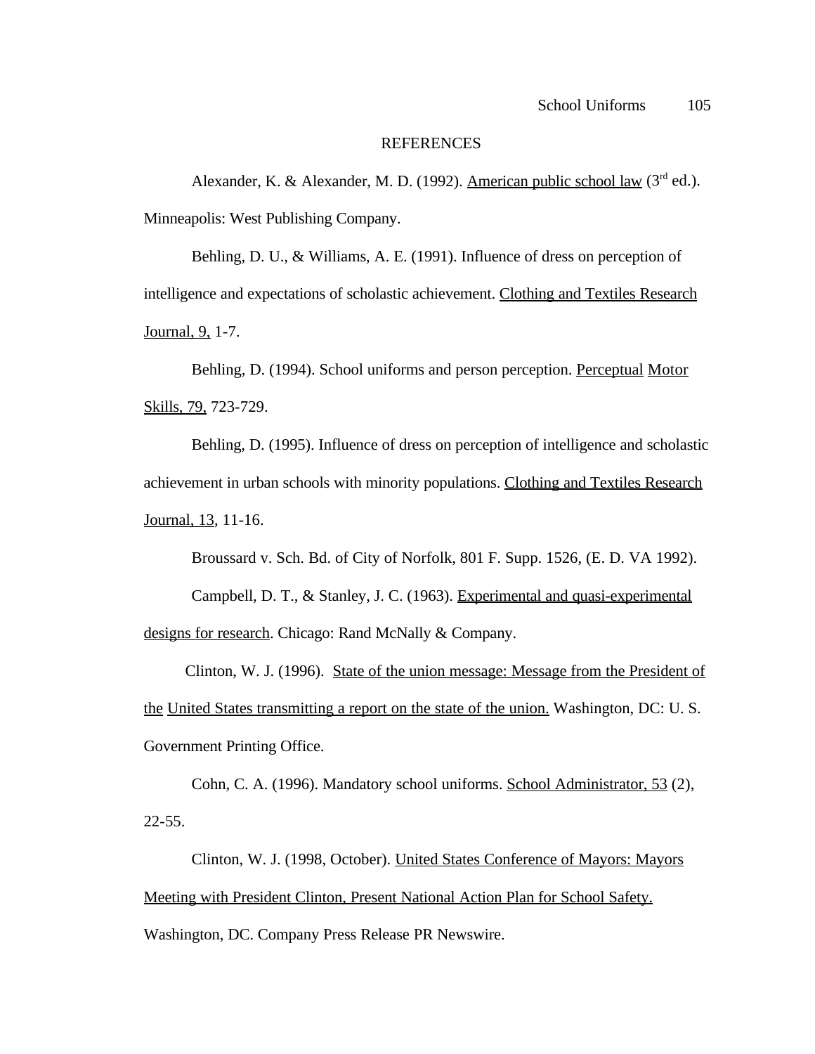# REFERENCES

Alexander, K. & Alexander, M. D. (1992). American public school law (3rd ed.). Minneapolis: West Publishing Company.

Behling, D. U., & Williams, A. E. (1991). Influence of dress on perception of intelligence and expectations of scholastic achievement. Clothing and Textiles Research Journal, 9, 1-7.

Behling, D. (1994). School uniforms and person perception. Perceptual Motor Skills, 79, 723-729.

Behling, D. (1995). Influence of dress on perception of intelligence and scholastic achievement in urban schools with minority populations. Clothing and Textiles Research Journal, 13, 11-16.

Broussard v. Sch. Bd. of City of Norfolk, 801 F. Supp. 1526, (E. D. VA 1992).

Campbell, D. T., & Stanley, J. C. (1963). Experimental and quasi-experimental designs for research. Chicago: Rand McNally & Company.

Clinton, W. J. (1996). State of the union message: Message from the President of the United States transmitting a report on the state of the union. Washington, DC: U. S. Government Printing Office.

Cohn, C. A. (1996). Mandatory school uniforms. School Administrator, 53 (2), 22-55.

Clinton, W. J. (1998, October). United States Conference of Mayors: Mayors Meeting with President Clinton, Present National Action Plan for School Safety. Washington, DC. Company Press Release PR Newswire.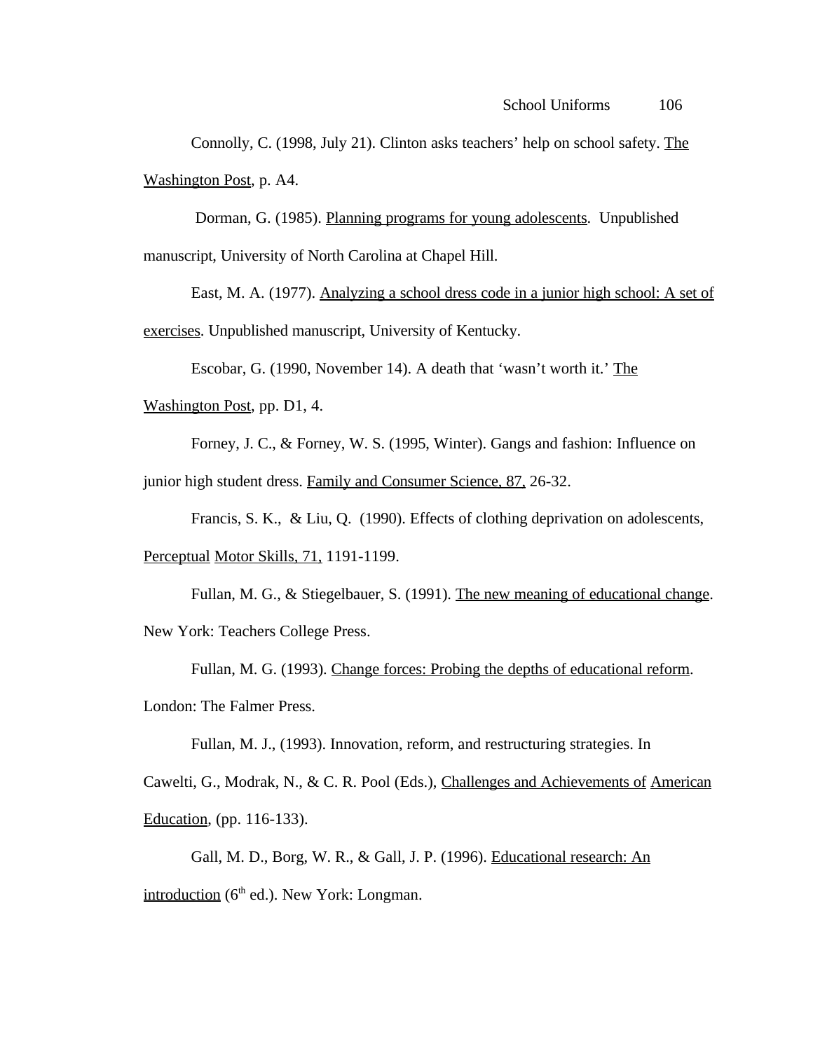Connolly, C. (1998, July 21). Clinton asks teachers' help on school safety. <u>The Washington Post</u>, p. A4.

Dorman, G. (1985). <u>Planning programs for young adolescents</u>. Unpublished manuscript, University of North Carolina at Chapel Hill.

East, M. A. (1977). <u>Analyzing a school dress code in a junior high school: A set of exercises</u>. Unpublished manuscript, University of Kentucky.

Escobar, G. (1990, November 14). A death that 'wasn't worth it.' <u>The Washington Post</u>, pp. D1, 4.

Forney, J. C., & Forney, W. S. (1995, Winter). Gangs and fashion: Influence on junior high student dress. <u>Family and Consumer Science, 87,</u> 26-32.

Francis, S. K., & Liu, Q. (1990). Effects of clothing deprivation on adolescents, <u>Perceptual</u> <u>Motor Skills, 71,</u> 1191-1199.

Fullan, M. G., & Stiegelbauer, S. (1991). <u>The new meaning of educational change</u>. New York: Teachers College Press.

Fullan, M. G. (1993). <u>Change forces: Probing the depths of educational reform</u>. London: The Falmer Press.

Fullan, M. J., (1993). Innovation, reform, and restructuring strategies. In Cawelti, G., Modrak, N., & C. R. Pool (Eds.), <u>Challenges and Achievements of</u> <u>American Education</u>, (pp. 116-133).

Gall, M. D., Borg, W. R., & Gall, J. P. (1996). <u>Educational research: An introduction</u> (6th ed.). New York: Longman.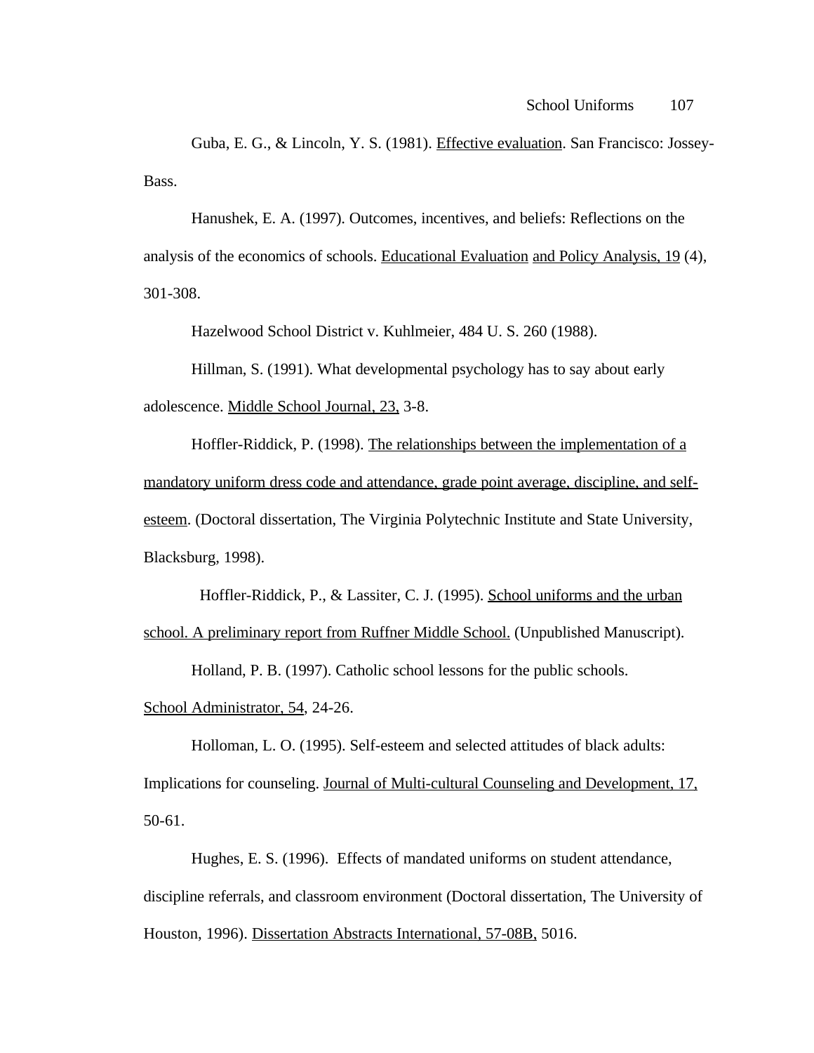Guba, E. G., & Lincoln, Y. S. (1981). <u>Effective evaluation</u>. San Francisco: Jossey-Bass.

Hanushek, E. A. (1997). Outcomes, incentives, and beliefs: Reflections on the analysis of the economics of schools. <u>Educational Evaluation and Policy Analysis, 19</u> (4), 301-308.

Hazelwood School District v. Kuhlmeier, 484 U. S. 260 (1988).

Hillman, S. (1991). What developmental psychology has to say about early adolescence. <u>Middle School Journal, 23,</u> 3-8.

Hoffler-Riddick, P. (1998). <u>The relationships between the implementation of a mandatory uniform dress code and attendance, grade point average, discipline, and self-esteem</u>. (Doctoral dissertation, The Virginia Polytechnic Institute and State University, Blacksburg, 1998).

Hoffler-Riddick, P., & Lassiter, C. J. (1995). <u>School uniforms and the urban school. A preliminary report from Ruffner Middle School.</u> (Unpublished Manuscript).

Holland, P. B. (1997). Catholic school lessons for the public schools. <u>School Administrator, 54</u>, 24-26.

Holloman, L. O. (1995). Self-esteem and selected attitudes of black adults: Implications for counseling. <u>Journal of Multi-cultural Counseling and Development, 17,</u> 50-61.

Hughes, E. S. (1996). Effects of mandated uniforms on student attendance, discipline referrals, and classroom environment (Doctoral dissertation, The University of Houston, 1996). <u>Dissertation Abstracts International, 57-08B,</u> 5016.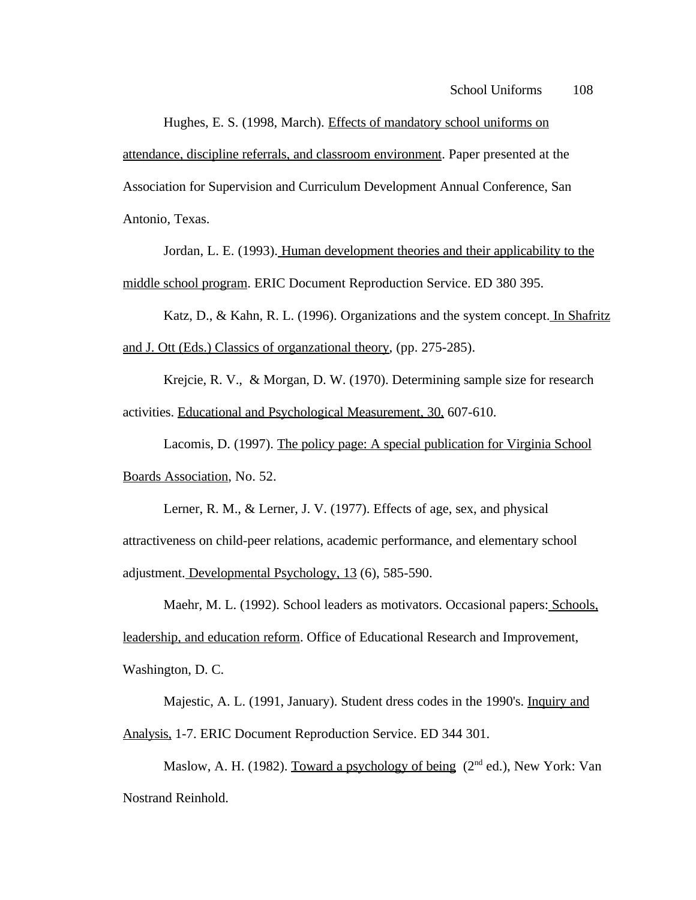Hughes, E. S. (1998, March). Effects of mandatory school uniforms on attendance, discipline referrals, and classroom environment. Paper presented at the Association for Supervision and Curriculum Development Annual Conference, San Antonio, Texas.

Jordan, L. E. (1993). Human development theories and their applicability to the middle school program. ERIC Document Reproduction Service. ED 380 395.

Katz, D., & Kahn, R. L. (1996). Organizations and the system concept. In Shafritz and J. Ott (Eds.) Classics of organzational theory, (pp. 275-285).

Krejcie, R. V., & Morgan, D. W. (1970). Determining sample size for research activities. Educational and Psychological Measurement, 30, 607-610.

Lacomis, D. (1997). The policy page: A special publication for Virginia School Boards Association, No. 52.

Lerner, R. M., & Lerner, J. V. (1977). Effects of age, sex, and physical attractiveness on child-peer relations, academic performance, and elementary school adjustment. Developmental Psychology, 13 (6), 585-590.

Maehr, M. L. (1992). School leaders as motivators. Occasional papers: Schools, leadership, and education reform. Office of Educational Research and Improvement, Washington, D. C.

Majestic, A. L. (1991, January). Student dress codes in the 1990's. Inquiry and Analysis, 1-7. ERIC Document Reproduction Service. ED 344 301.

Maslow, A. H. (1982). Toward a psychology of being (2nd ed.), New York: Van Nostrand Reinhold.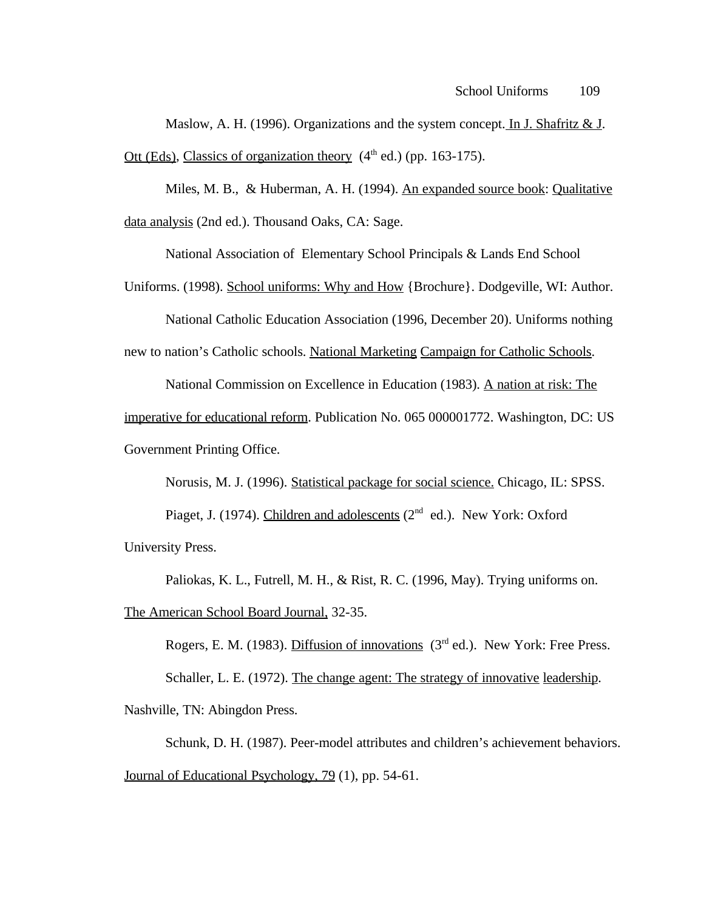Maslow, A. H. (1996). Organizations and the system concept. In J. Shafritz & J. Ott (Eds), Classics of organization theory (4th ed.) (pp. 163-175).

Miles, M. B., & Huberman, A. H. (1994). An expanded source book: Qualitative data analysis (2nd ed.). Thousand Oaks, CA: Sage.

National Association of Elementary School Principals & Lands End School Uniforms. (1998). School uniforms: Why and How {Brochure}. Dodgeville, WI: Author.

National Catholic Education Association (1996, December 20). Uniforms nothing new to nation's Catholic schools. National Marketing Campaign for Catholic Schools.

National Commission on Excellence in Education (1983). A nation at risk: The imperative for educational reform. Publication No. 065 000001772. Washington, DC: US Government Printing Office.

Norusis, M. J. (1996). Statistical package for social science. Chicago, IL: SPSS.

Piaget, J. (1974). Children and adolescents (2nd ed.). New York: Oxford University Press.

Paliokas, K. L., Futrell, M. H., & Rist, R. C. (1996, May). Trying uniforms on. The American School Board Journal, 32-35.

Rogers, E. M. (1983). Diffusion of innovations (3rd ed.). New York: Free Press.

Schaller, L. E. (1972). The change agent: The strategy of innovative leadership. Nashville, TN: Abingdon Press.

Schunk, D. H. (1987). Peer-model attributes and children's achievement behaviors. Journal of Educational Psychology, 79 (1), pp. 54-61.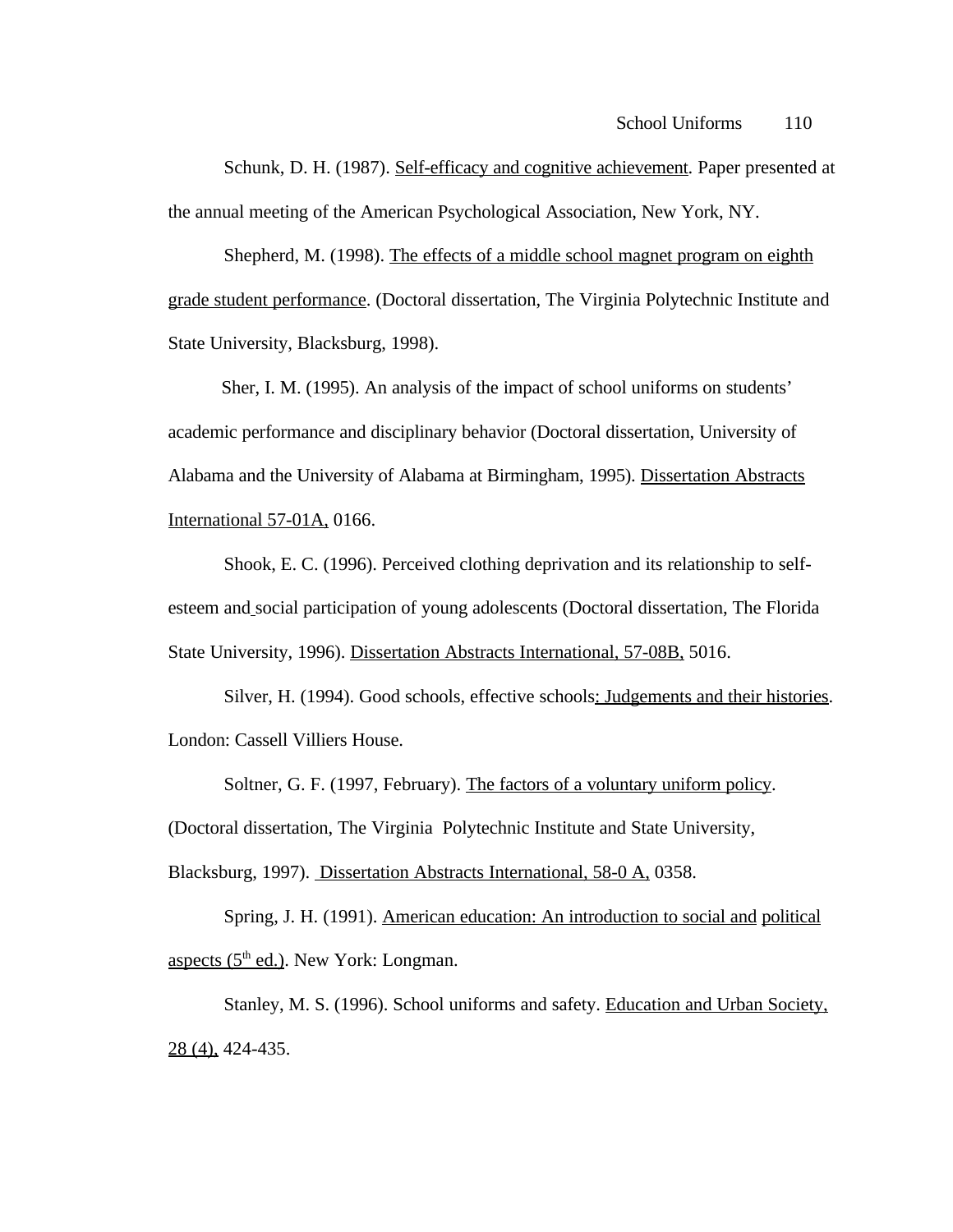Schunk, D. H. (1987). Self-efficacy and cognitive achievement. Paper presented at the annual meeting of the American Psychological Association, New York, NY.

Shepherd, M. (1998). The effects of a middle school magnet program on eighth grade student performance. (Doctoral dissertation, The Virginia Polytechnic Institute and State University, Blacksburg, 1998).

Sher, I. M. (1995). An analysis of the impact of school uniforms on students' academic performance and disciplinary behavior (Doctoral dissertation, University of Alabama and the University of Alabama at Birmingham, 1995). Dissertation Abstracts International 57-01A, 0166.

Shook, E. C. (1996). Perceived clothing deprivation and its relationship to self-esteem and social participation of young adolescents (Doctoral dissertation, The Florida State University, 1996). Dissertation Abstracts International, 57-08B, 5016.

Silver, H. (1994). Good schools, effective schools: Judgements and their histories. London: Cassell Villiers House.

Soltner, G. F. (1997, February). The factors of a voluntary uniform policy. (Doctoral dissertation, The Virginia Polytechnic Institute and State University, Blacksburg, 1997). Dissertation Abstracts International, 58-0 A, 0358.

Spring, J. H. (1991). American education: An introduction to social and political aspects (5th ed.). New York: Longman.

Stanley, M. S. (1996). School uniforms and safety. Education and Urban Society, 28 (4), 424-435.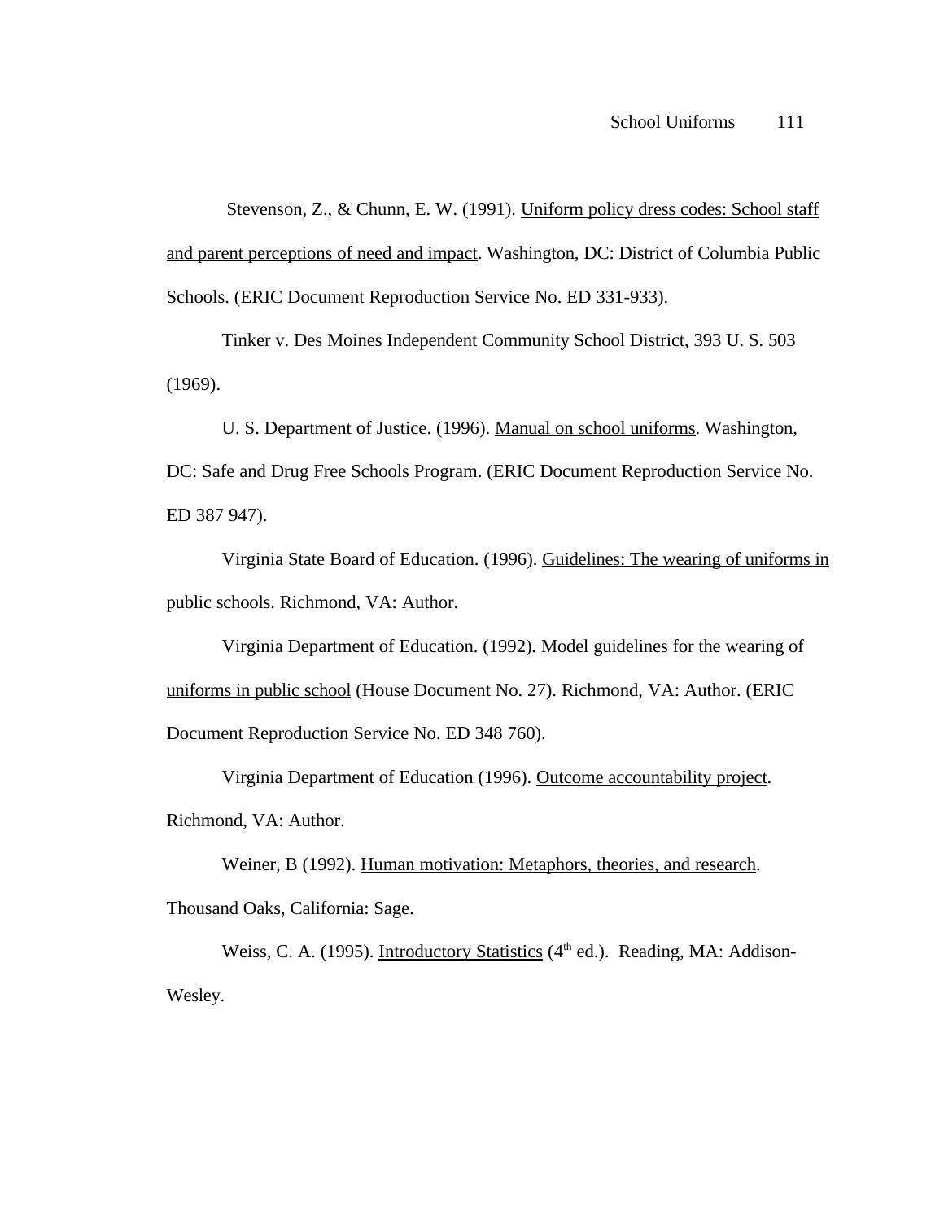Stevenson, Z., & Chunn, E. W. (1991). Uniform policy dress codes: School staff and parent perceptions of need and impact. Washington, DC: District of Columbia Public Schools. (ERIC Document Reproduction Service No. ED 331-933).

Tinker v. Des Moines Independent Community School District, 393 U. S. 503 (1969).

U. S. Department of Justice. (1996). Manual on school uniforms. Washington, DC: Safe and Drug Free Schools Program. (ERIC Document Reproduction Service No. ED 387 947).

Virginia State Board of Education. (1996). Guidelines: The wearing of uniforms in public schools. Richmond, VA: Author.

Virginia Department of Education. (1992). Model guidelines for the wearing of uniforms in public school (House Document No. 27). Richmond, VA: Author. (ERIC Document Reproduction Service No. ED 348 760).

Virginia Department of Education (1996). Outcome accountability project. Richmond, VA: Author.

Weiner, B (1992). Human motivation: Metaphors, theories, and research. Thousand Oaks, California: Sage.

Weiss, C. A. (1995). Introductory Statistics (4th ed.). Reading, MA: Addison-Wesley.